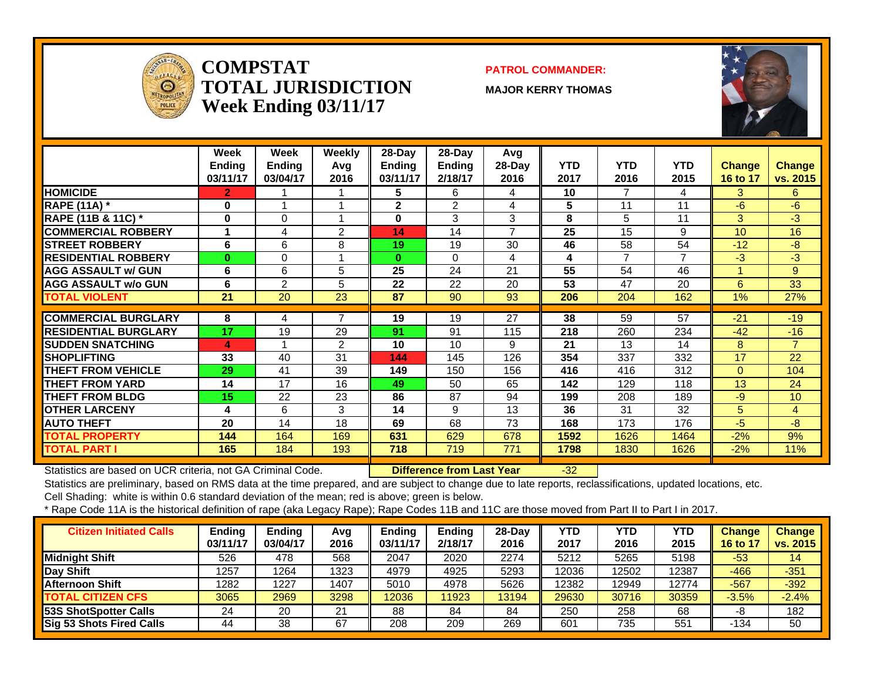# COMPSTAT TOTAL JURISDICTION Week Ending 03/11/17

**PATROL COMMANDER:**

**MAJOR KERRY THOMAS**

| | Week Ending 03/11/17 | Week Ending 03/04/17 | Weekly Avg 2016 | 28-Day Ending 03/11/17 | 28-Day Ending 2/18/17 | Avg 28-Day 2016 | YTD 2017 | YTD 2016 | YTD 2015 | Change 16 to 17 | Change vs. 2015 |
|---|---|---|---|---|---|---|---|---|---|---|---|
| **HOMICIDE** | 2 | 1 | 1 | 5 | 6 | 4 | 10 | 7 | 4 | 3 | 6 |
| **RAPE (11A) *** | 0 | 1 | 1 | 2 | 2 | 4 | 5 | 11 | 11 | -6 | -6 |
| **RAPE (11B & 11C) *** | 0 | 0 | 1 | 0 | 3 | 3 | 8 | 5 | 11 | 3 | -3 |
| **COMMERCIAL ROBBERY** | 1 | 4 | 2 | 14 | 14 | 7 | 25 | 15 | 9 | 10 | 16 |
| **STREET ROBBERY** | 6 | 6 | 8 | 19 | 19 | 30 | 46 | 58 | 54 | -12 | -8 |
| **RESIDENTIAL ROBBERY** | 0 | 0 | 1 | 0 | 0 | 4 | 4 | 7 | 7 | -3 | -3 |
| **AGG ASSAULT w/ GUN** | 6 | 6 | 5 | 25 | 24 | 21 | 55 | 54 | 46 | 1 | 9 |
| **AGG ASSAULT w/o GUN** | 6 | 2 | 5 | 22 | 22 | 20 | 53 | 47 | 20 | 6 | 33 |
| **TOTAL VIOLENT** | 21 | 20 | 23 | 87 | 90 | 93 | 206 | 204 | 162 | 1% | 27% |
| **COMMERCIAL BURGLARY** | 8 | 4 | 7 | 19 | 19 | 27 | 38 | 59 | 57 | -21 | -19 |
| **RESIDENTIAL BURGLARY** | 17 | 19 | 29 | 91 | 91 | 115 | 218 | 260 | 234 | -42 | -16 |
| **SUDDEN SNATCHING** | 4 | 1 | 2 | 10 | 10 | 9 | 21 | 13 | 14 | 8 | 7 |
| **SHOPLIFTING** | 33 | 40 | 31 | 144 | 145 | 126 | 354 | 337 | 332 | 17 | 22 |
| **THEFT FROM VEHICLE** | 29 | 41 | 39 | 149 | 150 | 156 | 416 | 416 | 312 | 0 | 104 |
| **THEFT FROM YARD** | 14 | 17 | 16 | 49 | 50 | 65 | 142 | 129 | 118 | 13 | 24 |
| **THEFT FROM BLDG** | 15 | 22 | 23 | 86 | 87 | 94 | 199 | 208 | 189 | -9 | 10 |
| **OTHER LARCENY** | 4 | 6 | 3 | 14 | 9 | 13 | 36 | 31 | 32 | 5 | 4 |
| **AUTO THEFT** | 20 | 14 | 18 | 69 | 68 | 73 | 168 | 173 | 176 | -5 | -8 |
| **TOTAL PROPERTY** | 144 | 164 | 169 | 631 | 629 | 678 | 1592 | 1626 | 1464 | -2% | 9% |
| **TOTAL PART I** | 165 | 184 | 193 | 718 | 719 | 771 | 1798 | 1830 | 1626 | -2% | 11% |

Statistics are based on UCR criteria, not GA Criminal Code. **Difference from Last Year** -32

Statistics are preliminary, based on RMS data at the time prepared, and are subject to change due to late reports, reclassifications, updated locations, etc.

Cell Shading: white is within 0.6 standard deviation of the mean; red is above; green is below.

* Rape Code 11A is the historical definition of rape (aka Legacy Rape); Rape Codes 11B and 11C are those moved from Part II to Part I in 2017.

| Citizen Initiated Calls | Ending 03/11/17 | Ending 03/04/17 | Avg 2016 | Ending 03/11/17 | Ending 2/18/17 | 28-Day 2016 | YTD 2017 | YTD 2016 | YTD 2015 | Change 16 to 17 | Change vs. 2015 |
|---|---|---|---|---|---|---|---|---|---|---|---|
| **Midnight Shift** | 526 | 478 | 568 | 2047 | 2020 | 2274 | 5212 | 5265 | 5198 | -53 | 14 |
| **Day Shift** | 1257 | 1264 | 1323 | 4979 | 4925 | 5293 | 12036 | 12502 | 12387 | -466 | -351 |
| **Afternoon Shift** | 1282 | 1227 | 1407 | 5010 | 4978 | 5626 | 12382 | 12949 | 12774 | -567 | -392 |
| **TOTAL CITIZEN CFS** | 3065 | 2969 | 3298 | 12036 | 11923 | 13194 | 29630 | 30716 | 30359 | -3.5% | -2.4% |
| **53S ShotSpotter Calls** | 24 | 20 | 21 | 88 | 84 | 84 | 250 | 258 | 68 | -8 | 182 |
| **Sig 53 Shots Fired Calls** | 44 | 38 | 67 | 208 | 209 | 269 | 601 | 735 | 551 | -134 | 50 |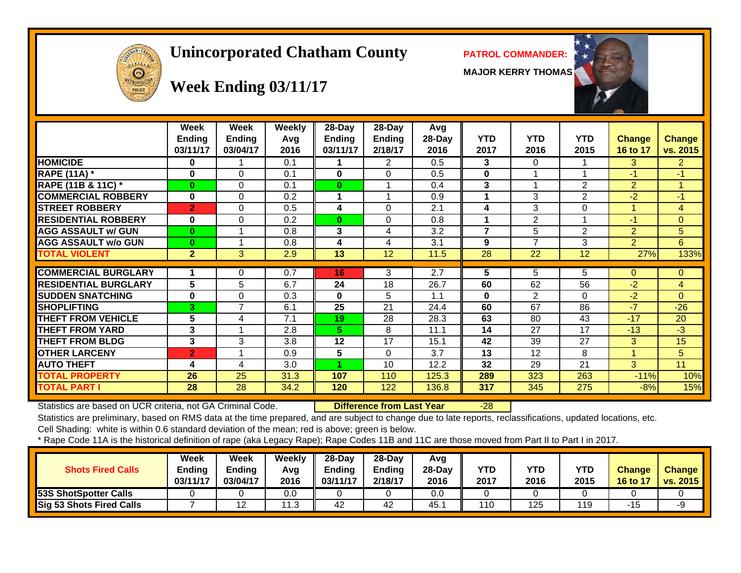# Unincorporated Chatham County

## Week Ending 03/11/17

**PATROL COMMANDER:**

**MAJOR KERRY THOMAS**

| | Week Ending 03/11/17 | Week Ending 03/04/17 | Weekly Avg 2016 | 28-Day Ending 03/11/17 | 28-Day Ending 2/18/17 | Avg 28-Day 2016 | YTD 2017 | YTD 2016 | YTD 2015 | Change 16 to 17 | Change vs. 2015 |
|---|---|---|---|---|---|---|---|---|---|---|---|
| HOMICIDE | 0 | 1 | 0.1 | 1 | 2 | 0.5 | 3 | 0 | 1 | 3 | 2 |
| RAPE (11A) * | 0 | 0 | 0.1 | 0 | 0 | 0.5 | 0 | 1 | 1 | -1 | -1 |
| RAPE (11B & 11C) * | 0 | 0 | 0.1 | 0 | 1 | 0.4 | 3 | 1 | 2 | 2 | 1 |
| COMMERCIAL ROBBERY | 0 | 0 | 0.2 | 1 | 1 | 0.9 | 1 | 3 | 2 | -2 | -1 |
| STREET ROBBERY | 2 | 0 | 0.5 | 4 | 0 | 2.1 | 4 | 3 | 0 | 1 | 4 |
| RESIDENTIAL ROBBERY | 0 | 0 | 0.2 | 0 | 0 | 0.8 | 1 | 2 | 1 | -1 | 0 |
| AGG ASSAULT w/ GUN | 0 | 1 | 0.8 | 3 | 4 | 3.2 | 7 | 5 | 2 | 2 | 5 |
| AGG ASSAULT w/o GUN | 0 | 1 | 0.8 | 4 | 4 | 3.1 | 9 | 7 | 3 | 2 | 6 |
| TOTAL VIOLENT | 2 | 3 | 2.9 | 13 | 12 | 11.5 | 28 | 22 | 12 | 27% | 133% |
| COMMERCIAL BURGLARY | 1 | 0 | 0.7 | 16 | 3 | 2.7 | 5 | 5 | 5 | 0 | 0 |
| RESIDENTIAL BURGLARY | 5 | 5 | 6.7 | 24 | 18 | 26.7 | 60 | 62 | 56 | -2 | 4 |
| SUDDEN SNATCHING | 0 | 0 | 0.3 | 0 | 5 | 1.1 | 0 | 2 | 0 | -2 | 0 |
| SHOPLIFTING | 3 | 7 | 6.1 | 25 | 21 | 24.4 | 60 | 67 | 86 | -7 | -26 |
| THEFT FROM VEHICLE | 5 | 4 | 7.1 | 19 | 28 | 28.3 | 63 | 80 | 43 | -17 | 20 |
| THEFT FROM YARD | 3 | 1 | 2.8 | 5 | 8 | 11.1 | 14 | 27 | 17 | -13 | -3 |
| THEFT FROM BLDG | 3 | 3 | 3.8 | 12 | 17 | 15.1 | 42 | 39 | 27 | 3 | 15 |
| OTHER LARCENY | 2 | 1 | 0.9 | 5 | 0 | 3.7 | 13 | 12 | 8 | 1 | 5 |
| AUTO THEFT | 4 | 4 | 3.0 | 1 | 10 | 12.2 | 32 | 29 | 21 | 3 | 11 |
| TOTAL PROPERTY | 26 | 25 | 31.3 | 107 | 110 | 125.3 | 289 | 323 | 263 | -11% | 10% |
| TOTAL PART I | 28 | 28 | 34.2 | 120 | 122 | 136.8 | 317 | 345 | 275 | -8% | 15% |

Statistics are based on UCR criteria, not GA Criminal Code. **Difference from Last Year** -28

Statistics are preliminary, based on RMS data at the time prepared, and are subject to change due to late reports, reclassifications, updated locations, etc.

Cell Shading: white is within 0.6 standard deviation of the mean; red is above; green is below.

* Rape Code 11A is the historical definition of rape (aka Legacy Rape); Rape Codes 11B and 11C are those moved from Part II to Part I in 2017.

| Shots Fired Calls | Week Ending 03/11/17 | Week Ending 03/04/17 | Weekly Avg 2016 | 28-Day Ending 03/11/17 | 28-Day Ending 2/18/17 | Avg 28-Day 2016 | YTD 2017 | YTD 2016 | YTD 2015 | Change 16 to 17 | Change vs. 2015 |
|---|---|---|---|---|---|---|---|---|---|---|---|
| 53S ShotSpotter Calls | 0 | 0 | 0.0 | 0 | 0 | 0.0 | 0 | 0 | 0 | 0 | 0 |
| Sig 53 Shots Fired Calls | 7 | 12 | 11.3 | 42 | 42 | 45.1 | 110 | 125 | 119 | -15 | -9 |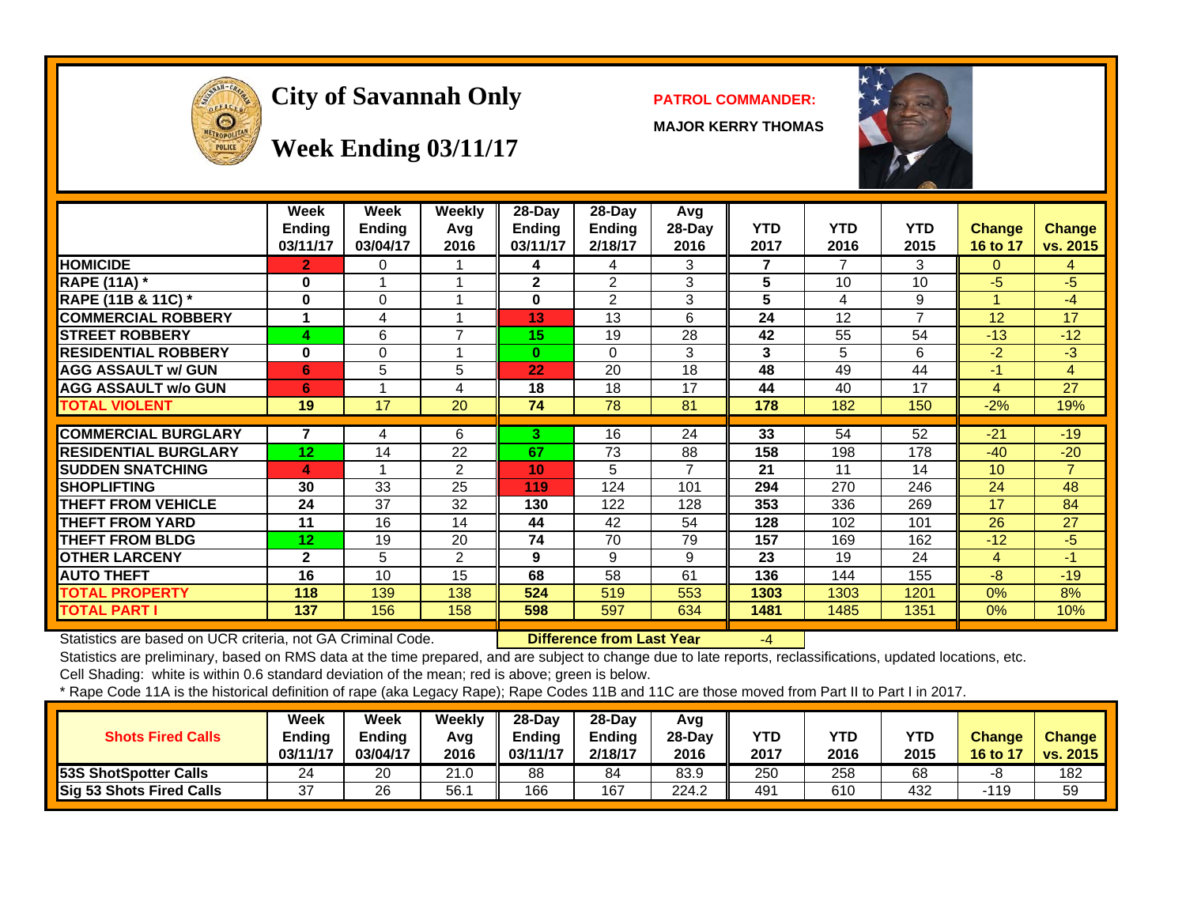# City of Savannah Only

## Week Ending 03/11/17

**PATROL COMMANDER:**

**MAJOR KERRY THOMAS**

| | Week Ending 03/11/17 | Week Ending 03/04/17 | Weekly Avg 2016 | 28-Day Ending 03/11/17 | 28-Day Ending 2/18/17 | Avg 28-Day 2016 | YTD 2017 | YTD 2016 | YTD 2015 | Change 16 to 17 | Change vs. 2015 |
|---|---|---|---|---|---|---|---|---|---|---|---|
| HOMICIDE | 2 | 0 | 1 | 4 | 4 | 3 | 7 | 7 | 3 | 0 | 4 |
| RAPE (11A) * | 0 | 1 | 1 | 2 | 2 | 3 | 5 | 10 | 10 | -5 | -5 |
| RAPE (11B & 11C) * | 0 | 0 | 1 | 0 | 2 | 3 | 5 | 4 | 9 | 1 | -4 |
| COMMERCIAL ROBBERY | 1 | 4 | 1 | 13 | 13 | 6 | 24 | 12 | 7 | 12 | 17 |
| STREET ROBBERY | 4 | 6 | 7 | 15 | 19 | 28 | 42 | 55 | 54 | -13 | -12 |
| RESIDENTIAL ROBBERY | 0 | 0 | 1 | 0 | 0 | 3 | 3 | 5 | 6 | -2 | -3 |
| AGG ASSAULT w/ GUN | 6 | 5 | 5 | 22 | 20 | 18 | 48 | 49 | 44 | -1 | 4 |
| AGG ASSAULT w/o GUN | 6 | 1 | 4 | 18 | 18 | 17 | 44 | 40 | 17 | 4 | 27 |
| TOTAL VIOLENT | 19 | 17 | 20 | 74 | 78 | 81 | 178 | 182 | 150 | -2% | 19% |
| COMMERCIAL BURGLARY | 7 | 4 | 6 | 3 | 16 | 24 | 33 | 54 | 52 | -21 | -19 |
| RESIDENTIAL BURGLARY | 12 | 14 | 22 | 67 | 73 | 88 | 158 | 198 | 178 | -40 | -20 |
| SUDDEN SNATCHING | 4 | 1 | 2 | 10 | 5 | 7 | 21 | 11 | 14 | 10 | 7 |
| SHOPLIFTING | 30 | 33 | 25 | 119 | 124 | 101 | 294 | 270 | 246 | 24 | 48 |
| THEFT FROM VEHICLE | 24 | 37 | 32 | 130 | 122 | 128 | 353 | 336 | 269 | 17 | 84 |
| THEFT FROM YARD | 11 | 16 | 14 | 44 | 42 | 54 | 128 | 102 | 101 | 26 | 27 |
| THEFT FROM BLDG | 12 | 19 | 20 | 74 | 70 | 79 | 157 | 169 | 162 | -12 | -5 |
| OTHER LARCENY | 2 | 5 | 2 | 9 | 9 | 9 | 23 | 19 | 24 | 4 | -1 |
| AUTO THEFT | 16 | 10 | 15 | 68 | 58 | 61 | 136 | 144 | 155 | -8 | -19 |
| TOTAL PROPERTY | 118 | 139 | 138 | 524 | 519 | 553 | 1303 | 1303 | 1201 | 0% | 8% |
| TOTAL PART I | 137 | 156 | 158 | 598 | 597 | 634 | 1481 | 1485 | 1351 | 0% | 10% |

Statistics are based on UCR criteria, not GA Criminal Code. **Difference from Last Year** -4

Statistics are preliminary, based on RMS data at the time prepared, and are subject to change due to late reports, reclassifications, updated locations, etc.

Cell Shading: white is within 0.6 standard deviation of the mean; red is above; green is below.

* Rape Code 11A is the historical definition of rape (aka Legacy Rape); Rape Codes 11B and 11C are those moved from Part II to Part I in 2017.

| Shots Fired Calls | Week Ending 03/11/17 | Week Ending 03/04/17 | Weekly Avg 2016 | 28-Day Ending 03/11/17 | 28-Day Ending 2/18/17 | Avg 28-Day 2016 | YTD 2017 | YTD 2016 | YTD 2015 | Change 16 to 17 | Change vs. 2015 |
|---|---|---|---|---|---|---|---|---|---|---|---|
| 53S ShotSpotter Calls | 24 | 20 | 21.0 | 88 | 84 | 83.9 | 250 | 258 | 68 | -8 | 182 |
| Sig 53 Shots Fired Calls | 37 | 26 | 56.1 | 166 | 167 | 224.2 | 491 | 610 | 432 | -119 | 59 |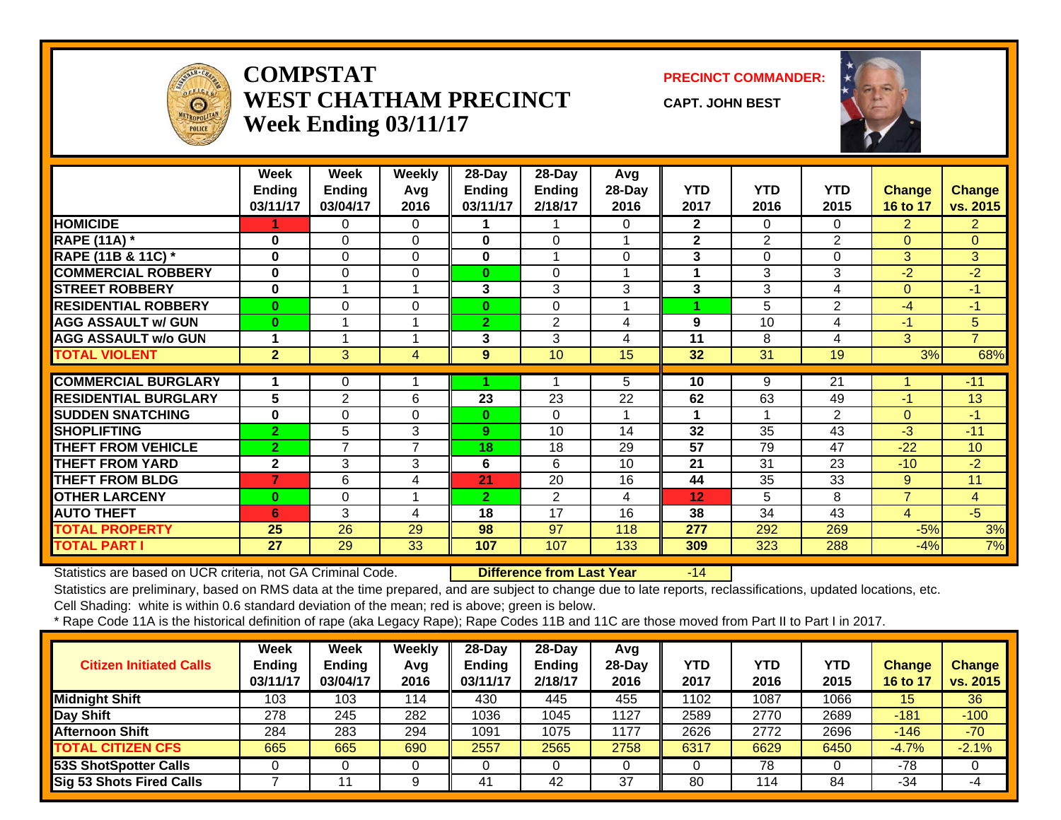# COMPSTAT
# WEST CHATHAM PRECINCT
# Week Ending 03/11/17

**PRECINCT COMMANDER:**

**CAPT. JOHN BEST**

| | Week Ending 03/11/17 | Week Ending 03/04/17 | Weekly Avg 2016 | 28-Day Ending 03/11/17 | 28-Day Ending 2/18/17 | Avg 28-Day 2016 | YTD 2017 | YTD 2016 | YTD 2015 | Change 16 to 17 | Change vs. 2015 |
|---|---|---|---|---|---|---|---|---|---|---|---|
| HOMICIDE | 1 | 0 | 0 | 1 | 1 | 0 | 2 | 0 | 0 | 2 | 2 |
| RAPE (11A) * | 0 | 0 | 0 | 0 | 0 | 1 | 2 | 2 | 2 | 0 | 0 |
| RAPE (11B & 11C) * | 0 | 0 | 0 | 0 | 1 | 0 | 3 | 0 | 0 | 3 | 3 |
| COMMERCIAL ROBBERY | 0 | 0 | 0 | 0 | 0 | 1 | 1 | 3 | 3 | -2 | -2 |
| STREET ROBBERY | 0 | 1 | 1 | 3 | 3 | 3 | 3 | 3 | 4 | 0 | -1 |
| RESIDENTIAL ROBBERY | 0 | 0 | 0 | 0 | 0 | 1 | 1 | 5 | 2 | -4 | -1 |
| AGG ASSAULT w/ GUN | 0 | 1 | 1 | 2 | 2 | 4 | 9 | 10 | 4 | -1 | 5 |
| AGG ASSAULT w/o GUN | 1 | 1 | 1 | 3 | 3 | 4 | 11 | 8 | 4 | 3 | 7 |
| TOTAL VIOLENT | 2 | 3 | 4 | 9 | 10 | 15 | 32 | 31 | 19 | 3% | 68% |
| COMMERCIAL BURGLARY | 1 | 0 | 1 | 1 | 1 | 5 | 10 | 9 | 21 | 1 | -11 |
| RESIDENTIAL BURGLARY | 5 | 2 | 6 | 23 | 23 | 22 | 62 | 63 | 49 | -1 | 13 |
| SUDDEN SNATCHING | 0 | 0 | 0 | 0 | 0 | 1 | 1 | 1 | 2 | 0 | -1 |
| SHOPLIFTING | 2 | 5 | 3 | 9 | 10 | 14 | 32 | 35 | 43 | -3 | -11 |
| THEFT FROM VEHICLE | 2 | 7 | 7 | 18 | 18 | 29 | 57 | 79 | 47 | -22 | 10 |
| THEFT FROM YARD | 2 | 3 | 3 | 6 | 6 | 10 | 21 | 31 | 23 | -10 | -2 |
| THEFT FROM BLDG | 7 | 6 | 4 | 21 | 20 | 16 | 44 | 35 | 33 | 9 | 11 |
| OTHER LARCENY | 0 | 0 | 1 | 2 | 2 | 4 | 12 | 5 | 8 | 7 | 4 |
| AUTO THEFT | 6 | 3 | 4 | 18 | 17 | 16 | 38 | 34 | 43 | 4 | -5 |
| TOTAL PROPERTY | 25 | 26 | 29 | 98 | 97 | 118 | 277 | 292 | 269 | -5% | 3% |
| TOTAL PART I | 27 | 29 | 33 | 107 | 107 | 133 | 309 | 323 | 288 | -4% | 7% |

Statistics are based on UCR criteria, not GA Criminal Code. **Difference from Last Year** -14

Statistics are preliminary, based on RMS data at the time prepared, and are subject to change due to late reports, reclassifications, updated locations, etc.

Cell Shading: white is within 0.6 standard deviation of the mean; red is above; green is below.

* Rape Code 11A is the historical definition of rape (aka Legacy Rape); Rape Codes 11B and 11C are those moved from Part II to Part I in 2017.

| Citizen Initiated Calls | Week Ending 03/11/17 | Week Ending 03/04/17 | Weekly Avg 2016 | 28-Day Ending 03/11/17 | 28-Day Ending 2/18/17 | Avg 28-Day 2016 | YTD 2017 | YTD 2016 | YTD 2015 | Change 16 to 17 | Change vs. 2015 |
|---|---|---|---|---|---|---|---|---|---|---|---|
| Midnight Shift | 103 | 103 | 114 | 430 | 445 | 455 | 1102 | 1087 | 1066 | 15 | 36 |
| Day Shift | 278 | 245 | 282 | 1036 | 1045 | 1127 | 2589 | 2770 | 2689 | -181 | -100 |
| Afternoon Shift | 284 | 283 | 294 | 1091 | 1075 | 1177 | 2626 | 2772 | 2696 | -146 | -70 |
| TOTAL CITIZEN CFS | 665 | 665 | 690 | 2557 | 2565 | 2758 | 6317 | 6629 | 6450 | -4.7% | -2.1% |
| 53S ShotSpotter Calls | 0 | 0 | 0 | 0 | 0 | 0 | 0 | 78 | 0 | -78 | 0 |
| Sig 53 Shots Fired Calls | 7 | 11 | 9 | 41 | 42 | 37 | 80 | 114 | 84 | -34 | -4 |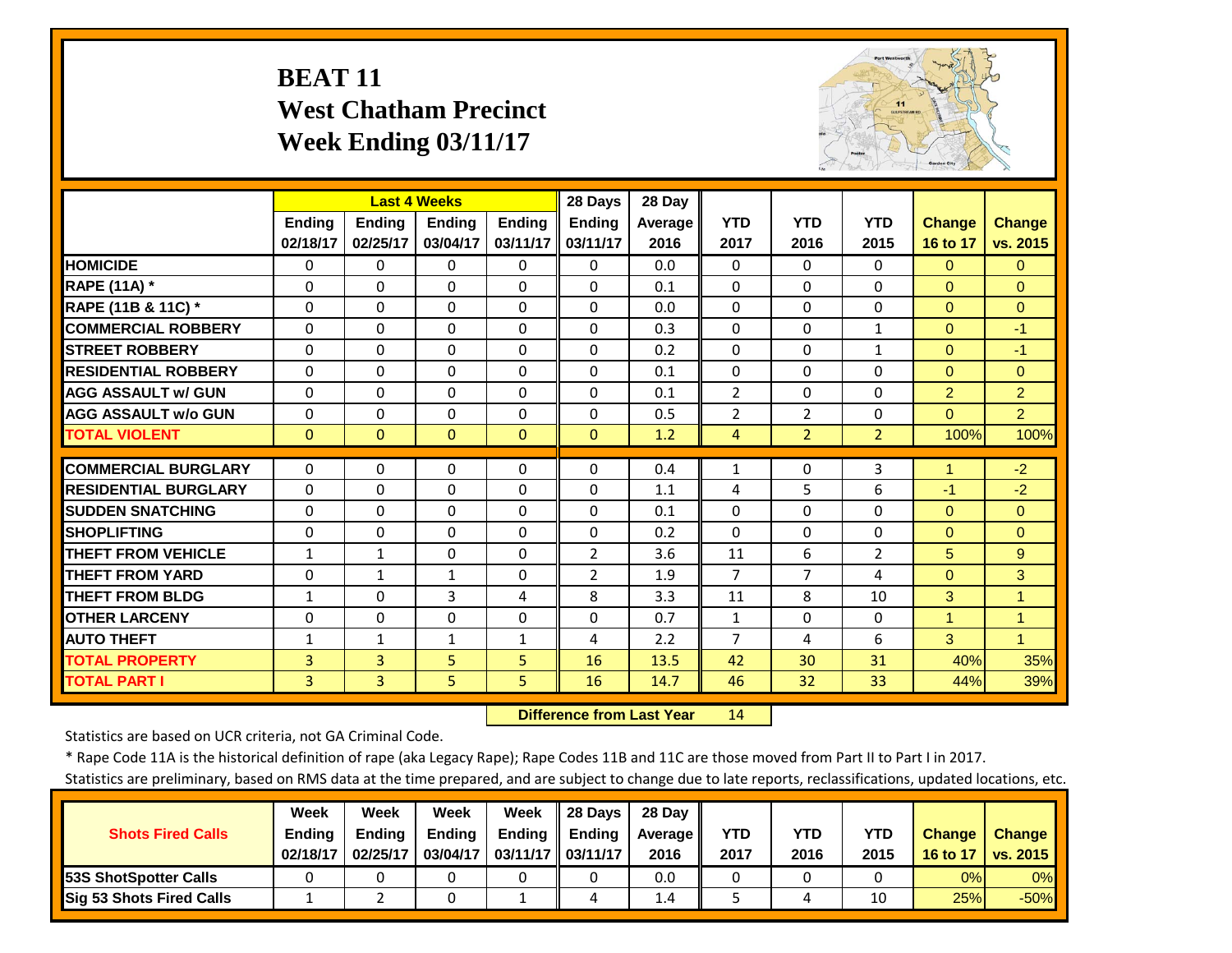# BEAT 11
# West Chatham Precinct
# Week Ending 03/11/17

| | Last 4 Weeks | | | | 28 Days | 28 Day | | | | | |
|---|---|---|---|---|---|---|---|---|---|---|---|
| | Ending 02/18/17 | Ending 02/25/17 | Ending 03/04/17 | Ending 03/11/17 | Ending 03/11/17 | Average 2016 | YTD 2017 | YTD 2016 | YTD 2015 | Change 16 to 17 | Change vs. 2015 |
| **HOMICIDE** | 0 | 0 | 0 | 0 | 0 | 0.0 | 0 | 0 | 0 | 0 | 0 |
| **RAPE (11A) *** | 0 | 0 | 0 | 0 | 0 | 0.1 | 0 | 0 | 0 | 0 | 0 |
| **RAPE (11B & 11C) *** | 0 | 0 | 0 | 0 | 0 | 0.0 | 0 | 0 | 0 | 0 | 0 |
| **COMMERCIAL ROBBERY** | 0 | 0 | 0 | 0 | 0 | 0.3 | 0 | 0 | 1 | 0 | -1 |
| **STREET ROBBERY** | 0 | 0 | 0 | 0 | 0 | 0.2 | 0 | 0 | 1 | 0 | -1 |
| **RESIDENTIAL ROBBERY** | 0 | 0 | 0 | 0 | 0 | 0.1 | 0 | 0 | 0 | 0 | 0 |
| **AGG ASSAULT w/ GUN** | 0 | 0 | 0 | 0 | 0 | 0.1 | 2 | 0 | 0 | 2 | 2 |
| **AGG ASSAULT w/o GUN** | 0 | 0 | 0 | 0 | 0 | 0.5 | 2 | 2 | 0 | 0 | 2 |
| **TOTAL VIOLENT** | 0 | 0 | 0 | 0 | 0 | 1.2 | 4 | 2 | 2 | 100% | 100% |
| **COMMERCIAL BURGLARY** | 0 | 0 | 0 | 0 | 0 | 0.4 | 1 | 0 | 3 | 1 | -2 |
| **RESIDENTIAL BURGLARY** | 0 | 0 | 0 | 0 | 0 | 1.1 | 4 | 5 | 6 | -1 | -2 |
| **SUDDEN SNATCHING** | 0 | 0 | 0 | 0 | 0 | 0.1 | 0 | 0 | 0 | 0 | 0 |
| **SHOPLIFTING** | 0 | 0 | 0 | 0 | 0 | 0.2 | 0 | 0 | 0 | 0 | 0 |
| **THEFT FROM VEHICLE** | 1 | 1 | 0 | 0 | 2 | 3.6 | 11 | 6 | 2 | 5 | 9 |
| **THEFT FROM YARD** | 0 | 1 | 1 | 0 | 2 | 1.9 | 7 | 7 | 4 | 0 | 3 |
| **THEFT FROM BLDG** | 1 | 0 | 3 | 4 | 8 | 3.3 | 11 | 8 | 10 | 3 | 1 |
| **OTHER LARCENY** | 0 | 0 | 0 | 0 | 0 | 0.7 | 1 | 0 | 0 | 1 | 1 |
| **AUTO THEFT** | 1 | 1 | 1 | 1 | 4 | 2.2 | 7 | 4 | 6 | 3 | 1 |
| **TOTAL PROPERTY** | 3 | 3 | 5 | 5 | 16 | 13.5 | 42 | 30 | 31 | 40% | 35% |
| **TOTAL PART I** | 3 | 3 | 5 | 5 | 16 | 14.7 | 46 | 32 | 33 | 44% | 39% |

**Difference from Last Year** 14

Statistics are based on UCR criteria, not GA Criminal Code.

* Rape Code 11A is the historical definition of rape (aka Legacy Rape); Rape Codes 11B and 11C are those moved from Part II to Part I in 2017.

Statistics are preliminary, based on RMS data at the time prepared, and are subject to change due to late reports, reclassifications, updated locations, etc.

| Shots Fired Calls | Week Ending 02/18/17 | Week Ending 02/25/17 | Week Ending 03/04/17 | Week Ending 03/11/17 | 28 Days Ending 03/11/17 | 28 Day Average 2016 | YTD 2017 | YTD 2016 | YTD 2015 | Change 16 to 17 | Change vs. 2015 |
|---|---|---|---|---|---|---|---|---|---|---|---|
| **53S ShotSpotter Calls** | 0 | 0 | 0 | 0 | 0 | 0.0 | 0 | 0 | 0 | 0% | 0% |
| **Sig 53 Shots Fired Calls** | 1 | 2 | 0 | 1 | 4 | 1.4 | 5 | 4 | 10 | 25% | -50% |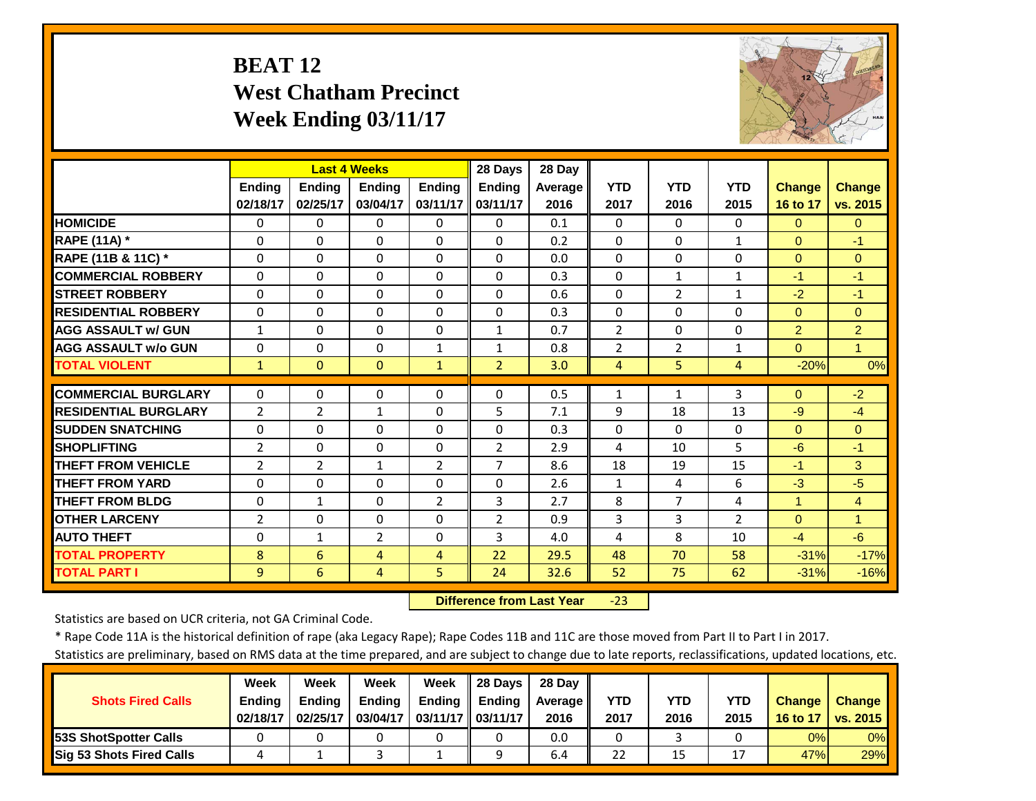# BEAT 12
## West Chatham Precinct
## Week Ending 03/11/17

| | Last 4 Weeks | | | | 28 Days | 28 Day | | | | | |
|---|---|---|---|---|---|---|---|---|---|---|---|
| | Ending 02/18/17 | Ending 02/25/17 | Ending 03/04/17 | Ending 03/11/17 | Ending 03/11/17 | Average 2016 | YTD 2017 | YTD 2016 | YTD 2015 | Change 16 to 17 | Change vs. 2015 |
| HOMICIDE | 0 | 0 | 0 | 0 | 0 | 0.1 | 0 | 0 | 0 | 0 | 0 |
| RAPE (11A) * | 0 | 0 | 0 | 0 | 0 | 0.2 | 0 | 0 | 1 | 0 | -1 |
| RAPE (11B & 11C) * | 0 | 0 | 0 | 0 | 0 | 0.0 | 0 | 0 | 0 | 0 | 0 |
| COMMERCIAL ROBBERY | 0 | 0 | 0 | 0 | 0 | 0.3 | 0 | 1 | 1 | -1 | -1 |
| STREET ROBBERY | 0 | 0 | 0 | 0 | 0 | 0.6 | 0 | 2 | 1 | -2 | -1 |
| RESIDENTIAL ROBBERY | 0 | 0 | 0 | 0 | 0 | 0.3 | 0 | 0 | 0 | 0 | 0 |
| AGG ASSAULT w/ GUN | 1 | 0 | 0 | 0 | 1 | 0.7 | 2 | 0 | 0 | 2 | 2 |
| AGG ASSAULT w/o GUN | 0 | 0 | 0 | 1 | 1 | 0.8 | 2 | 2 | 1 | 0 | 1 |
| TOTAL VIOLENT | 1 | 0 | 0 | 1 | 2 | 3.0 | 4 | 5 | 4 | -20% | 0% |
| COMMERCIAL BURGLARY | 0 | 0 | 0 | 0 | 0 | 0.5 | 1 | 1 | 3 | 0 | -2 |
| RESIDENTIAL BURGLARY | 2 | 2 | 1 | 0 | 5 | 7.1 | 9 | 18 | 13 | -9 | -4 |
| SUDDEN SNATCHING | 0 | 0 | 0 | 0 | 0 | 0.3 | 0 | 0 | 0 | 0 | 0 |
| SHOPLIFTING | 2 | 0 | 0 | 0 | 2 | 2.9 | 4 | 10 | 5 | -6 | -1 |
| THEFT FROM VEHICLE | 2 | 2 | 1 | 2 | 7 | 8.6 | 18 | 19 | 15 | -1 | 3 |
| THEFT FROM YARD | 0 | 0 | 0 | 0 | 0 | 2.6 | 1 | 4 | 6 | -3 | -5 |
| THEFT FROM BLDG | 0 | 1 | 0 | 2 | 3 | 2.7 | 8 | 7 | 4 | 1 | 4 |
| OTHER LARCENY | 2 | 0 | 0 | 0 | 2 | 0.9 | 3 | 3 | 2 | 0 | 1 |
| AUTO THEFT | 0 | 1 | 2 | 0 | 3 | 4.0 | 4 | 8 | 10 | -4 | -6 |
| TOTAL PROPERTY | 8 | 6 | 4 | 4 | 22 | 29.5 | 48 | 70 | 58 | -31% | -17% |
| TOTAL PART I | 9 | 6 | 4 | 5 | 24 | 32.6 | 52 | 75 | 62 | -31% | -16% |

**Difference from Last Year** -23

Statistics are based on UCR criteria, not GA Criminal Code.

* Rape Code 11A is the historical definition of rape (aka Legacy Rape); Rape Codes 11B and 11C are those moved from Part II to Part I in 2017.

Statistics are preliminary, based on RMS data at the time prepared, and are subject to change due to late reports, reclassifications, updated locations, etc.

| Shots Fired Calls | Week Ending 02/18/17 | Week Ending 02/25/17 | Week Ending 03/04/17 | Week Ending 03/11/17 | 28 Days Ending 03/11/17 | 28 Day Average 2016 | YTD 2017 | YTD 2016 | YTD 2015 | Change 16 to 17 | Change vs. 2015 |
|---|---|---|---|---|---|---|---|---|---|---|---|
| 53S ShotSpotter Calls | 0 | 0 | 0 | 0 | 0 | 0.0 | 0 | 3 | 0 | 0% | 0% |
| Sig 53 Shots Fired Calls | 4 | 1 | 3 | 1 | 9 | 6.4 | 22 | 15 | 17 | 47% | 29% |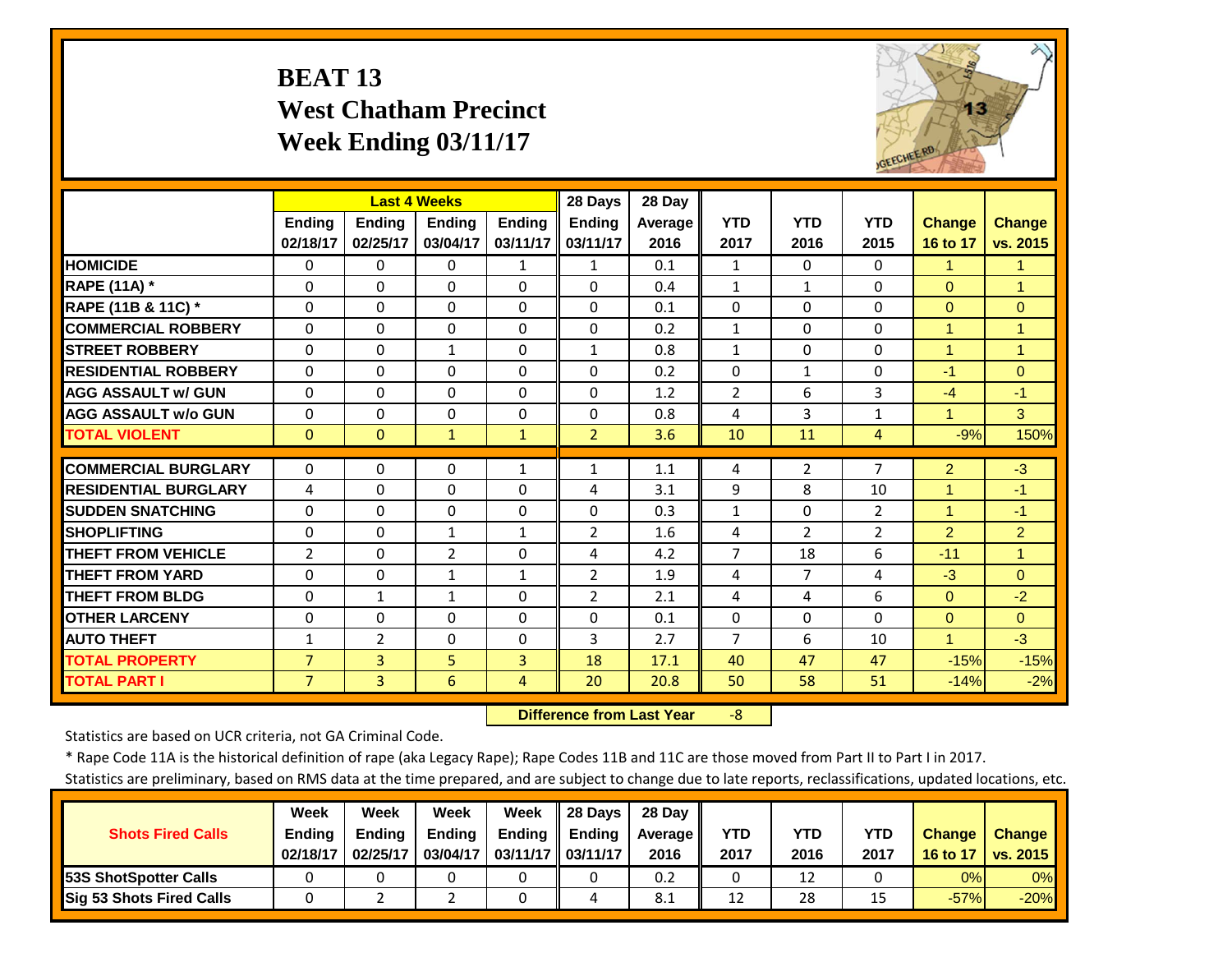# BEAT 13
## West Chatham Precinct
## Week Ending 03/11/17

| | Last 4 Weeks | | | | 28 Days | 28 Day | | | | | |
|---|---|---|---|---|---|---|---|---|---|---|---|
| | Ending 02/18/17 | Ending 02/25/17 | Ending 03/04/17 | Ending 03/11/17 | Ending 03/11/17 | Average 2016 | YTD 2017 | YTD 2016 | YTD 2015 | Change 16 to 17 | Change vs. 2015 |
| HOMICIDE | 0 | 0 | 0 | 1 | 1 | 0.1 | 1 | 0 | 0 | 1 | 1 |
| RAPE (11A) * | 0 | 0 | 0 | 0 | 0 | 0.4 | 1 | 1 | 0 | 0 | 1 |
| RAPE (11B & 11C) * | 0 | 0 | 0 | 0 | 0 | 0.1 | 0 | 0 | 0 | 0 | 0 |
| COMMERCIAL ROBBERY | 0 | 0 | 0 | 0 | 0 | 0.2 | 1 | 0 | 0 | 1 | 1 |
| STREET ROBBERY | 0 | 0 | 1 | 0 | 1 | 0.8 | 1 | 0 | 0 | 1 | 1 |
| RESIDENTIAL ROBBERY | 0 | 0 | 0 | 0 | 0 | 0.2 | 0 | 1 | 0 | -1 | 0 |
| AGG ASSAULT w/ GUN | 0 | 0 | 0 | 0 | 0 | 1.2 | 2 | 6 | 3 | -4 | -1 |
| AGG ASSAULT w/o GUN | 0 | 0 | 0 | 0 | 0 | 0.8 | 4 | 3 | 1 | 1 | 3 |
| TOTAL VIOLENT | 0 | 0 | 1 | 1 | 2 | 3.6 | 10 | 11 | 4 | -9% | 150% |
| COMMERCIAL BURGLARY | 0 | 0 | 0 | 1 | 1 | 1.1 | 4 | 2 | 7 | 2 | -3 |
| RESIDENTIAL BURGLARY | 4 | 0 | 0 | 0 | 4 | 3.1 | 9 | 8 | 10 | 1 | -1 |
| SUDDEN SNATCHING | 0 | 0 | 0 | 0 | 0 | 0.3 | 1 | 0 | 2 | 1 | -1 |
| SHOPLIFTING | 0 | 0 | 1 | 1 | 2 | 1.6 | 4 | 2 | 2 | 2 | 2 |
| THEFT FROM VEHICLE | 2 | 0 | 2 | 0 | 4 | 4.2 | 7 | 18 | 6 | -11 | 1 |
| THEFT FROM YARD | 0 | 0 | 1 | 1 | 2 | 1.9 | 4 | 7 | 4 | -3 | 0 |
| THEFT FROM BLDG | 0 | 1 | 1 | 0 | 2 | 2.1 | 4 | 4 | 6 | 0 | -2 |
| OTHER LARCENY | 0 | 0 | 0 | 0 | 0 | 0.1 | 0 | 0 | 0 | 0 | 0 |
| AUTO THEFT | 1 | 2 | 0 | 0 | 3 | 2.7 | 7 | 6 | 10 | 1 | -3 |
| TOTAL PROPERTY | 7 | 3 | 5 | 3 | 18 | 17.1 | 40 | 47 | 47 | -15% | -15% |
| TOTAL PART I | 7 | 3 | 6 | 4 | 20 | 20.8 | 50 | 58 | 51 | -14% | -2% |

**Difference from Last Year** -8

Statistics are based on UCR criteria, not GA Criminal Code.

* Rape Code 11A is the historical definition of rape (aka Legacy Rape); Rape Codes 11B and 11C are those moved from Part II to Part I in 2017.

Statistics are preliminary, based on RMS data at the time prepared, and are subject to change due to late reports, reclassifications, updated locations, etc.

| Shots Fired Calls | Week Ending 02/18/17 | Week Ending 02/25/17 | Week Ending 03/04/17 | Week Ending 03/11/17 | 28 Days Ending 03/11/17 | 28 Day Average 2016 | YTD 2017 | YTD 2016 | YTD 2017 | Change 16 to 17 | Change vs. 2015 |
|---|---|---|---|---|---|---|---|---|---|---|---|
| 53S ShotSpotter Calls | 0 | 0 | 0 | 0 | 0 | 0.2 | 0 | 12 | 0 | 0% | 0% |
| Sig 53 Shots Fired Calls | 0 | 2 | 2 | 0 | 4 | 8.1 | 12 | 28 | 15 | -57% | -20% |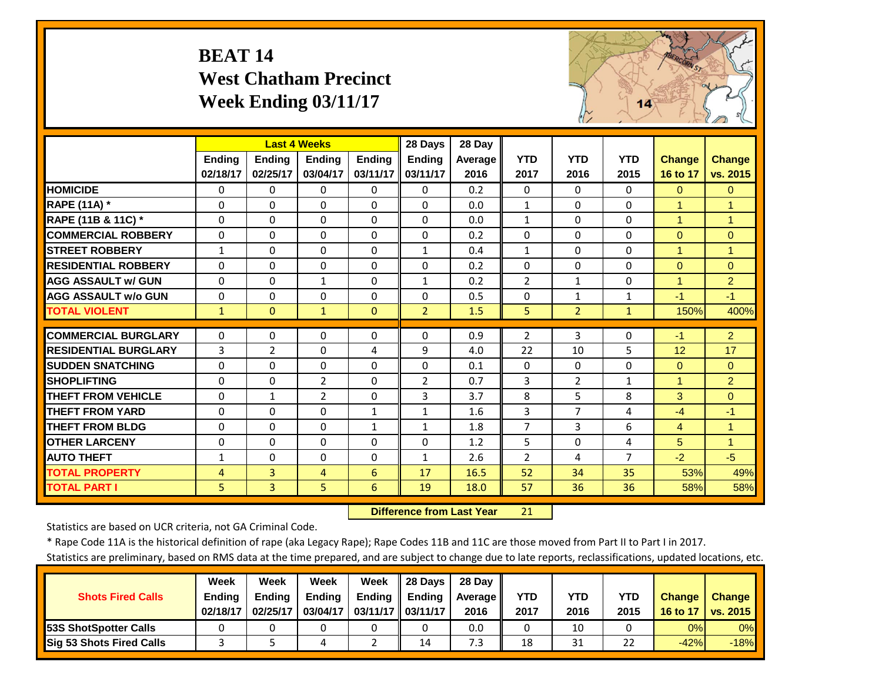# BEAT 14
## West Chatham Precinct
## Week Ending 03/11/17

| | Last 4 Weeks | | | | 28 Days | 28 Day | | | | | |
|---|---|---|---|---|---|---|---|---|---|---|---|
| | Ending 02/18/17 | Ending 02/25/17 | Ending 03/04/17 | Ending 03/11/17 | Ending 03/11/17 | Average 2016 | YTD 2017 | YTD 2016 | YTD 2015 | Change 16 to 17 | Change vs. 2015 |
| HOMICIDE | 0 | 0 | 0 | 0 | 0 | 0.2 | 0 | 0 | 0 | 0 | 0 |
| RAPE (11A) * | 0 | 0 | 0 | 0 | 0 | 0.0 | 1 | 0 | 0 | 1 | 1 |
| RAPE (11B & 11C) * | 0 | 0 | 0 | 0 | 0 | 0.0 | 1 | 0 | 0 | 1 | 1 |
| COMMERCIAL ROBBERY | 0 | 0 | 0 | 0 | 0 | 0.2 | 0 | 0 | 0 | 0 | 0 |
| STREET ROBBERY | 1 | 0 | 0 | 0 | 1 | 0.4 | 1 | 0 | 0 | 1 | 1 |
| RESIDENTIAL ROBBERY | 0 | 0 | 0 | 0 | 0 | 0.2 | 0 | 0 | 0 | 0 | 0 |
| AGG ASSAULT w/ GUN | 0 | 0 | 1 | 0 | 1 | 0.2 | 2 | 1 | 0 | 1 | 2 |
| AGG ASSAULT w/o GUN | 0 | 0 | 0 | 0 | 0 | 0.5 | 0 | 1 | 1 | -1 | -1 |
| TOTAL VIOLENT | 1 | 0 | 1 | 0 | 2 | 1.5 | 5 | 2 | 1 | 150% | 400% |
| COMMERCIAL BURGLARY | 0 | 0 | 0 | 0 | 0 | 0.9 | 2 | 3 | 0 | -1 | 2 |
| RESIDENTIAL BURGLARY | 3 | 2 | 0 | 4 | 9 | 4.0 | 22 | 10 | 5 | 12 | 17 |
| SUDDEN SNATCHING | 0 | 0 | 0 | 0 | 0 | 0.1 | 0 | 0 | 0 | 0 | 0 |
| SHOPLIFTING | 0 | 0 | 2 | 0 | 2 | 0.7 | 3 | 2 | 1 | 1 | 2 |
| THEFT FROM VEHICLE | 0 | 1 | 2 | 0 | 3 | 3.7 | 8 | 5 | 8 | 3 | 0 |
| THEFT FROM YARD | 0 | 0 | 0 | 1 | 1 | 1.6 | 3 | 7 | 4 | -4 | -1 |
| THEFT FROM BLDG | 0 | 0 | 0 | 1 | 1 | 1.8 | 7 | 3 | 6 | 4 | 1 |
| OTHER LARCENY | 0 | 0 | 0 | 0 | 0 | 1.2 | 5 | 0 | 4 | 5 | 1 |
| AUTO THEFT | 1 | 0 | 0 | 0 | 1 | 2.6 | 2 | 4 | 7 | -2 | -5 |
| TOTAL PROPERTY | 4 | 3 | 4 | 6 | 17 | 16.5 | 52 | 34 | 35 | 53% | 49% |
| TOTAL PART I | 5 | 3 | 5 | 6 | 19 | 18.0 | 57 | 36 | 36 | 58% | 58% |

**Difference from Last Year** 21

Statistics are based on UCR criteria, not GA Criminal Code.

* Rape Code 11A is the historical definition of rape (aka Legacy Rape); Rape Codes 11B and 11C are those moved from Part II to Part I in 2017.

Statistics are preliminary, based on RMS data at the time prepared, and are subject to change due to late reports, reclassifications, updated locations, etc.

| Shots Fired Calls | Week Ending 02/18/17 | Week Ending 02/25/17 | Week Ending 03/04/17 | Week Ending 03/11/17 | 28 Days Ending 03/11/17 | 28 Day Average 2016 | YTD 2017 | YTD 2016 | YTD 2015 | Change 16 to 17 | Change vs. 2015 |
|---|---|---|---|---|---|---|---|---|---|---|---|
| 53S ShotSpotter Calls | 0 | 0 | 0 | 0 | 0 | 0.0 | 0 | 10 | 0 | 0% | 0% |
| Sig 53 Shots Fired Calls | 3 | 5 | 4 | 2 | 14 | 7.3 | 18 | 31 | 22 | -42% | -18% |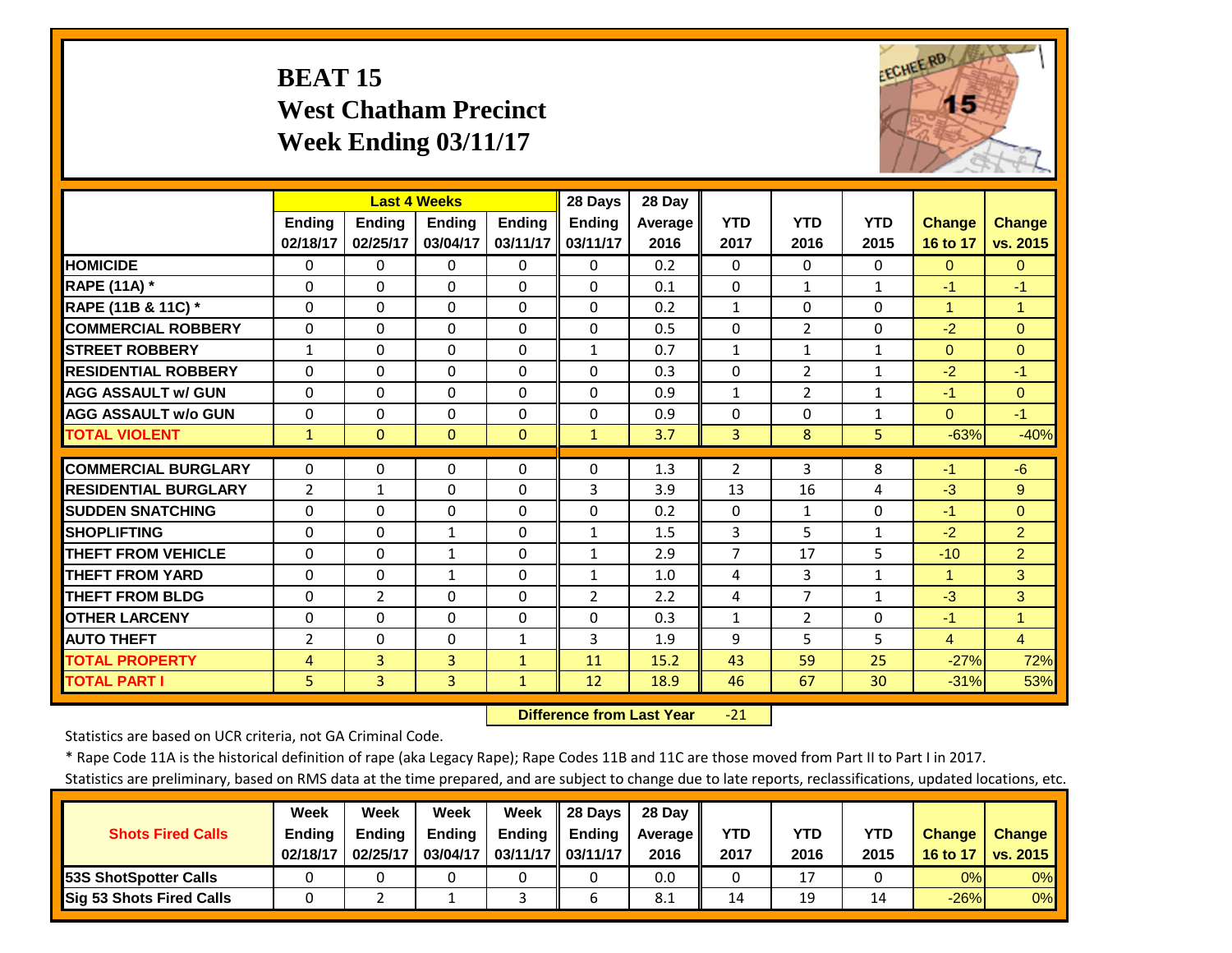# BEAT 15
## West Chatham Precinct
## Week Ending 03/11/17

| | Last 4 Weeks | | | | 28 Days | 28 Day | | | | | |
|---|---|---|---|---|---|---|---|---|---|---|---|
| | Ending 02/18/17 | Ending 02/25/17 | Ending 03/04/17 | Ending 03/11/17 | Ending 03/11/17 | Average 2016 | YTD 2017 | YTD 2016 | YTD 2015 | Change 16 to 17 | Change vs. 2015 |
| HOMICIDE | 0 | 0 | 0 | 0 | 0 | 0.2 | 0 | 0 | 0 | 0 | 0 |
| RAPE (11A) * | 0 | 0 | 0 | 0 | 0 | 0.1 | 0 | 1 | 1 | -1 | -1 |
| RAPE (11B & 11C) * | 0 | 0 | 0 | 0 | 0 | 0.2 | 1 | 0 | 0 | 1 | 1 |
| COMMERCIAL ROBBERY | 0 | 0 | 0 | 0 | 0 | 0.5 | 0 | 2 | 0 | -2 | 0 |
| STREET ROBBERY | 1 | 0 | 0 | 0 | 1 | 0.7 | 1 | 1 | 1 | 0 | 0 |
| RESIDENTIAL ROBBERY | 0 | 0 | 0 | 0 | 0 | 0.3 | 0 | 2 | 1 | -2 | -1 |
| AGG ASSAULT w/ GUN | 0 | 0 | 0 | 0 | 0 | 0.9 | 1 | 2 | 1 | -1 | 0 |
| AGG ASSAULT w/o GUN | 0 | 0 | 0 | 0 | 0 | 0.9 | 0 | 0 | 1 | 0 | -1 |
| TOTAL VIOLENT | 1 | 0 | 0 | 0 | 1 | 3.7 | 3 | 8 | 5 | -63% | -40% |
| COMMERCIAL BURGLARY | 0 | 0 | 0 | 0 | 0 | 1.3 | 2 | 3 | 8 | -1 | -6 |
| RESIDENTIAL BURGLARY | 2 | 1 | 0 | 0 | 3 | 3.9 | 13 | 16 | 4 | -3 | 9 |
| SUDDEN SNATCHING | 0 | 0 | 0 | 0 | 0 | 0.2 | 0 | 1 | 0 | -1 | 0 |
| SHOPLIFTING | 0 | 0 | 1 | 0 | 1 | 1.5 | 3 | 5 | 1 | -2 | 2 |
| THEFT FROM VEHICLE | 0 | 0 | 1 | 0 | 1 | 2.9 | 7 | 17 | 5 | -10 | 2 |
| THEFT FROM YARD | 0 | 0 | 1 | 0 | 1 | 1.0 | 4 | 3 | 1 | 1 | 3 |
| THEFT FROM BLDG | 0 | 2 | 0 | 0 | 2 | 2.2 | 4 | 7 | 1 | -3 | 3 |
| OTHER LARCENY | 0 | 0 | 0 | 0 | 0 | 0.3 | 1 | 2 | 0 | -1 | 1 |
| AUTO THEFT | 2 | 0 | 0 | 1 | 3 | 1.9 | 9 | 5 | 5 | 4 | 4 |
| TOTAL PROPERTY | 4 | 3 | 3 | 1 | 11 | 15.2 | 43 | 59 | 25 | -27% | 72% |
| TOTAL PART I | 5 | 3 | 3 | 1 | 12 | 18.9 | 46 | 67 | 30 | -31% | 53% |

**Difference from Last Year** -21

Statistics are based on UCR criteria, not GA Criminal Code.

* Rape Code 11A is the historical definition of rape (aka Legacy Rape); Rape Codes 11B and 11C are those moved from Part II to Part I in 2017.

Statistics are preliminary, based on RMS data at the time prepared, and are subject to change due to late reports, reclassifications, updated locations, etc.

| Shots Fired Calls | Week Ending 02/18/17 | Week Ending 02/25/17 | Week Ending 03/04/17 | Week Ending 03/11/17 | 28 Days Ending 03/11/17 | 28 Day Average 2016 | YTD 2017 | YTD 2016 | YTD 2015 | Change 16 to 17 | Change vs. 2015 |
|---|---|---|---|---|---|---|---|---|---|---|---|
| 53S ShotSpotter Calls | 0 | 0 | 0 | 0 | 0 | 0.0 | 0 | 17 | 0 | 0% | 0% |
| Sig 53 Shots Fired Calls | 0 | 2 | 1 | 3 | 6 | 8.1 | 14 | 19 | 14 | -26% | 0% |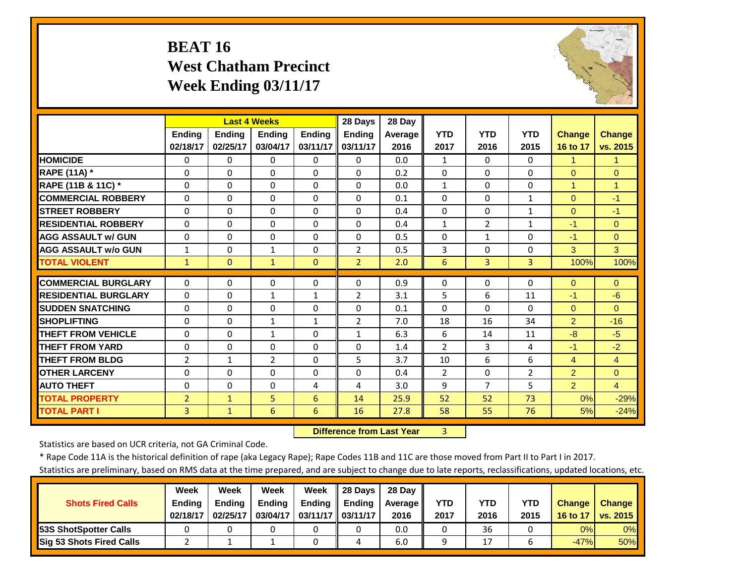# BEAT 16
## West Chatham Precinct
## Week Ending 03/11/17

| | Last 4 Weeks | | | | 28 Days | 28 Day | YTD | YTD | YTD | Change | Change |
|---|---|---|---|---|---|---|---|---|---|---|---|
| | Ending 02/18/17 | Ending 02/25/17 | Ending 03/04/17 | Ending 03/11/17 | Ending 03/11/17 | Average 2016 | 2017 | 2016 | 2015 | 16 to 17 | vs. 2015 |
| **HOMICIDE** | 0 | 0 | 0 | 0 | 0 | 0.0 | 1 | 0 | 0 | 1 | 1 |
| **RAPE (11A) *** | 0 | 0 | 0 | 0 | 0 | 0.2 | 0 | 0 | 0 | 0 | 0 |
| **RAPE (11B & 11C) *** | 0 | 0 | 0 | 0 | 0 | 0.0 | 1 | 0 | 0 | 1 | 1 |
| **COMMERCIAL ROBBERY** | 0 | 0 | 0 | 0 | 0 | 0.1 | 0 | 0 | 1 | 0 | -1 |
| **STREET ROBBERY** | 0 | 0 | 0 | 0 | 0 | 0.4 | 0 | 0 | 1 | 0 | -1 |
| **RESIDENTIAL ROBBERY** | 0 | 0 | 0 | 0 | 0 | 0.4 | 1 | 2 | 1 | -1 | 0 |
| **AGG ASSAULT w/ GUN** | 0 | 0 | 0 | 0 | 0 | 0.5 | 0 | 1 | 0 | -1 | 0 |
| **AGG ASSAULT w/o GUN** | 1 | 0 | 1 | 0 | 2 | 0.5 | 3 | 0 | 0 | 3 | 3 |
| **TOTAL VIOLENT** | 1 | 0 | 1 | 0 | 2 | 2.0 | 6 | 3 | 3 | 100% | 100% |
| **COMMERCIAL BURGLARY** | 0 | 0 | 0 | 0 | 0 | 0.9 | 0 | 0 | 0 | 0 | 0 |
| **RESIDENTIAL BURGLARY** | 0 | 0 | 1 | 1 | 2 | 3.1 | 5 | 6 | 11 | -1 | -6 |
| **SUDDEN SNATCHING** | 0 | 0 | 0 | 0 | 0 | 0.1 | 0 | 0 | 0 | 0 | 0 |
| **SHOPLIFTING** | 0 | 0 | 1 | 1 | 2 | 7.0 | 18 | 16 | 34 | 2 | -16 |
| **THEFT FROM VEHICLE** | 0 | 0 | 1 | 0 | 1 | 6.3 | 6 | 14 | 11 | -8 | -5 |
| **THEFT FROM YARD** | 0 | 0 | 0 | 0 | 0 | 1.4 | 2 | 3 | 4 | -1 | -2 |
| **THEFT FROM BLDG** | 2 | 1 | 2 | 0 | 5 | 3.7 | 10 | 6 | 6 | 4 | 4 |
| **OTHER LARCENY** | 0 | 0 | 0 | 0 | 0 | 0.4 | 2 | 0 | 2 | 2 | 0 |
| **AUTO THEFT** | 0 | 0 | 0 | 4 | 4 | 3.0 | 9 | 7 | 5 | 2 | 4 |
| **TOTAL PROPERTY** | 2 | 1 | 5 | 6 | 14 | 25.9 | 52 | 52 | 73 | 0% | -29% |
| **TOTAL PART I** | 3 | 1 | 6 | 6 | 16 | 27.8 | 58 | 55 | 76 | 5% | -24% |

**Difference from Last Year** 3

Statistics are based on UCR criteria, not GA Criminal Code.

* Rape Code 11A is the historical definition of rape (aka Legacy Rape); Rape Codes 11B and 11C are those moved from Part II to Part I in 2017.

Statistics are preliminary, based on RMS data at the time prepared, and are subject to change due to late reports, reclassifications, updated locations, etc.

| Shots Fired Calls | Week Ending 02/18/17 | Week Ending 02/25/17 | Week Ending 03/04/17 | Week Ending 03/11/17 | 28 Days Ending 03/11/17 | 28 Day Average 2016 | YTD 2017 | YTD 2016 | YTD 2015 | Change 16 to 17 | Change vs. 2015 |
|---|---|---|---|---|---|---|---|---|---|---|---|
| **53S ShotSpotter Calls** | 0 | 0 | 0 | 0 | 0 | 0.0 | 0 | 36 | 0 | 0% | 0% |
| **Sig 53 Shots Fired Calls** | 2 | 1 | 1 | 0 | 4 | 6.0 | 9 | 17 | 6 | -47% | 50% |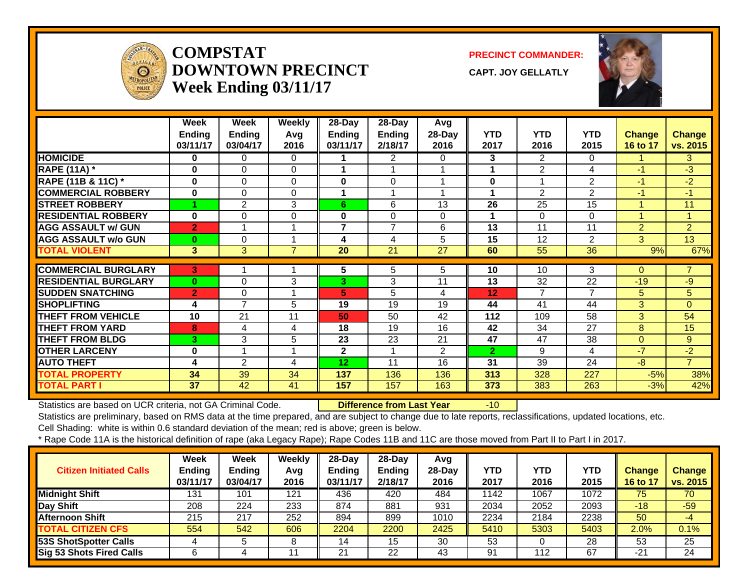# COMPSTAT
## DOWNTOWN PRECINCT
### Week Ending 03/11/17

**PRECINCT COMMANDER:** CAPT. JOY GELLATLY

| | Week Ending 03/11/17 | Week Ending 03/04/17 | Weekly Avg 2016 | 28-Day Ending 03/11/17 | 28-Day Ending 2/18/17 | Avg 28-Day 2016 | YTD 2017 | YTD 2016 | YTD 2015 | Change 16 to 17 | Change vs. 2015 |
|---|---|---|---|---|---|---|---|---|---|---|---|
| HOMICIDE | 0 | 0 | 0 | 1 | 2 | 0 | 3 | 2 | 0 | 1 | 3 |
| RAPE (11A) * | 0 | 0 | 0 | 1 | 1 | 1 | 1 | 2 | 4 | -1 | -3 |
| RAPE (11B & 11C) * | 0 | 0 | 0 | 0 | 0 | 1 | 0 | 1 | 2 | -1 | -2 |
| COMMERCIAL ROBBERY | 0 | 0 | 0 | 1 | 1 | 1 | 1 | 2 | 2 | -1 | -1 |
| STREET ROBBERY | 1 | 2 | 3 | 6 | 6 | 13 | 26 | 25 | 15 | 1 | 11 |
| RESIDENTIAL ROBBERY | 0 | 0 | 0 | 0 | 0 | 0 | 1 | 0 | 0 | 1 | 1 |
| AGG ASSAULT w/ GUN | 2 | 1 | 1 | 7 | 7 | 6 | 13 | 11 | 11 | 2 | 2 |
| AGG ASSAULT w/o GUN | 0 | 0 | 1 | 4 | 4 | 5 | 15 | 12 | 2 | 3 | 13 |
| TOTAL VIOLENT | 3 | 3 | 7 | 20 | 21 | 27 | 60 | 55 | 36 | 9% | 67% |
| COMMERCIAL BURGLARY | 3 | 1 | 1 | 5 | 5 | 5 | 10 | 10 | 3 | 0 | 7 |
| RESIDENTIAL BURGLARY | 0 | 0 | 3 | 3 | 3 | 11 | 13 | 32 | 22 | -19 | -9 |
| SUDDEN SNATCHING | 2 | 0 | 1 | 5 | 5 | 4 | 12 | 7 | 7 | 5 | 5 |
| SHOPLIFTING | 4 | 7 | 5 | 19 | 19 | 19 | 44 | 41 | 44 | 3 | 0 |
| THEFT FROM VEHICLE | 10 | 21 | 11 | 50 | 50 | 42 | 112 | 109 | 58 | 3 | 54 |
| THEFT FROM YARD | 8 | 4 | 4 | 18 | 19 | 16 | 42 | 34 | 27 | 8 | 15 |
| THEFT FROM BLDG | 3 | 3 | 5 | 23 | 23 | 21 | 47 | 47 | 38 | 0 | 9 |
| OTHER LARCENY | 0 | 1 | 1 | 2 | 1 | 2 | 2 | 9 | 4 | -7 | -2 |
| AUTO THEFT | 4 | 2 | 4 | 12 | 11 | 16 | 31 | 39 | 24 | -8 | 7 |
| TOTAL PROPERTY | 34 | 39 | 34 | 137 | 136 | 136 | 313 | 328 | 227 | -5% | 38% |
| TOTAL PART I | 37 | 42 | 41 | 157 | 157 | 163 | 373 | 383 | 263 | -3% | 42% |

Statistics are based on UCR criteria, not GA Criminal Code. **Difference from Last Year** -10

Statistics are preliminary, based on RMS data at the time prepared, and are subject to change due to late reports, reclassifications, updated locations, etc.

Cell Shading: white is within 0.6 standard deviation of the mean; red is above; green is below.

* Rape Code 11A is the historical definition of rape (aka Legacy Rape); Rape Codes 11B and 11C are those moved from Part II to Part I in 2017.

| Citizen Initiated Calls | Week Ending 03/11/17 | Week Ending 03/04/17 | Weekly Avg 2016 | 28-Day Ending 03/11/17 | 28-Day Ending 2/18/17 | Avg 28-Day 2016 | YTD 2017 | YTD 2016 | YTD 2015 | Change 16 to 17 | Change vs. 2015 |
|---|---|---|---|---|---|---|---|---|---|---|---|
| Midnight Shift | 131 | 101 | 121 | 436 | 420 | 484 | 1142 | 1067 | 1072 | 75 | 70 |
| Day Shift | 208 | 224 | 233 | 874 | 881 | 931 | 2034 | 2052 | 2093 | -18 | -59 |
| Afternoon Shift | 215 | 217 | 252 | 894 | 899 | 1010 | 2234 | 2184 | 2238 | 50 | -4 |
| TOTAL CITIZEN CFS | 554 | 542 | 606 | 2204 | 2200 | 2425 | 5410 | 5303 | 5403 | 2.0% | 0.1% |
| 53S ShotSpotter Calls | 4 | 5 | 8 | 14 | 15 | 30 | 53 | 0 | 28 | 53 | 25 |
| Sig 53 Shots Fired Calls | 6 | 4 | 11 | 21 | 22 | 43 | 91 | 112 | 67 | -21 | 24 |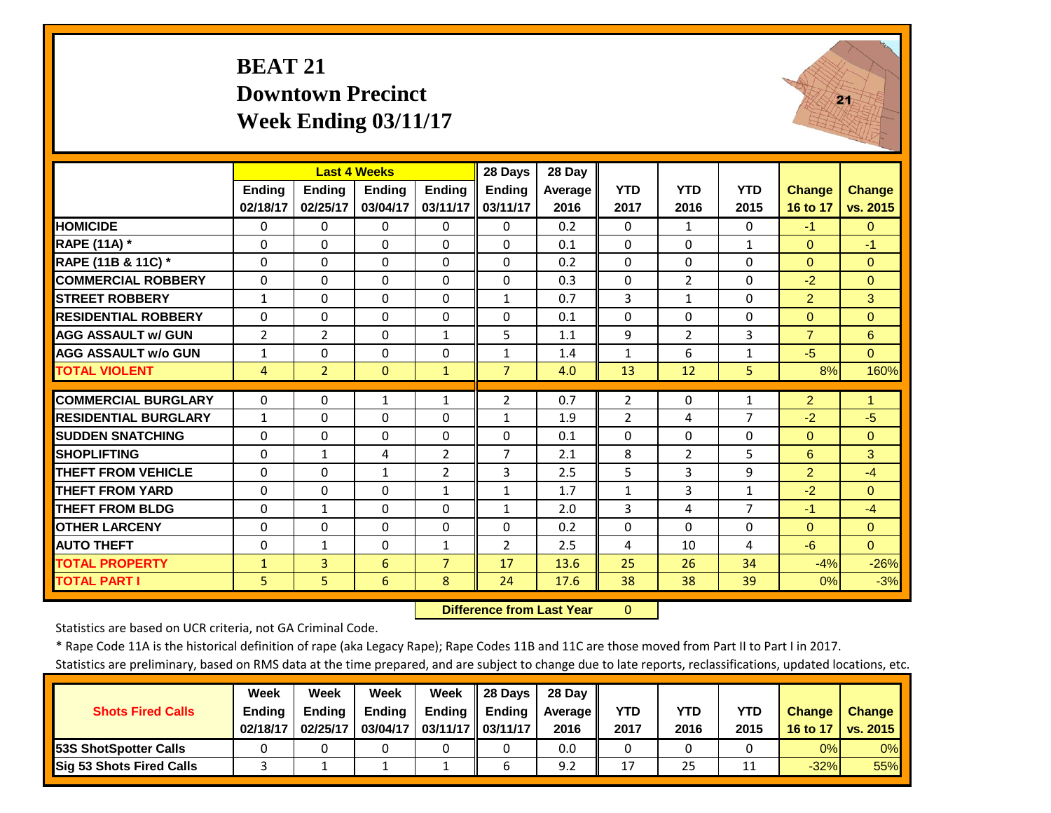# BEAT 21
## Downtown Precinct
## Week Ending 03/11/17

| | Last 4 Weeks | | | | 28 Days | 28 Day | | | | | |
|---|---|---|---|---|---|---|---|---|---|---|---|
| | Ending 02/18/17 | Ending 02/25/17 | Ending 03/04/17 | Ending 03/11/17 | Ending 03/11/17 | Average 2016 | YTD 2017 | YTD 2016 | YTD 2015 | Change 16 to 17 | Change vs. 2015 |
| HOMICIDE | 0 | 0 | 0 | 0 | 0 | 0.2 | 0 | 1 | 0 | -1 | 0 |
| RAPE (11A) * | 0 | 0 | 0 | 0 | 0 | 0.1 | 0 | 0 | 1 | 0 | -1 |
| RAPE (11B & 11C) * | 0 | 0 | 0 | 0 | 0 | 0.2 | 0 | 0 | 0 | 0 | 0 |
| COMMERCIAL ROBBERY | 0 | 0 | 0 | 0 | 0 | 0.3 | 0 | 2 | 0 | -2 | 0 |
| STREET ROBBERY | 1 | 0 | 0 | 0 | 1 | 0.7 | 3 | 1 | 0 | 2 | 3 |
| RESIDENTIAL ROBBERY | 0 | 0 | 0 | 0 | 0 | 0.1 | 0 | 0 | 0 | 0 | 0 |
| AGG ASSAULT w/ GUN | 2 | 2 | 0 | 1 | 5 | 1.1 | 9 | 2 | 3 | 7 | 6 |
| AGG ASSAULT w/o GUN | 1 | 0 | 0 | 0 | 1 | 1.4 | 1 | 6 | 1 | -5 | 0 |
| TOTAL VIOLENT | 4 | 2 | 0 | 1 | 7 | 4.0 | 13 | 12 | 5 | 8% | 160% |
| COMMERCIAL BURGLARY | 0 | 0 | 1 | 1 | 2 | 0.7 | 2 | 0 | 1 | 2 | 1 |
| RESIDENTIAL BURGLARY | 1 | 0 | 0 | 0 | 1 | 1.9 | 2 | 4 | 7 | -2 | -5 |
| SUDDEN SNATCHING | 0 | 0 | 0 | 0 | 0 | 0.1 | 0 | 0 | 0 | 0 | 0 |
| SHOPLIFTING | 0 | 1 | 4 | 2 | 7 | 2.1 | 8 | 2 | 5 | 6 | 3 |
| THEFT FROM VEHICLE | 0 | 0 | 1 | 2 | 3 | 2.5 | 5 | 3 | 9 | 2 | -4 |
| THEFT FROM YARD | 0 | 0 | 0 | 1 | 1 | 1.7 | 1 | 3 | 1 | -2 | 0 |
| THEFT FROM BLDG | 0 | 1 | 0 | 0 | 1 | 2.0 | 3 | 4 | 7 | -1 | -4 |
| OTHER LARCENY | 0 | 0 | 0 | 0 | 0 | 0.2 | 0 | 0 | 0 | 0 | 0 |
| AUTO THEFT | 0 | 1 | 0 | 1 | 2 | 2.5 | 4 | 10 | 4 | -6 | 0 |
| TOTAL PROPERTY | 1 | 3 | 6 | 7 | 17 | 13.6 | 25 | 26 | 34 | -4% | -26% |
| TOTAL PART I | 5 | 5 | 6 | 8 | 24 | 17.6 | 38 | 38 | 39 | 0% | -3% |

**Difference from Last Year** 0

Statistics are based on UCR criteria, not GA Criminal Code.

* Rape Code 11A is the historical definition of rape (aka Legacy Rape); Rape Codes 11B and 11C are those moved from Part II to Part I in 2017.

Statistics are preliminary, based on RMS data at the time prepared, and are subject to change due to late reports, reclassifications, updated locations, etc.

| Shots Fired Calls | Week Ending 02/18/17 | Week Ending 02/25/17 | Week Ending 03/04/17 | Week Ending 03/11/17 | 28 Days Ending 03/11/17 | 28 Day Average 2016 | YTD 2017 | YTD 2016 | YTD 2015 | Change 16 to 17 | Change vs. 2015 |
|---|---|---|---|---|---|---|---|---|---|---|---|
| 53S ShotSpotter Calls | 0 | 0 | 0 | 0 | 0 | 0.0 | 0 | 0 | 0 | 0% | 0% |
| Sig 53 Shots Fired Calls | 3 | 1 | 1 | 1 | 6 | 9.2 | 17 | 25 | 11 | -32% | 55% |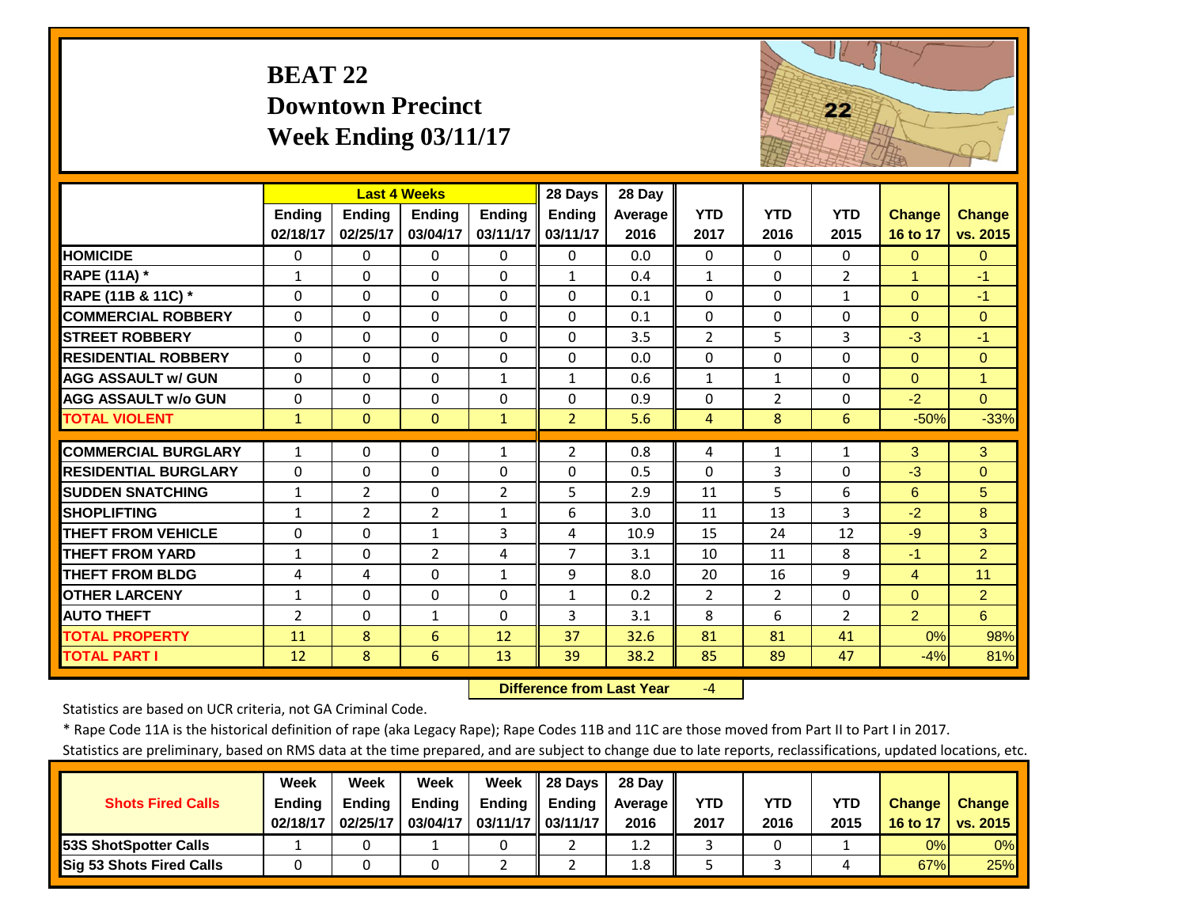# BEAT 22
## Downtown Precinct
## Week Ending 03/11/17

| | Last 4 Weeks | | | | 28 Days | 28 Day | | | | | |
|---|---|---|---|---|---|---|---|---|---|---|---|
| | Ending 02/18/17 | Ending 02/25/17 | Ending 03/04/17 | Ending 03/11/17 | Ending 03/11/17 | Average 2016 | YTD 2017 | YTD 2016 | YTD 2015 | Change 16 to 17 | Change vs. 2015 |
| HOMICIDE | 0 | 0 | 0 | 0 | 0 | 0.0 | 0 | 0 | 0 | 0 | 0 |
| RAPE (11A) * | 1 | 0 | 0 | 0 | 1 | 0.4 | 1 | 0 | 2 | 1 | -1 |
| RAPE (11B & 11C) * | 0 | 0 | 0 | 0 | 0 | 0.1 | 0 | 0 | 1 | 0 | -1 |
| COMMERCIAL ROBBERY | 0 | 0 | 0 | 0 | 0 | 0.1 | 0 | 0 | 0 | 0 | 0 |
| STREET ROBBERY | 0 | 0 | 0 | 0 | 0 | 3.5 | 2 | 5 | 3 | -3 | -1 |
| RESIDENTIAL ROBBERY | 0 | 0 | 0 | 0 | 0 | 0.0 | 0 | 0 | 0 | 0 | 0 |
| AGG ASSAULT w/ GUN | 0 | 0 | 0 | 1 | 1 | 0.6 | 1 | 1 | 0 | 0 | 1 |
| AGG ASSAULT w/o GUN | 0 | 0 | 0 | 0 | 0 | 0.9 | 0 | 2 | 0 | -2 | 0 |
| TOTAL VIOLENT | 1 | 0 | 0 | 1 | 2 | 5.6 | 4 | 8 | 6 | -50% | -33% |
| COMMERCIAL BURGLARY | 1 | 0 | 0 | 1 | 2 | 0.8 | 4 | 1 | 1 | 3 | 3 |
| RESIDENTIAL BURGLARY | 0 | 0 | 0 | 0 | 0 | 0.5 | 0 | 3 | 0 | -3 | 0 |
| SUDDEN SNATCHING | 1 | 2 | 0 | 2 | 5 | 2.9 | 11 | 5 | 6 | 6 | 5 |
| SHOPLIFTING | 1 | 2 | 2 | 1 | 6 | 3.0 | 11 | 13 | 3 | -2 | 8 |
| THEFT FROM VEHICLE | 0 | 0 | 1 | 3 | 4 | 10.9 | 15 | 24 | 12 | -9 | 3 |
| THEFT FROM YARD | 1 | 0 | 2 | 4 | 7 | 3.1 | 10 | 11 | 8 | -1 | 2 |
| THEFT FROM BLDG | 4 | 4 | 0 | 1 | 9 | 8.0 | 20 | 16 | 9 | 4 | 11 |
| OTHER LARCENY | 1 | 0 | 0 | 0 | 1 | 0.2 | 2 | 2 | 0 | 0 | 2 |
| AUTO THEFT | 2 | 0 | 1 | 0 | 3 | 3.1 | 8 | 6 | 2 | 2 | 6 |
| TOTAL PROPERTY | 11 | 8 | 6 | 12 | 37 | 32.6 | 81 | 81 | 41 | 0% | 98% |
| TOTAL PART I | 12 | 8 | 6 | 13 | 39 | 38.2 | 85 | 89 | 47 | -4% | 81% |

**Difference from Last Year** -4

Statistics are based on UCR criteria, not GA Criminal Code.

* Rape Code 11A is the historical definition of rape (aka Legacy Rape); Rape Codes 11B and 11C are those moved from Part II to Part I in 2017.

Statistics are preliminary, based on RMS data at the time prepared, and are subject to change due to late reports, reclassifications, updated locations, etc.

| Shots Fired Calls | Week Ending 02/18/17 | Week Ending 02/25/17 | Week Ending 03/04/17 | Week Ending 03/11/17 | 28 Days Ending 03/11/17 | 28 Day Average 2016 | YTD 2017 | YTD 2016 | YTD 2015 | Change 16 to 17 | Change vs. 2015 |
|---|---|---|---|---|---|---|---|---|---|---|---|
| 53S ShotSpotter Calls | 1 | 0 | 1 | 0 | 2 | 1.2 | 3 | 0 | 1 | 0% | 0% |
| Sig 53 Shots Fired Calls | 0 | 0 | 0 | 2 | 2 | 1.8 | 5 | 3 | 4 | 67% | 25% |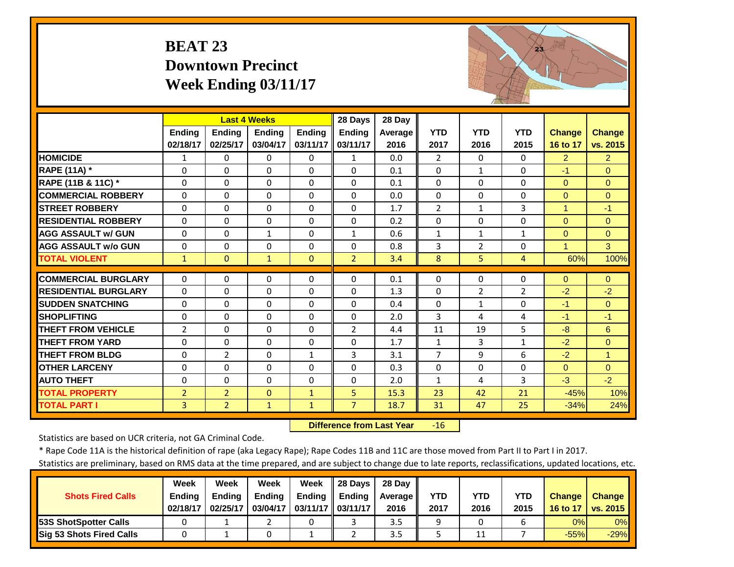# BEAT 23
## Downtown Precinct
## Week Ending 03/11/17

| | Last 4 Weeks | | | | 28 Days | 28 Day | | | | | |
|---|---|---|---|---|---|---|---|---|---|---|---|
| | Ending 02/18/17 | Ending 02/25/17 | Ending 03/04/17 | Ending 03/11/17 | Ending 03/11/17 | Average 2016 | YTD 2017 | YTD 2016 | YTD 2015 | Change 16 to 17 | Change vs. 2015 |
| HOMICIDE | 1 | 0 | 0 | 0 | 1 | 0.0 | 2 | 0 | 0 | 2 | 2 |
| RAPE (11A) * | 0 | 0 | 0 | 0 | 0 | 0.1 | 0 | 1 | 0 | -1 | 0 |
| RAPE (11B & 11C) * | 0 | 0 | 0 | 0 | 0 | 0.1 | 0 | 0 | 0 | 0 | 0 |
| COMMERCIAL ROBBERY | 0 | 0 | 0 | 0 | 0 | 0.0 | 0 | 0 | 0 | 0 | 0 |
| STREET ROBBERY | 0 | 0 | 0 | 0 | 0 | 1.7 | 2 | 1 | 3 | 1 | -1 |
| RESIDENTIAL ROBBERY | 0 | 0 | 0 | 0 | 0 | 0.2 | 0 | 0 | 0 | 0 | 0 |
| AGG ASSAULT w/ GUN | 0 | 0 | 1 | 0 | 1 | 0.6 | 1 | 1 | 1 | 0 | 0 |
| AGG ASSAULT w/o GUN | 0 | 0 | 0 | 0 | 0 | 0.8 | 3 | 2 | 0 | 1 | 3 |
| TOTAL VIOLENT | 1 | 0 | 1 | 0 | 2 | 3.4 | 8 | 5 | 4 | 60% | 100% |
| COMMERCIAL BURGLARY | 0 | 0 | 0 | 0 | 0 | 0.1 | 0 | 0 | 0 | 0 | 0 |
| RESIDENTIAL BURGLARY | 0 | 0 | 0 | 0 | 0 | 1.3 | 0 | 2 | 2 | -2 | -2 |
| SUDDEN SNATCHING | 0 | 0 | 0 | 0 | 0 | 0.4 | 0 | 1 | 0 | -1 | 0 |
| SHOPLIFTING | 0 | 0 | 0 | 0 | 0 | 2.0 | 3 | 4 | 4 | -1 | -1 |
| THEFT FROM VEHICLE | 2 | 0 | 0 | 0 | 2 | 4.4 | 11 | 19 | 5 | -8 | 6 |
| THEFT FROM YARD | 0 | 0 | 0 | 0 | 0 | 1.7 | 1 | 3 | 1 | -2 | 0 |
| THEFT FROM BLDG | 0 | 2 | 0 | 1 | 3 | 3.1 | 7 | 9 | 6 | -2 | 1 |
| OTHER LARCENY | 0 | 0 | 0 | 0 | 0 | 0.3 | 0 | 0 | 0 | 0 | 0 |
| AUTO THEFT | 0 | 0 | 0 | 0 | 0 | 2.0 | 1 | 4 | 3 | -3 | -2 |
| TOTAL PROPERTY | 2 | 2 | 0 | 1 | 5 | 15.3 | 23 | 42 | 21 | -45% | 10% |
| TOTAL PART I | 3 | 2 | 1 | 1 | 7 | 18.7 | 31 | 47 | 25 | -34% | 24% |

**Difference from Last Year** -16

Statistics are based on UCR criteria, not GA Criminal Code.

* Rape Code 11A is the historical definition of rape (aka Legacy Rape); Rape Codes 11B and 11C are those moved from Part II to Part I in 2017.

Statistics are preliminary, based on RMS data at the time prepared, and are subject to change due to late reports, reclassifications, updated locations, etc.

| Shots Fired Calls | Week Ending 02/18/17 | Week Ending 02/25/17 | Week Ending 03/04/17 | Week Ending 03/11/17 | 28 Days Ending 03/11/17 | 28 Day Average 2016 | YTD 2017 | YTD 2016 | YTD 2015 | Change 16 to 17 | Change vs. 2015 |
|---|---|---|---|---|---|---|---|---|---|---|---|
| 53S ShotSpotter Calls | 0 | 1 | 2 | 0 | 3 | 3.5 | 9 | 0 | 6 | 0% | 0% |
| Sig 53 Shots Fired Calls | 0 | 1 | 0 | 1 | 2 | 3.5 | 5 | 11 | 7 | -55% | -29% |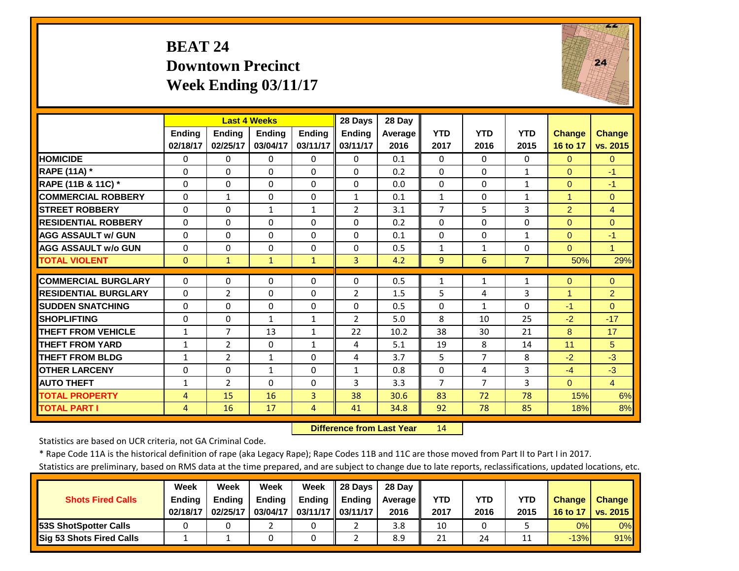# BEAT 24
## Downtown Precinct
## Week Ending 03/11/17

| | Last 4 Weeks | | | | 28 Days | 28 Day | | | | | |
|---|---|---|---|---|---|---|---|---|---|---|---|
| | Ending 02/18/17 | Ending 02/25/17 | Ending 03/04/17 | Ending 03/11/17 | Ending 03/11/17 | Average 2016 | YTD 2017 | YTD 2016 | YTD 2015 | Change 16 to 17 | Change vs. 2015 |
| HOMICIDE | 0 | 0 | 0 | 0 | 0 | 0.1 | 0 | 0 | 0 | 0 | 0 |
| RAPE (11A) * | 0 | 0 | 0 | 0 | 0 | 0.2 | 0 | 0 | 1 | 0 | -1 |
| RAPE (11B & 11C) * | 0 | 0 | 0 | 0 | 0 | 0.0 | 0 | 0 | 1 | 0 | -1 |
| COMMERCIAL ROBBERY | 0 | 1 | 0 | 0 | 1 | 0.1 | 1 | 0 | 1 | 1 | 0 |
| STREET ROBBERY | 0 | 0 | 1 | 1 | 2 | 3.1 | 7 | 5 | 3 | 2 | 4 |
| RESIDENTIAL ROBBERY | 0 | 0 | 0 | 0 | 0 | 0.2 | 0 | 0 | 0 | 0 | 0 |
| AGG ASSAULT w/ GUN | 0 | 0 | 0 | 0 | 0 | 0.1 | 0 | 0 | 1 | 0 | -1 |
| AGG ASSAULT w/o GUN | 0 | 0 | 0 | 0 | 0 | 0.5 | 1 | 1 | 0 | 0 | 1 |
| TOTAL VIOLENT | 0 | 1 | 1 | 1 | 3 | 4.2 | 9 | 6 | 7 | 50% | 29% |
| COMMERCIAL BURGLARY | 0 | 0 | 0 | 0 | 0 | 0.5 | 1 | 1 | 1 | 0 | 0 |
| RESIDENTIAL BURGLARY | 0 | 2 | 0 | 0 | 2 | 1.5 | 5 | 4 | 3 | 1 | 2 |
| SUDDEN SNATCHING | 0 | 0 | 0 | 0 | 0 | 0.5 | 0 | 1 | 0 | -1 | 0 |
| SHOPLIFTING | 0 | 0 | 1 | 1 | 2 | 5.0 | 8 | 10 | 25 | -2 | -17 |
| THEFT FROM VEHICLE | 1 | 7 | 13 | 1 | 22 | 10.2 | 38 | 30 | 21 | 8 | 17 |
| THEFT FROM YARD | 1 | 2 | 0 | 1 | 4 | 5.1 | 19 | 8 | 14 | 11 | 5 |
| THEFT FROM BLDG | 1 | 2 | 1 | 0 | 4 | 3.7 | 5 | 7 | 8 | -2 | -3 |
| OTHER LARCENY | 0 | 0 | 1 | 0 | 1 | 0.8 | 0 | 4 | 3 | -4 | -3 |
| AUTO THEFT | 1 | 2 | 0 | 0 | 3 | 3.3 | 7 | 7 | 3 | 0 | 4 |
| TOTAL PROPERTY | 4 | 15 | 16 | 3 | 38 | 30.6 | 83 | 72 | 78 | 15% | 6% |
| TOTAL PART I | 4 | 16 | 17 | 4 | 41 | 34.8 | 92 | 78 | 85 | 18% | 8% |

**Difference from Last Year** 14

Statistics are based on UCR criteria, not GA Criminal Code.

* Rape Code 11A is the historical definition of rape (aka Legacy Rape); Rape Codes 11B and 11C are those moved from Part II to Part I in 2017.

Statistics are preliminary, based on RMS data at the time prepared, and are subject to change due to late reports, reclassifications, updated locations, etc.

| Shots Fired Calls | Week Ending 02/18/17 | Week Ending 02/25/17 | Week Ending 03/04/17 | Week Ending 03/11/17 | 28 Days Ending 03/11/17 | 28 Day Average 2016 | YTD 2017 | YTD 2016 | YTD 2015 | Change 16 to 17 | Change vs. 2015 |
|---|---|---|---|---|---|---|---|---|---|---|---|
| 53S ShotSpotter Calls | 0 | 0 | 2 | 0 | 2 | 3.8 | 10 | 0 | 5 | 0% | 0% |
| Sig 53 Shots Fired Calls | 1 | 1 | 0 | 0 | 2 | 8.9 | 21 | 24 | 11 | -13% | 91% |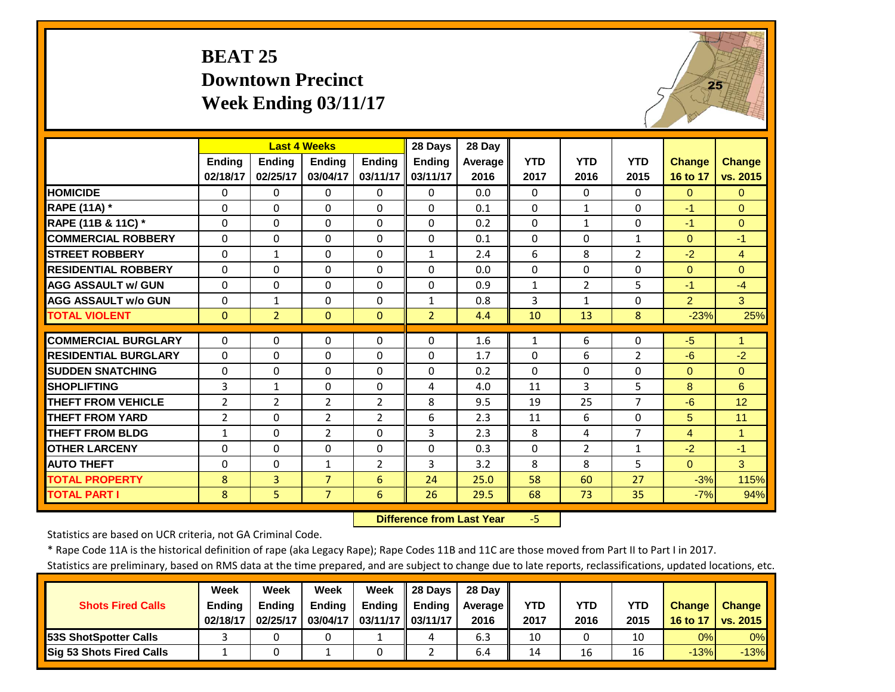# BEAT 25
## Downtown Precinct
## Week Ending 03/11/17

| | Last 4 Weeks | | | | 28 Days | 28 Day | | | | | |
|---|---|---|---|---|---|---|---|---|---|---|---|
| | Ending 02/18/17 | Ending 02/25/17 | Ending 03/04/17 | Ending 03/11/17 | Ending 03/11/17 | Average 2016 | YTD 2017 | YTD 2016 | YTD 2015 | Change 16 to 17 | Change vs. 2015 |
| **HOMICIDE** | 0 | 0 | 0 | 0 | 0 | 0.0 | 0 | 0 | 0 | 0 | 0 |
| **RAPE (11A) *** | 0 | 0 | 0 | 0 | 0 | 0.1 | 0 | 1 | 0 | -1 | 0 |
| **RAPE (11B & 11C) *** | 0 | 0 | 0 | 0 | 0 | 0.2 | 0 | 1 | 0 | -1 | 0 |
| **COMMERCIAL ROBBERY** | 0 | 0 | 0 | 0 | 0 | 0.1 | 0 | 0 | 1 | 0 | -1 |
| **STREET ROBBERY** | 0 | 1 | 0 | 0 | 1 | 2.4 | 6 | 8 | 2 | -2 | 4 |
| **RESIDENTIAL ROBBERY** | 0 | 0 | 0 | 0 | 0 | 0.0 | 0 | 0 | 0 | 0 | 0 |
| **AGG ASSAULT w/ GUN** | 0 | 0 | 0 | 0 | 0 | 0.9 | 1 | 2 | 5 | -1 | -4 |
| **AGG ASSAULT w/o GUN** | 0 | 1 | 0 | 0 | 1 | 0.8 | 3 | 1 | 0 | 2 | 3 |
| **TOTAL VIOLENT** | 0 | 2 | 0 | 0 | 2 | 4.4 | 10 | 13 | 8 | -23% | 25% |
| **COMMERCIAL BURGLARY** | 0 | 0 | 0 | 0 | 0 | 1.6 | 1 | 6 | 0 | -5 | 1 |
| **RESIDENTIAL BURGLARY** | 0 | 0 | 0 | 0 | 0 | 1.7 | 0 | 6 | 2 | -6 | -2 |
| **SUDDEN SNATCHING** | 0 | 0 | 0 | 0 | 0 | 0.2 | 0 | 0 | 0 | 0 | 0 |
| **SHOPLIFTING** | 3 | 1 | 0 | 0 | 4 | 4.0 | 11 | 3 | 5 | 8 | 6 |
| **THEFT FROM VEHICLE** | 2 | 2 | 2 | 2 | 8 | 9.5 | 19 | 25 | 7 | -6 | 12 |
| **THEFT FROM YARD** | 2 | 0 | 2 | 2 | 6 | 2.3 | 11 | 6 | 0 | 5 | 11 |
| **THEFT FROM BLDG** | 1 | 0 | 2 | 0 | 3 | 2.3 | 8 | 4 | 7 | 4 | 1 |
| **OTHER LARCENY** | 0 | 0 | 0 | 0 | 0 | 0.3 | 0 | 2 | 1 | -2 | -1 |
| **AUTO THEFT** | 0 | 0 | 1 | 2 | 3 | 3.2 | 8 | 8 | 5 | 0 | 3 |
| **TOTAL PROPERTY** | 8 | 3 | 7 | 6 | 24 | 25.0 | 58 | 60 | 27 | -3% | 115% |
| **TOTAL PART I** | 8 | 5 | 7 | 6 | 26 | 29.5 | 68 | 73 | 35 | -7% | 94% |

**Difference from Last Year** -5

Statistics are based on UCR criteria, not GA Criminal Code.

* Rape Code 11A is the historical definition of rape (aka Legacy Rape); Rape Codes 11B and 11C are those moved from Part II to Part I in 2017.

Statistics are preliminary, based on RMS data at the time prepared, and are subject to change due to late reports, reclassifications, updated locations, etc.

| Shots Fired Calls | Week Ending 02/18/17 | Week Ending 02/25/17 | Week Ending 03/04/17 | Week Ending 03/11/17 | 28 Days Ending 03/11/17 | 28 Day Average 2016 | YTD 2017 | YTD 2016 | YTD 2015 | Change 16 to 17 | Change vs. 2015 |
|---|---|---|---|---|---|---|---|---|---|---|---|
| **53S ShotSpotter Calls** | 3 | 0 | 0 | 1 | 4 | 6.3 | 10 | 0 | 10 | 0% | 0% |
| **Sig 53 Shots Fired Calls** | 1 | 0 | 1 | 0 | 2 | 6.4 | 14 | 16 | 16 | -13% | -13% |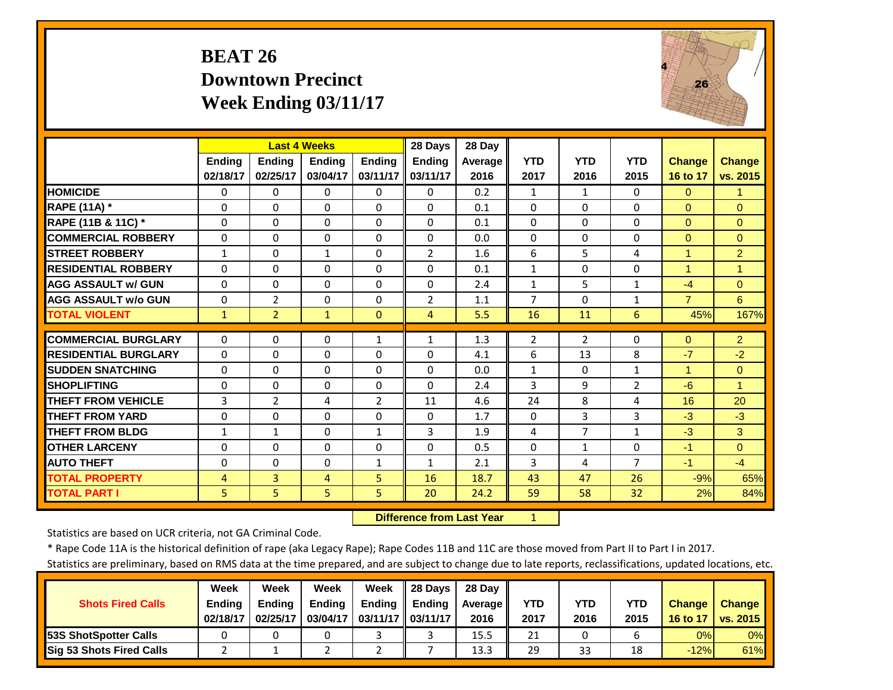# BEAT 26
## Downtown Precinct
## Week Ending 03/11/17

| | Last 4 Weeks | | | | 28 Days | 28 Day | | | | | |
|---|---|---|---|---|---|---|---|---|---|---|---|
| | Ending 02/18/17 | Ending 02/25/17 | Ending 03/04/17 | Ending 03/11/17 | Ending 03/11/17 | Average 2016 | YTD 2017 | YTD 2016 | YTD 2015 | Change 16 to 17 | Change vs. 2015 |
| HOMICIDE | 0 | 0 | 0 | 0 | 0 | 0.2 | 1 | 1 | 0 | 0 | 1 |
| RAPE (11A) * | 0 | 0 | 0 | 0 | 0 | 0.1 | 0 | 0 | 0 | 0 | 0 |
| RAPE (11B & 11C) * | 0 | 0 | 0 | 0 | 0 | 0.1 | 0 | 0 | 0 | 0 | 0 |
| COMMERCIAL ROBBERY | 0 | 0 | 0 | 0 | 0 | 0.0 | 0 | 0 | 0 | 0 | 0 |
| STREET ROBBERY | 1 | 0 | 1 | 0 | 2 | 1.6 | 6 | 5 | 4 | 1 | 2 |
| RESIDENTIAL ROBBERY | 0 | 0 | 0 | 0 | 0 | 0.1 | 1 | 0 | 0 | 1 | 1 |
| AGG ASSAULT w/ GUN | 0 | 0 | 0 | 0 | 0 | 2.4 | 1 | 5 | 1 | -4 | 0 |
| AGG ASSAULT w/o GUN | 0 | 2 | 0 | 0 | 2 | 1.1 | 7 | 0 | 1 | 7 | 6 |
| TOTAL VIOLENT | 1 | 2 | 1 | 0 | 4 | 5.5 | 16 | 11 | 6 | 45% | 167% |
| COMMERCIAL BURGLARY | 0 | 0 | 0 | 1 | 1 | 1.3 | 2 | 2 | 0 | 0 | 2 |
| RESIDENTIAL BURGLARY | 0 | 0 | 0 | 0 | 0 | 4.1 | 6 | 13 | 8 | -7 | -2 |
| SUDDEN SNATCHING | 0 | 0 | 0 | 0 | 0 | 0.0 | 1 | 0 | 1 | 1 | 0 |
| SHOPLIFTING | 0 | 0 | 0 | 0 | 0 | 2.4 | 3 | 9 | 2 | -6 | 1 |
| THEFT FROM VEHICLE | 3 | 2 | 4 | 2 | 11 | 4.6 | 24 | 8 | 4 | 16 | 20 |
| THEFT FROM YARD | 0 | 0 | 0 | 0 | 0 | 1.7 | 0 | 3 | 3 | -3 | -3 |
| THEFT FROM BLDG | 1 | 1 | 0 | 1 | 3 | 1.9 | 4 | 7 | 1 | -3 | 3 |
| OTHER LARCENY | 0 | 0 | 0 | 0 | 0 | 0.5 | 0 | 1 | 0 | -1 | 0 |
| AUTO THEFT | 0 | 0 | 0 | 1 | 1 | 2.1 | 3 | 4 | 7 | -1 | -4 |
| TOTAL PROPERTY | 4 | 3 | 4 | 5 | 16 | 18.7 | 43 | 47 | 26 | -9% | 65% |
| TOTAL PART I | 5 | 5 | 5 | 5 | 20 | 24.2 | 59 | 58 | 32 | 2% | 84% |

**Difference from Last Year** 1

Statistics are based on UCR criteria, not GA Criminal Code.

* Rape Code 11A is the historical definition of rape (aka Legacy Rape); Rape Codes 11B and 11C are those moved from Part II to Part I in 2017.

Statistics are preliminary, based on RMS data at the time prepared, and are subject to change due to late reports, reclassifications, updated locations, etc.

| Shots Fired Calls | Week Ending 02/18/17 | Week Ending 02/25/17 | Week Ending 03/04/17 | Week Ending 03/11/17 | 28 Days Ending 03/11/17 | 28 Day Average 2016 | YTD 2017 | YTD 2016 | YTD 2015 | Change 16 to 17 | Change vs. 2015 |
|---|---|---|---|---|---|---|---|---|---|---|---|
| 53S ShotSpotter Calls | 0 | 0 | 0 | 3 | 3 | 15.5 | 21 | 0 | 6 | 0% | 0% |
| Sig 53 Shots Fired Calls | 2 | 1 | 2 | 2 | 7 | 13.3 | 29 | 33 | 18 | -12% | 61% |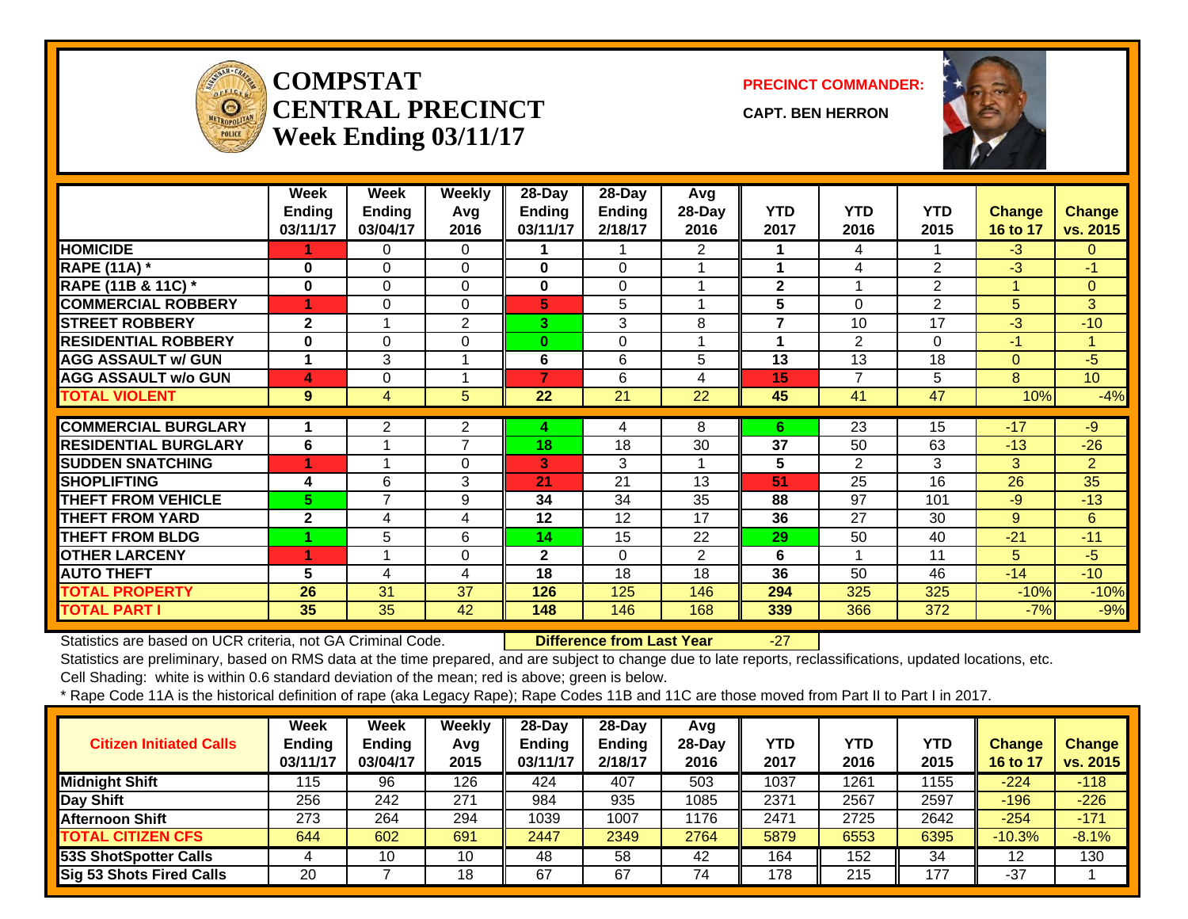# COMPSTAT CENTRAL PRECINCT Week Ending 03/11/17

**PRECINCT COMMANDER:**

**CAPT. BEN HERRON**

| | Week Ending 03/11/17 | Week Ending 03/04/17 | Weekly Avg 2016 | 28-Day Ending 03/11/17 | 28-Day Ending 2/18/17 | Avg 28-Day 2016 | YTD 2017 | YTD 2016 | YTD 2015 | Change 16 to 17 | Change vs. 2015 |
|---|---|---|---|---|---|---|---|---|---|---|---|
| HOMICIDE | 1 | 0 | 0 | 1 | 1 | 2 | 1 | 4 | 1 | -3 | 0 |
| RAPE (11A) * | 0 | 0 | 0 | 0 | 0 | 1 | 1 | 4 | 2 | -3 | -1 |
| RAPE (11B & 11C) * | 0 | 0 | 0 | 0 | 0 | 1 | 2 | 1 | 2 | 1 | 0 |
| COMMERCIAL ROBBERY | 1 | 0 | 0 | 5 | 5 | 1 | 5 | 0 | 2 | 5 | 3 |
| STREET ROBBERY | 2 | 1 | 2 | 3 | 3 | 8 | 7 | 10 | 17 | -3 | -10 |
| RESIDENTIAL ROBBERY | 0 | 0 | 0 | 0 | 0 | 1 | 1 | 2 | 0 | -1 | 1 |
| AGG ASSAULT w/ GUN | 1 | 3 | 1 | 6 | 6 | 5 | 13 | 13 | 18 | 0 | -5 |
| AGG ASSAULT w/o GUN | 4 | 0 | 1 | 7 | 6 | 4 | 15 | 7 | 5 | 8 | 10 |
| TOTAL VIOLENT | 9 | 4 | 5 | 22 | 21 | 22 | 45 | 41 | 47 | 10% | -4% |
| COMMERCIAL BURGLARY | 1 | 2 | 2 | 4 | 4 | 8 | 6 | 23 | 15 | -17 | -9 |
| RESIDENTIAL BURGLARY | 6 | 1 | 7 | 18 | 18 | 30 | 37 | 50 | 63 | -13 | -26 |
| SUDDEN SNATCHING | 1 | 1 | 0 | 3 | 3 | 1 | 5 | 2 | 3 | 3 | 2 |
| SHOPLIFTING | 4 | 6 | 3 | 21 | 21 | 13 | 51 | 25 | 16 | 26 | 35 |
| THEFT FROM VEHICLE | 5 | 7 | 9 | 34 | 34 | 35 | 88 | 97 | 101 | -9 | -13 |
| THEFT FROM YARD | 2 | 4 | 4 | 12 | 12 | 17 | 36 | 27 | 30 | 9 | 6 |
| THEFT FROM BLDG | 1 | 5 | 6 | 14 | 15 | 22 | 29 | 50 | 40 | -21 | -11 |
| OTHER LARCENY | 1 | 1 | 0 | 2 | 0 | 2 | 6 | 1 | 11 | 5 | -5 |
| AUTO THEFT | 5 | 4 | 4 | 18 | 18 | 18 | 36 | 50 | 46 | -14 | -10 |
| TOTAL PROPERTY | 26 | 31 | 37 | 126 | 125 | 146 | 294 | 325 | 325 | -10% | -10% |
| TOTAL PART I | 35 | 35 | 42 | 148 | 146 | 168 | 339 | 366 | 372 | -7% | -9% |

Statistics are based on UCR criteria, not GA Criminal Code. **Difference from Last Year** -27

Statistics are preliminary, based on RMS data at the time prepared, and are subject to change due to late reports, reclassifications, updated locations, etc.

Cell Shading: white is within 0.6 standard deviation of the mean; red is above; green is below.

* Rape Code 11A is the historical definition of rape (aka Legacy Rape); Rape Codes 11B and 11C are those moved from Part II to Part I in 2017.

| Citizen Initiated Calls | Week Ending 03/11/17 | Week Ending 03/04/17 | Weekly Avg 2015 | 28-Day Ending 03/11/17 | 28-Day Ending 2/18/17 | Avg 28-Day 2016 | YTD 2017 | YTD 2016 | YTD 2015 | Change 16 to 17 | Change vs. 2015 |
|---|---|---|---|---|---|---|---|---|---|---|---|
| Midnight Shift | 115 | 96 | 126 | 424 | 407 | 503 | 1037 | 1261 | 1155 | -224 | -118 |
| Day Shift | 256 | 242 | 271 | 984 | 935 | 1085 | 2371 | 2567 | 2597 | -196 | -226 |
| Afternoon Shift | 273 | 264 | 294 | 1039 | 1007 | 1176 | 2471 | 2725 | 2642 | -254 | -171 |
| TOTAL CITIZEN CFS | 644 | 602 | 691 | 2447 | 2349 | 2764 | 5879 | 6553 | 6395 | -10.3% | -8.1% |
| 53S ShotSpotter Calls | 4 | 10 | 10 | 48 | 58 | 42 | 164 | 152 | 34 | 12 | 130 |
| Sig 53 Shots Fired Calls | 20 | 7 | 18 | 67 | 67 | 74 | 178 | 215 | 177 | -37 | 1 |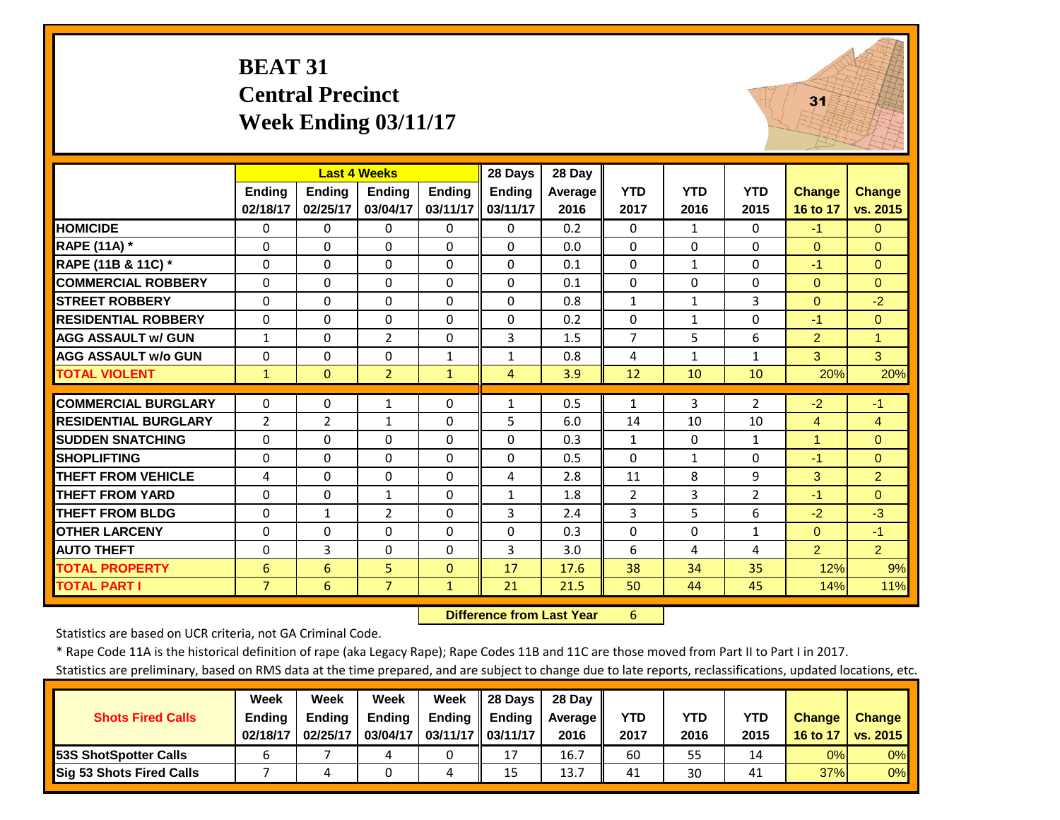# BEAT 31
## Central Precinct
## Week Ending 03/11/17

| | Last 4 Weeks | | | | 28 Days | 28 Day | | | | | |
|---|---|---|---|---|---|---|---|---|---|---|---|
| | Ending 02/18/17 | Ending 02/25/17 | Ending 03/04/17 | Ending 03/11/17 | Ending 03/11/17 | Average 2016 | YTD 2017 | YTD 2016 | YTD 2015 | Change 16 to 17 | Change vs. 2015 |
| **HOMICIDE** | 0 | 0 | 0 | 0 | 0 | 0.2 | 0 | 1 | 0 | -1 | 0 |
| **RAPE (11A) *** | 0 | 0 | 0 | 0 | 0 | 0.0 | 0 | 0 | 0 | 0 | 0 |
| **RAPE (11B & 11C) *** | 0 | 0 | 0 | 0 | 0 | 0.1 | 0 | 1 | 0 | -1 | 0 |
| **COMMERCIAL ROBBERY** | 0 | 0 | 0 | 0 | 0 | 0.1 | 0 | 0 | 0 | 0 | 0 |
| **STREET ROBBERY** | 0 | 0 | 0 | 0 | 0 | 0.8 | 1 | 1 | 3 | 0 | -2 |
| **RESIDENTIAL ROBBERY** | 0 | 0 | 0 | 0 | 0 | 0.2 | 0 | 1 | 0 | -1 | 0 |
| **AGG ASSAULT w/ GUN** | 1 | 0 | 2 | 0 | 3 | 1.5 | 7 | 5 | 6 | 2 | 1 |
| **AGG ASSAULT w/o GUN** | 0 | 0 | 0 | 1 | 1 | 0.8 | 4 | 1 | 1 | 3 | 3 |
| **TOTAL VIOLENT** | 1 | 0 | 2 | 1 | 4 | 3.9 | 12 | 10 | 10 | 20% | 20% |
| **COMMERCIAL BURGLARY** | 0 | 0 | 1 | 0 | 1 | 0.5 | 1 | 3 | 2 | -2 | -1 |
| **RESIDENTIAL BURGLARY** | 2 | 2 | 1 | 0 | 5 | 6.0 | 14 | 10 | 10 | 4 | 4 |
| **SUDDEN SNATCHING** | 0 | 0 | 0 | 0 | 0 | 0.3 | 1 | 0 | 1 | 1 | 0 |
| **SHOPLIFTING** | 0 | 0 | 0 | 0 | 0 | 0.5 | 0 | 1 | 0 | -1 | 0 |
| **THEFT FROM VEHICLE** | 4 | 0 | 0 | 0 | 4 | 2.8 | 11 | 8 | 9 | 3 | 2 |
| **THEFT FROM YARD** | 0 | 0 | 1 | 0 | 1 | 1.8 | 2 | 3 | 2 | -1 | 0 |
| **THEFT FROM BLDG** | 0 | 1 | 2 | 0 | 3 | 2.4 | 3 | 5 | 6 | -2 | -3 |
| **OTHER LARCENY** | 0 | 0 | 0 | 0 | 0 | 0.3 | 0 | 0 | 1 | 0 | -1 |
| **AUTO THEFT** | 0 | 3 | 0 | 0 | 3 | 3.0 | 6 | 4 | 4 | 2 | 2 |
| **TOTAL PROPERTY** | 6 | 6 | 5 | 0 | 17 | 17.6 | 38 | 34 | 35 | 12% | 9% |
| **TOTAL PART I** | 7 | 6 | 7 | 1 | 21 | 21.5 | 50 | 44 | 45 | 14% | 11% |

**Difference from Last Year** 6

Statistics are based on UCR criteria, not GA Criminal Code.

* Rape Code 11A is the historical definition of rape (aka Legacy Rape); Rape Codes 11B and 11C are those moved from Part II to Part I in 2017.

Statistics are preliminary, based on RMS data at the time prepared, and are subject to change due to late reports, reclassifications, updated locations, etc.

| Shots Fired Calls | Week Ending 02/18/17 | Week Ending 02/25/17 | Week Ending 03/04/17 | Week Ending 03/11/17 | 28 Days Ending 03/11/17 | 28 Day Average 2016 | YTD 2017 | YTD 2016 | YTD 2015 | Change 16 to 17 | Change vs. 2015 |
|---|---|---|---|---|---|---|---|---|---|---|---|
| **53S ShotSpotter Calls** | 6 | 7 | 4 | 0 | 17 | 16.7 | 60 | 55 | 14 | 0% | 0% |
| **Sig 53 Shots Fired Calls** | 7 | 4 | 0 | 4 | 15 | 13.7 | 41 | 30 | 41 | 37% | 0% |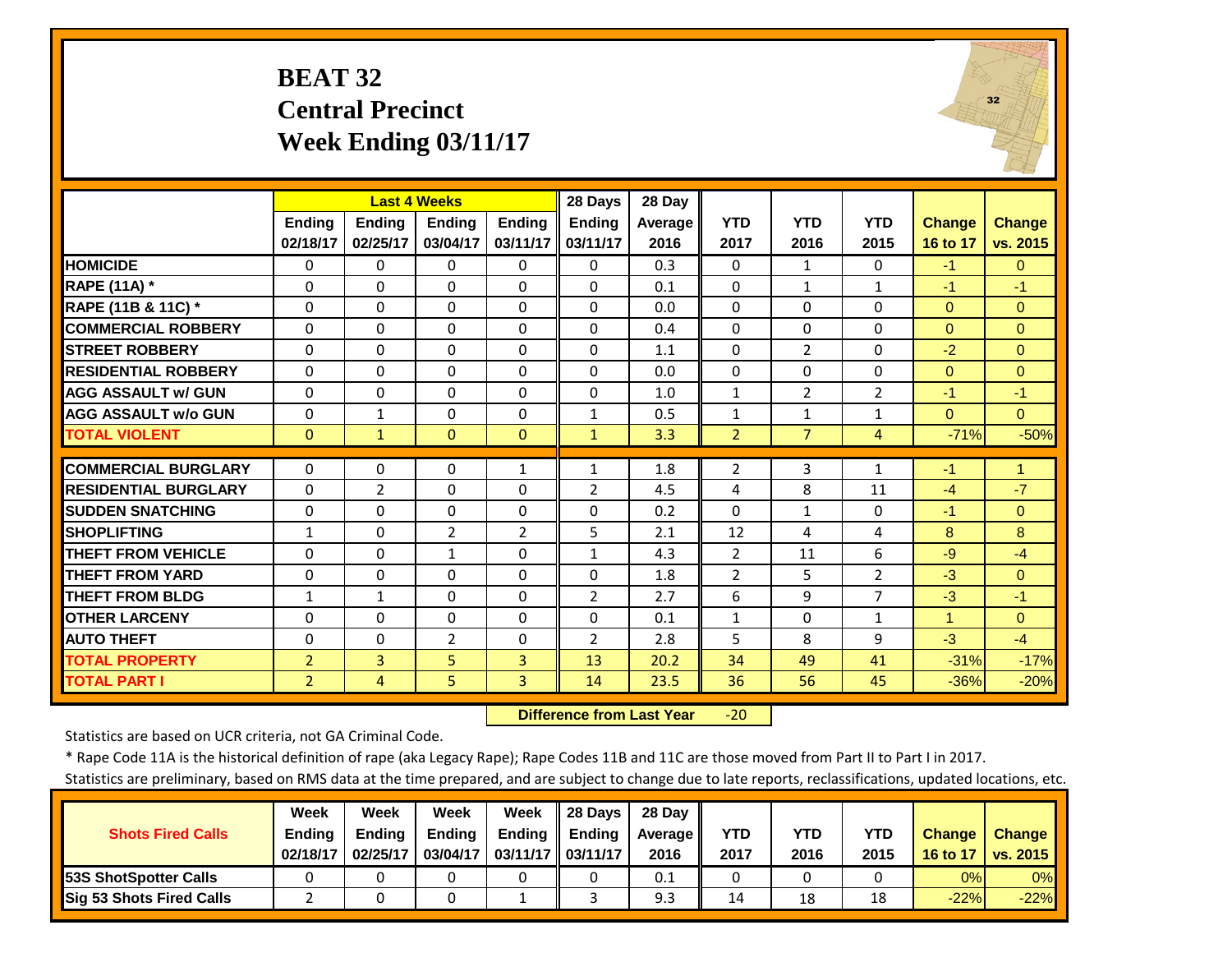# BEAT 32
## Central Precinct
## Week Ending 03/11/17

| | Last 4 Weeks | | | | 28 Days | 28 Day | | | | | |
|---|---|---|---|---|---|---|---|---|---|---|---|
| | Ending 02/18/17 | Ending 02/25/17 | Ending 03/04/17 | Ending 03/11/17 | Ending 03/11/17 | Average 2016 | YTD 2017 | YTD 2016 | YTD 2015 | Change 16 to 17 | Change vs. 2015 |
| HOMICIDE | 0 | 0 | 0 | 0 | 0 | 0.3 | 0 | 1 | 0 | -1 | 0 |
| RAPE (11A) * | 0 | 0 | 0 | 0 | 0 | 0.1 | 0 | 1 | 1 | -1 | -1 |
| RAPE (11B & 11C) * | 0 | 0 | 0 | 0 | 0 | 0.0 | 0 | 0 | 0 | 0 | 0 |
| COMMERCIAL ROBBERY | 0 | 0 | 0 | 0 | 0 | 0.4 | 0 | 0 | 0 | 0 | 0 |
| STREET ROBBERY | 0 | 0 | 0 | 0 | 0 | 1.1 | 0 | 2 | 0 | -2 | 0 |
| RESIDENTIAL ROBBERY | 0 | 0 | 0 | 0 | 0 | 0.0 | 0 | 0 | 0 | 0 | 0 |
| AGG ASSAULT w/ GUN | 0 | 0 | 0 | 0 | 0 | 1.0 | 1 | 2 | 2 | -1 | -1 |
| AGG ASSAULT w/o GUN | 0 | 1 | 0 | 0 | 1 | 0.5 | 1 | 1 | 1 | 0 | 0 |
| TOTAL VIOLENT | 0 | 1 | 0 | 0 | 1 | 3.3 | 2 | 7 | 4 | -71% | -50% |
| COMMERCIAL BURGLARY | 0 | 0 | 0 | 1 | 1 | 1.8 | 2 | 3 | 1 | -1 | 1 |
| RESIDENTIAL BURGLARY | 0 | 2 | 0 | 0 | 2 | 4.5 | 4 | 8 | 11 | -4 | -7 |
| SUDDEN SNATCHING | 0 | 0 | 0 | 0 | 0 | 0.2 | 0 | 1 | 0 | -1 | 0 |
| SHOPLIFTING | 1 | 0 | 2 | 2 | 5 | 2.1 | 12 | 4 | 4 | 8 | 8 |
| THEFT FROM VEHICLE | 0 | 0 | 1 | 0 | 1 | 4.3 | 2 | 11 | 6 | -9 | -4 |
| THEFT FROM YARD | 0 | 0 | 0 | 0 | 0 | 1.8 | 2 | 5 | 2 | -3 | 0 |
| THEFT FROM BLDG | 1 | 1 | 0 | 0 | 2 | 2.7 | 6 | 9 | 7 | -3 | -1 |
| OTHER LARCENY | 0 | 0 | 0 | 0 | 0 | 0.1 | 1 | 0 | 1 | 1 | 0 |
| AUTO THEFT | 0 | 0 | 2 | 0 | 2 | 2.8 | 5 | 8 | 9 | -3 | -4 |
| TOTAL PROPERTY | 2 | 3 | 5 | 3 | 13 | 20.2 | 34 | 49 | 41 | -31% | -17% |
| TOTAL PART I | 2 | 4 | 5 | 3 | 14 | 23.5 | 36 | 56 | 45 | -36% | -20% |

**Difference from Last Year** -20

Statistics are based on UCR criteria, not GA Criminal Code.

* Rape Code 11A is the historical definition of rape (aka Legacy Rape); Rape Codes 11B and 11C are those moved from Part II to Part I in 2017.

Statistics are preliminary, based on RMS data at the time prepared, and are subject to change due to late reports, reclassifications, updated locations, etc.

| Shots Fired Calls | Week Ending 02/18/17 | Week Ending 02/25/17 | Week Ending 03/04/17 | Week Ending 03/11/17 | 28 Days Ending 03/11/17 | 28 Day Average 2016 | YTD 2017 | YTD 2016 | YTD 2015 | Change 16 to 17 | Change vs. 2015 |
|---|---|---|---|---|---|---|---|---|---|---|---|
| 53S ShotSpotter Calls | 0 | 0 | 0 | 0 | 0 | 0.1 | 0 | 0 | 0 | 0% | 0% |
| Sig 53 Shots Fired Calls | 2 | 0 | 0 | 1 | 3 | 9.3 | 14 | 18 | 18 | -22% | -22% |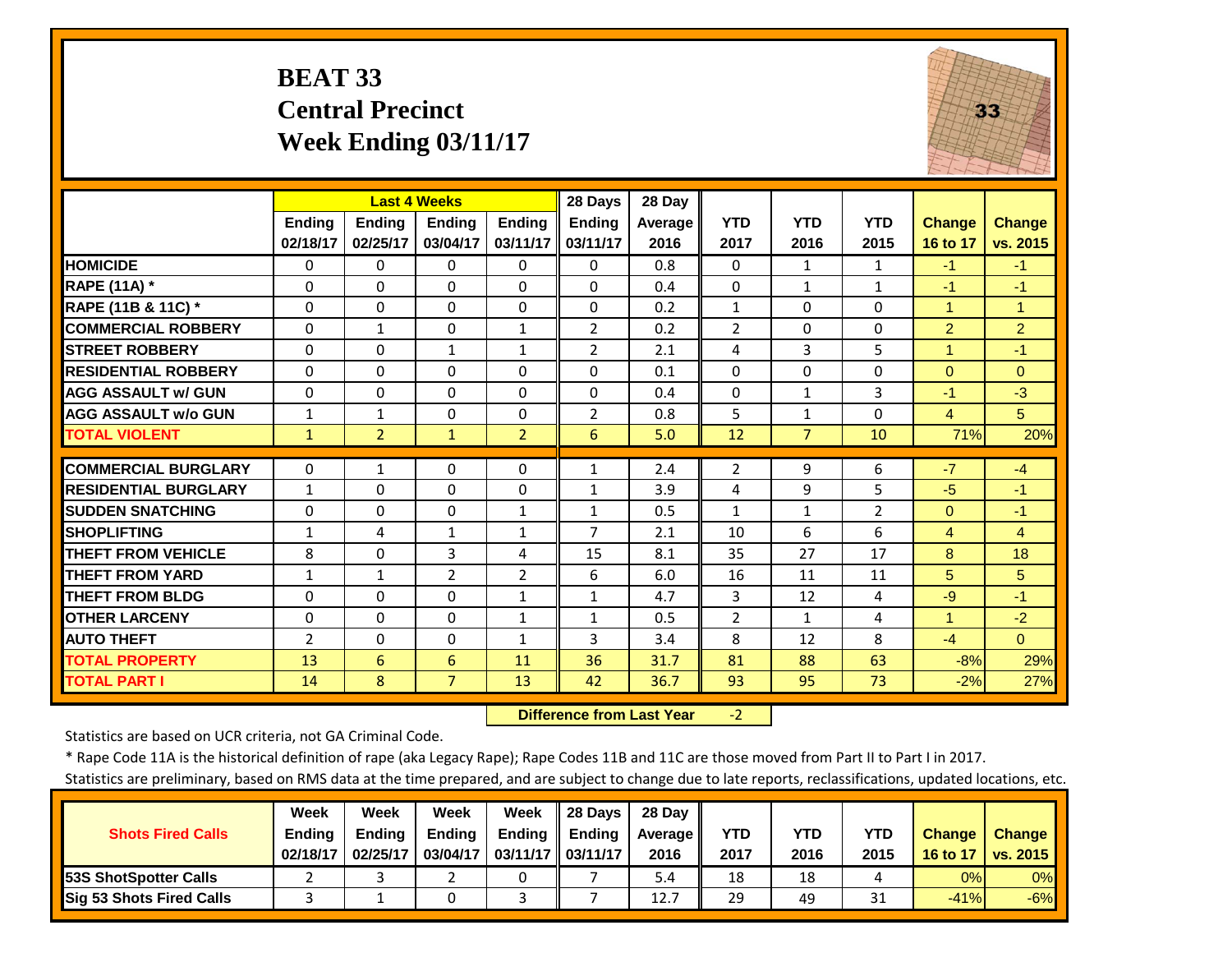# BEAT 33
# Central Precinct
# Week Ending 03/11/17

| | Last 4 Weeks | | | | 28 Days | 28 Day | | | | | |
|---|---|---|---|---|---|---|---|---|---|---|---|
| | Ending 02/18/17 | Ending 02/25/17 | Ending 03/04/17 | Ending 03/11/17 | Ending 03/11/17 | Average 2016 | YTD 2017 | YTD 2016 | YTD 2015 | Change 16 to 17 | Change vs. 2015 |
| **HOMICIDE** | 0 | 0 | 0 | 0 | 0 | 0.8 | 0 | 1 | 1 | -1 | -1 |
| **RAPE (11A) *** | 0 | 0 | 0 | 0 | 0 | 0.4 | 0 | 1 | 1 | -1 | -1 |
| **RAPE (11B & 11C) *** | 0 | 0 | 0 | 0 | 0 | 0.2 | 1 | 0 | 0 | 1 | 1 |
| **COMMERCIAL ROBBERY** | 0 | 1 | 0 | 1 | 2 | 0.2 | 2 | 0 | 0 | 2 | 2 |
| **STREET ROBBERY** | 0 | 0 | 1 | 1 | 2 | 2.1 | 4 | 3 | 5 | 1 | -1 |
| **RESIDENTIAL ROBBERY** | 0 | 0 | 0 | 0 | 0 | 0.1 | 0 | 0 | 0 | 0 | 0 |
| **AGG ASSAULT w/ GUN** | 0 | 0 | 0 | 0 | 0 | 0.4 | 0 | 1 | 3 | -1 | -3 |
| **AGG ASSAULT w/o GUN** | 1 | 1 | 0 | 0 | 2 | 0.8 | 5 | 1 | 0 | 4 | 5 |
| **TOTAL VIOLENT** | 1 | 2 | 1 | 2 | 6 | 5.0 | 12 | 7 | 10 | 71% | 20% |
| **COMMERCIAL BURGLARY** | 0 | 1 | 0 | 0 | 1 | 2.4 | 2 | 9 | 6 | -7 | -4 |
| **RESIDENTIAL BURGLARY** | 1 | 0 | 0 | 0 | 1 | 3.9 | 4 | 9 | 5 | -5 | -1 |
| **SUDDEN SNATCHING** | 0 | 0 | 0 | 1 | 1 | 0.5 | 1 | 1 | 2 | 0 | -1 |
| **SHOPLIFTING** | 1 | 4 | 1 | 1 | 7 | 2.1 | 10 | 6 | 6 | 4 | 4 |
| **THEFT FROM VEHICLE** | 8 | 0 | 3 | 4 | 15 | 8.1 | 35 | 27 | 17 | 8 | 18 |
| **THEFT FROM YARD** | 1 | 1 | 2 | 2 | 6 | 6.0 | 16 | 11 | 11 | 5 | 5 |
| **THEFT FROM BLDG** | 0 | 0 | 0 | 1 | 1 | 4.7 | 3 | 12 | 4 | -9 | -1 |
| **OTHER LARCENY** | 0 | 0 | 0 | 1 | 1 | 0.5 | 2 | 1 | 4 | 1 | -2 |
| **AUTO THEFT** | 2 | 0 | 0 | 1 | 3 | 3.4 | 8 | 12 | 8 | -4 | 0 |
| **TOTAL PROPERTY** | 13 | 6 | 6 | 11 | 36 | 31.7 | 81 | 88 | 63 | -8% | 29% |
| **TOTAL PART I** | 14 | 8 | 7 | 13 | 42 | 36.7 | 93 | 95 | 73 | -2% | 27% |

**Difference from Last Year** -2

Statistics are based on UCR criteria, not GA Criminal Code.

* Rape Code 11A is the historical definition of rape (aka Legacy Rape); Rape Codes 11B and 11C are those moved from Part II to Part I in 2017.

Statistics are preliminary, based on RMS data at the time prepared, and are subject to change due to late reports, reclassifications, updated locations, etc.

| Shots Fired Calls | Week Ending 02/18/17 | Week Ending 02/25/17 | Week Ending 03/04/17 | Week Ending 03/11/17 | 28 Days Ending 03/11/17 | 28 Day Average 2016 | YTD 2017 | YTD 2016 | YTD 2015 | Change 16 to 17 | Change vs. 2015 |
|---|---|---|---|---|---|---|---|---|---|---|---|
| **53S ShotSpotter Calls** | 2 | 3 | 2 | 0 | 7 | 5.4 | 18 | 18 | 4 | 0% | 0% |
| **Sig 53 Shots Fired Calls** | 3 | 1 | 0 | 3 | 7 | 12.7 | 29 | 49 | 31 | -41% | -6% |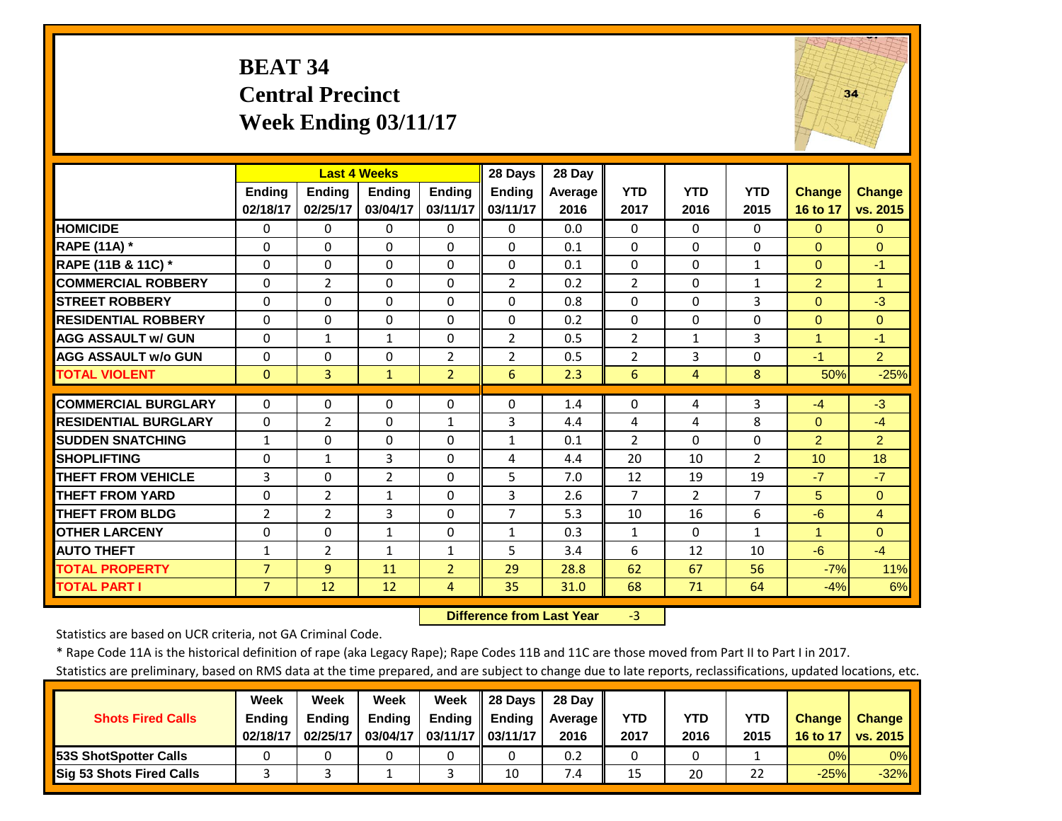# BEAT 34
## Central Precinct
## Week Ending 03/11/17

| | Last 4 Weeks | | | | 28 Days | 28 Day | | | | | |
|---|---|---|---|---|---|---|---|---|---|---|---|
| | Ending 02/18/17 | Ending 02/25/17 | Ending 03/04/17 | Ending 03/11/17 | Ending 03/11/17 | Average 2016 | YTD 2017 | YTD 2016 | YTD 2015 | Change 16 to 17 | Change vs. 2015 |
| HOMICIDE | 0 | 0 | 0 | 0 | 0 | 0.0 | 0 | 0 | 0 | 0 | 0 |
| RAPE (11A) * | 0 | 0 | 0 | 0 | 0 | 0.1 | 0 | 0 | 0 | 0 | 0 |
| RAPE (11B & 11C) * | 0 | 0 | 0 | 0 | 0 | 0.1 | 0 | 0 | 1 | 0 | -1 |
| COMMERCIAL ROBBERY | 0 | 2 | 0 | 0 | 2 | 0.2 | 2 | 0 | 1 | 2 | 1 |
| STREET ROBBERY | 0 | 0 | 0 | 0 | 0 | 0.8 | 0 | 0 | 3 | 0 | -3 |
| RESIDENTIAL ROBBERY | 0 | 0 | 0 | 0 | 0 | 0.2 | 0 | 0 | 0 | 0 | 0 |
| AGG ASSAULT w/ GUN | 0 | 1 | 1 | 0 | 2 | 0.5 | 2 | 1 | 3 | 1 | -1 |
| AGG ASSAULT w/o GUN | 0 | 0 | 0 | 2 | 2 | 0.5 | 2 | 3 | 0 | -1 | 2 |
| TOTAL VIOLENT | 0 | 3 | 1 | 2 | 6 | 2.3 | 6 | 4 | 8 | 50% | -25% |
| COMMERCIAL BURGLARY | 0 | 0 | 0 | 0 | 0 | 1.4 | 0 | 4 | 3 | -4 | -3 |
| RESIDENTIAL BURGLARY | 0 | 2 | 0 | 1 | 3 | 4.4 | 4 | 4 | 8 | 0 | -4 |
| SUDDEN SNATCHING | 1 | 0 | 0 | 0 | 1 | 0.1 | 2 | 0 | 0 | 2 | 2 |
| SHOPLIFTING | 0 | 1 | 3 | 0 | 4 | 4.4 | 20 | 10 | 2 | 10 | 18 |
| THEFT FROM VEHICLE | 3 | 0 | 2 | 0 | 5 | 7.0 | 12 | 19 | 19 | -7 | -7 |
| THEFT FROM YARD | 0 | 2 | 1 | 0 | 3 | 2.6 | 7 | 2 | 7 | 5 | 0 |
| THEFT FROM BLDG | 2 | 2 | 3 | 0 | 7 | 5.3 | 10 | 16 | 6 | -6 | 4 |
| OTHER LARCENY | 0 | 0 | 1 | 0 | 1 | 0.3 | 1 | 0 | 1 | 1 | 0 |
| AUTO THEFT | 1 | 2 | 1 | 1 | 5 | 3.4 | 6 | 12 | 10 | -6 | -4 |
| TOTAL PROPERTY | 7 | 9 | 11 | 2 | 29 | 28.8 | 62 | 67 | 56 | -7% | 11% |
| TOTAL PART I | 7 | 12 | 12 | 4 | 35 | 31.0 | 68 | 71 | 64 | -4% | 6% |

**Difference from Last Year** -3

Statistics are based on UCR criteria, not GA Criminal Code.

* Rape Code 11A is the historical definition of rape (aka Legacy Rape); Rape Codes 11B and 11C are those moved from Part II to Part I in 2017.

Statistics are preliminary, based on RMS data at the time prepared, and are subject to change due to late reports, reclassifications, updated locations, etc.

| Shots Fired Calls | Week Ending 02/18/17 | Week Ending 02/25/17 | Week Ending 03/04/17 | Week Ending 03/11/17 | 28 Days Ending 03/11/17 | 28 Day Average 2016 | YTD 2017 | YTD 2016 | YTD 2015 | Change 16 to 17 | Change vs. 2015 |
|---|---|---|---|---|---|---|---|---|---|---|---|
| 53S ShotSpotter Calls | 0 | 0 | 0 | 0 | 0 | 0.2 | 0 | 0 | 1 | 0% | 0% |
| Sig 53 Shots Fired Calls | 3 | 3 | 1 | 3 | 10 | 7.4 | 15 | 20 | 22 | -25% | -32% |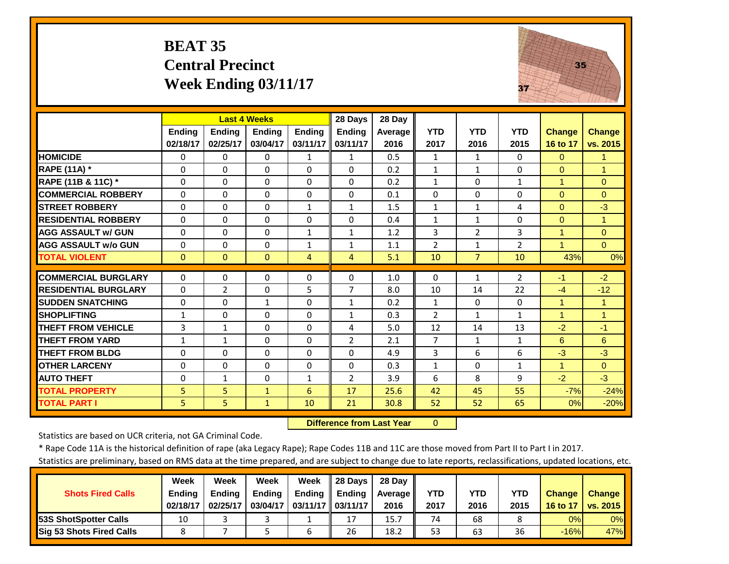# BEAT 35
## Central Precinct
## Week Ending 03/11/17

| | Last 4 Weeks | | | | 28 Days | 28 Day | | | | | |
|---|---|---|---|---|---|---|---|---|---|---|---|
| | Ending 02/18/17 | Ending 02/25/17 | Ending 03/04/17 | Ending 03/11/17 | Ending 03/11/17 | Average 2016 | YTD 2017 | YTD 2016 | YTD 2015 | Change 16 to 17 | Change vs. 2015 |
| HOMICIDE | 0 | 0 | 0 | 1 | 1 | 0.5 | 1 | 1 | 0 | 0 | 1 |
| RAPE (11A) * | 0 | 0 | 0 | 0 | 0 | 0.2 | 1 | 1 | 0 | 0 | 1 |
| RAPE (11B & 11C) * | 0 | 0 | 0 | 0 | 0 | 0.2 | 1 | 0 | 1 | 1 | 0 |
| COMMERCIAL ROBBERY | 0 | 0 | 0 | 0 | 0 | 0.1 | 0 | 0 | 0 | 0 | 0 |
| STREET ROBBERY | 0 | 0 | 0 | 1 | 1 | 1.5 | 1 | 1 | 4 | 0 | -3 |
| RESIDENTIAL ROBBERY | 0 | 0 | 0 | 0 | 0 | 0.4 | 1 | 1 | 0 | 0 | 1 |
| AGG ASSAULT w/ GUN | 0 | 0 | 0 | 1 | 1 | 1.2 | 3 | 2 | 3 | 1 | 0 |
| AGG ASSAULT w/o GUN | 0 | 0 | 0 | 1 | 1 | 1.1 | 2 | 1 | 2 | 1 | 0 |
| TOTAL VIOLENT | 0 | 0 | 0 | 4 | 4 | 5.1 | 10 | 7 | 10 | 43% | 0% |
| COMMERCIAL BURGLARY | 0 | 0 | 0 | 0 | 0 | 1.0 | 0 | 1 | 2 | -1 | -2 |
| RESIDENTIAL BURGLARY | 0 | 2 | 0 | 5 | 7 | 8.0 | 10 | 14 | 22 | -4 | -12 |
| SUDDEN SNATCHING | 0 | 0 | 1 | 0 | 1 | 0.2 | 1 | 0 | 0 | 1 | 1 |
| SHOPLIFTING | 1 | 0 | 0 | 0 | 1 | 0.3 | 2 | 1 | 1 | 1 | 1 |
| THEFT FROM VEHICLE | 3 | 1 | 0 | 0 | 4 | 5.0 | 12 | 14 | 13 | -2 | -1 |
| THEFT FROM YARD | 1 | 1 | 0 | 0 | 2 | 2.1 | 7 | 1 | 1 | 6 | 6 |
| THEFT FROM BLDG | 0 | 0 | 0 | 0 | 0 | 4.9 | 3 | 6 | 6 | -3 | -3 |
| OTHER LARCENY | 0 | 0 | 0 | 0 | 0 | 0.3 | 1 | 0 | 1 | 1 | 0 |
| AUTO THEFT | 0 | 1 | 0 | 1 | 2 | 3.9 | 6 | 8 | 9 | -2 | -3 |
| TOTAL PROPERTY | 5 | 5 | 1 | 6 | 17 | 25.6 | 42 | 45 | 55 | -7% | -24% |
| TOTAL PART I | 5 | 5 | 1 | 10 | 21 | 30.8 | 52 | 52 | 65 | 0% | -20% |

**Difference from Last Year** 0

Statistics are based on UCR criteria, not GA Criminal Code.

* Rape Code 11A is the historical definition of rape (aka Legacy Rape); Rape Codes 11B and 11C are those moved from Part II to Part I in 2017.

Statistics are preliminary, based on RMS data at the time prepared, and are subject to change due to late reports, reclassifications, updated locations, etc.

| Shots Fired Calls | Week Ending 02/18/17 | Week Ending 02/25/17 | Week Ending 03/04/17 | Week Ending 03/11/17 | 28 Days Ending 03/11/17 | 28 Day Average 2016 | YTD 2017 | YTD 2016 | YTD 2015 | Change 16 to 17 | Change vs. 2015 |
|---|---|---|---|---|---|---|---|---|---|---|---|
| 53S ShotSpotter Calls | 10 | 3 | 3 | 1 | 17 | 15.7 | 74 | 68 | 8 | 0% | 0% |
| Sig 53 Shots Fired Calls | 8 | 7 | 5 | 6 | 26 | 18.2 | 53 | 63 | 36 | -16% | 47% |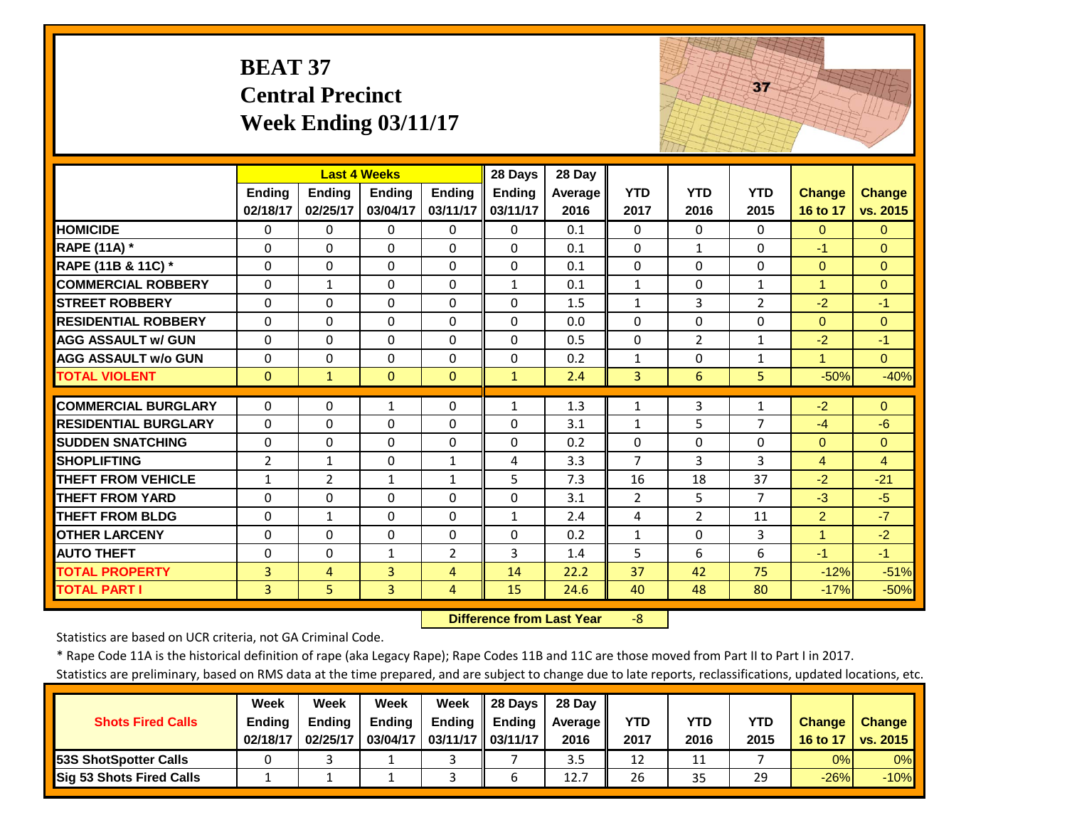# BEAT 37
## Central Precinct
## Week Ending 03/11/17

| | Last 4 Weeks | | | | 28 Days | 28 Day | | | | | |
|---|---|---|---|---|---|---|---|---|---|---|---|
| | Ending 02/18/17 | Ending 02/25/17 | Ending 03/04/17 | Ending 03/11/17 | Ending 03/11/17 | Average 2016 | YTD 2017 | YTD 2016 | YTD 2015 | Change 16 to 17 | Change vs. 2015 |
| HOMICIDE | 0 | 0 | 0 | 0 | 0 | 0.1 | 0 | 0 | 0 | 0 | 0 |
| RAPE (11A) * | 0 | 0 | 0 | 0 | 0 | 0.1 | 0 | 1 | 0 | -1 | 0 |
| RAPE (11B & 11C) * | 0 | 0 | 0 | 0 | 0 | 0.1 | 0 | 0 | 0 | 0 | 0 |
| COMMERCIAL ROBBERY | 0 | 1 | 0 | 0 | 1 | 0.1 | 1 | 0 | 1 | 1 | 0 |
| STREET ROBBERY | 0 | 0 | 0 | 0 | 0 | 1.5 | 1 | 3 | 2 | -2 | -1 |
| RESIDENTIAL ROBBERY | 0 | 0 | 0 | 0 | 0 | 0.0 | 0 | 0 | 0 | 0 | 0 |
| AGG ASSAULT w/ GUN | 0 | 0 | 0 | 0 | 0 | 0.5 | 0 | 2 | 1 | -2 | -1 |
| AGG ASSAULT w/o GUN | 0 | 0 | 0 | 0 | 0 | 0.2 | 1 | 0 | 1 | 1 | 0 |
| TOTAL VIOLENT | 0 | 1 | 0 | 0 | 1 | 2.4 | 3 | 6 | 5 | -50% | -40% |
| COMMERCIAL BURGLARY | 0 | 0 | 1 | 0 | 1 | 1.3 | 1 | 3 | 1 | -2 | 0 |
| RESIDENTIAL BURGLARY | 0 | 0 | 0 | 0 | 0 | 3.1 | 1 | 5 | 7 | -4 | -6 |
| SUDDEN SNATCHING | 0 | 0 | 0 | 0 | 0 | 0.2 | 0 | 0 | 0 | 0 | 0 |
| SHOPLIFTING | 2 | 1 | 0 | 1 | 4 | 3.3 | 7 | 3 | 3 | 4 | 4 |
| THEFT FROM VEHICLE | 1 | 2 | 1 | 1 | 5 | 7.3 | 16 | 18 | 37 | -2 | -21 |
| THEFT FROM YARD | 0 | 0 | 0 | 0 | 0 | 3.1 | 2 | 5 | 7 | -3 | -5 |
| THEFT FROM BLDG | 0 | 1 | 0 | 0 | 1 | 2.4 | 4 | 2 | 11 | 2 | -7 |
| OTHER LARCENY | 0 | 0 | 0 | 0 | 0 | 0.2 | 1 | 0 | 3 | 1 | -2 |
| AUTO THEFT | 0 | 0 | 1 | 2 | 3 | 1.4 | 5 | 6 | 6 | -1 | -1 |
| TOTAL PROPERTY | 3 | 4 | 3 | 4 | 14 | 22.2 | 37 | 42 | 75 | -12% | -51% |
| TOTAL PART I | 3 | 5 | 3 | 4 | 15 | 24.6 | 40 | 48 | 80 | -17% | -50% |

**Difference from Last Year** -8

Statistics are based on UCR criteria, not GA Criminal Code.

* Rape Code 11A is the historical definition of rape (aka Legacy Rape); Rape Codes 11B and 11C are those moved from Part II to Part I in 2017.

Statistics are preliminary, based on RMS data at the time prepared, and are subject to change due to late reports, reclassifications, updated locations, etc.

| Shots Fired Calls | Week Ending 02/18/17 | Week Ending 02/25/17 | Week Ending 03/04/17 | Week Ending 03/11/17 | 28 Days Ending 03/11/17 | 28 Day Average 2016 | YTD 2017 | YTD 2016 | YTD 2015 | Change 16 to 17 | Change vs. 2015 |
|---|---|---|---|---|---|---|---|---|---|---|---|
| 53S ShotSpotter Calls | 0 | 3 | 1 | 3 | 7 | 3.5 | 12 | 11 | 7 | 0% | 0% |
| Sig 53 Shots Fired Calls | 1 | 1 | 1 | 3 | 6 | 12.7 | 26 | 35 | 29 | -26% | -10% |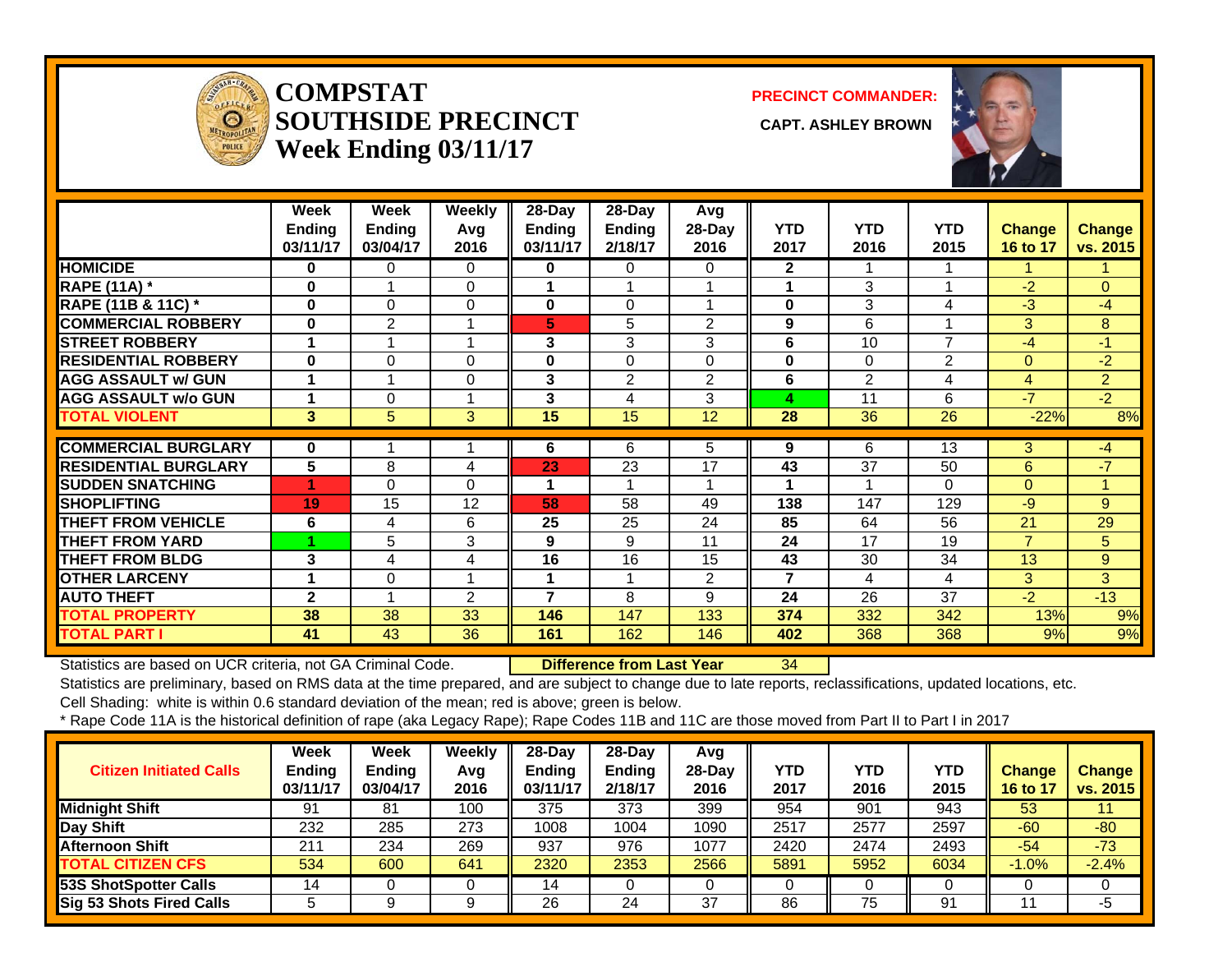# COMPSTAT SOUTHSIDE PRECINCT Week Ending 03/11/17

**PRECINCT COMMANDER:**

**CAPT. ASHLEY BROWN**

| | Week Ending 03/11/17 | Week Ending 03/04/17 | Weekly Avg 2016 | 28-Day Ending 03/11/17 | 28-Day Ending 2/18/17 | Avg 28-Day 2016 | YTD 2017 | YTD 2016 | YTD 2015 | Change 16 to 17 | Change vs. 2015 |
|---|---|---|---|---|---|---|---|---|---|---|---|
| HOMICIDE | 0 | 0 | 0 | 0 | 0 | 0 | 2 | 1 | 1 | 1 | 1 |
| RAPE (11A) * | 0 | 1 | 0 | 1 | 1 | 1 | 1 | 3 | 1 | -2 | 0 |
| RAPE (11B & 11C) * | 0 | 0 | 0 | 0 | 0 | 1 | 0 | 3 | 4 | -3 | -4 |
| COMMERCIAL ROBBERY | 0 | 2 | 1 | 5 | 5 | 2 | 9 | 6 | 1 | 3 | 8 |
| STREET ROBBERY | 1 | 1 | 1 | 3 | 3 | 3 | 6 | 10 | 7 | -4 | -1 |
| RESIDENTIAL ROBBERY | 0 | 0 | 0 | 0 | 0 | 0 | 0 | 0 | 2 | 0 | -2 |
| AGG ASSAULT w/ GUN | 1 | 1 | 0 | 3 | 2 | 2 | 6 | 2 | 4 | 4 | 2 |
| AGG ASSAULT w/o GUN | 1 | 0 | 1 | 3 | 4 | 3 | 4 | 11 | 6 | -7 | -2 |
| TOTAL VIOLENT | 3 | 5 | 3 | 15 | 15 | 12 | 28 | 36 | 26 | -22% | 8% |
| COMMERCIAL BURGLARY | 0 | 1 | 1 | 6 | 6 | 5 | 9 | 6 | 13 | 3 | -4 |
| RESIDENTIAL BURGLARY | 5 | 8 | 4 | 23 | 23 | 17 | 43 | 37 | 50 | 6 | -7 |
| SUDDEN SNATCHING | 1 | 0 | 0 | 1 | 1 | 1 | 1 | 1 | 0 | 0 | 1 |
| SHOPLIFTING | 19 | 15 | 12 | 58 | 58 | 49 | 138 | 147 | 129 | -9 | 9 |
| THEFT FROM VEHICLE | 6 | 4 | 6 | 25 | 25 | 24 | 85 | 64 | 56 | 21 | 29 |
| THEFT FROM YARD | 1 | 5 | 3 | 9 | 9 | 11 | 24 | 17 | 19 | 7 | 5 |
| THEFT FROM BLDG | 3 | 4 | 4 | 16 | 16 | 15 | 43 | 30 | 34 | 13 | 9 |
| OTHER LARCENY | 1 | 0 | 1 | 1 | 1 | 2 | 7 | 4 | 4 | 3 | 3 |
| AUTO THEFT | 2 | 1 | 2 | 7 | 8 | 9 | 24 | 26 | 37 | -2 | -13 |
| TOTAL PROPERTY | 38 | 38 | 33 | 146 | 147 | 133 | 374 | 332 | 342 | 13% | 9% |
| TOTAL PART I | 41 | 43 | 36 | 161 | 162 | 146 | 402 | 368 | 368 | 9% | 9% |

Statistics are based on UCR criteria, not GA Criminal Code. **Difference from Last Year** 34

Statistics are preliminary, based on RMS data at the time prepared, and are subject to change due to late reports, reclassifications, updated locations, etc.

Cell Shading: white is within 0.6 standard deviation of the mean; red is above; green is below.

* Rape Code 11A is the historical definition of rape (aka Legacy Rape); Rape Codes 11B and 11C are those moved from Part II to Part I in 2017

| Citizen Initiated Calls | Week Ending 03/11/17 | Week Ending 03/04/17 | Weekly Avg 2016 | 28-Day Ending 03/11/17 | 28-Day Ending 2/18/17 | Avg 28-Day 2016 | YTD 2017 | YTD 2016 | YTD 2015 | Change 16 to 17 | Change vs. 2015 |
|---|---|---|---|---|---|---|---|---|---|---|---|
| Midnight Shift | 91 | 81 | 100 | 375 | 373 | 399 | 954 | 901 | 943 | 53 | 11 |
| Day Shift | 232 | 285 | 273 | 1008 | 1004 | 1090 | 2517 | 2577 | 2597 | -60 | -80 |
| Afternoon Shift | 211 | 234 | 269 | 937 | 976 | 1077 | 2420 | 2474 | 2493 | -54 | -73 |
| TOTAL CITIZEN CFS | 534 | 600 | 641 | 2320 | 2353 | 2566 | 5891 | 5952 | 6034 | -1.0% | -2.4% |
| 53S ShotSpotter Calls | 14 | 0 | 0 | 14 | 0 | 0 | 0 | 0 | 0 | 0 | 0 |
| Sig 53 Shots Fired Calls | 5 | 9 | 9 | 26 | 24 | 37 | 86 | 75 | 91 | 11 | -5 |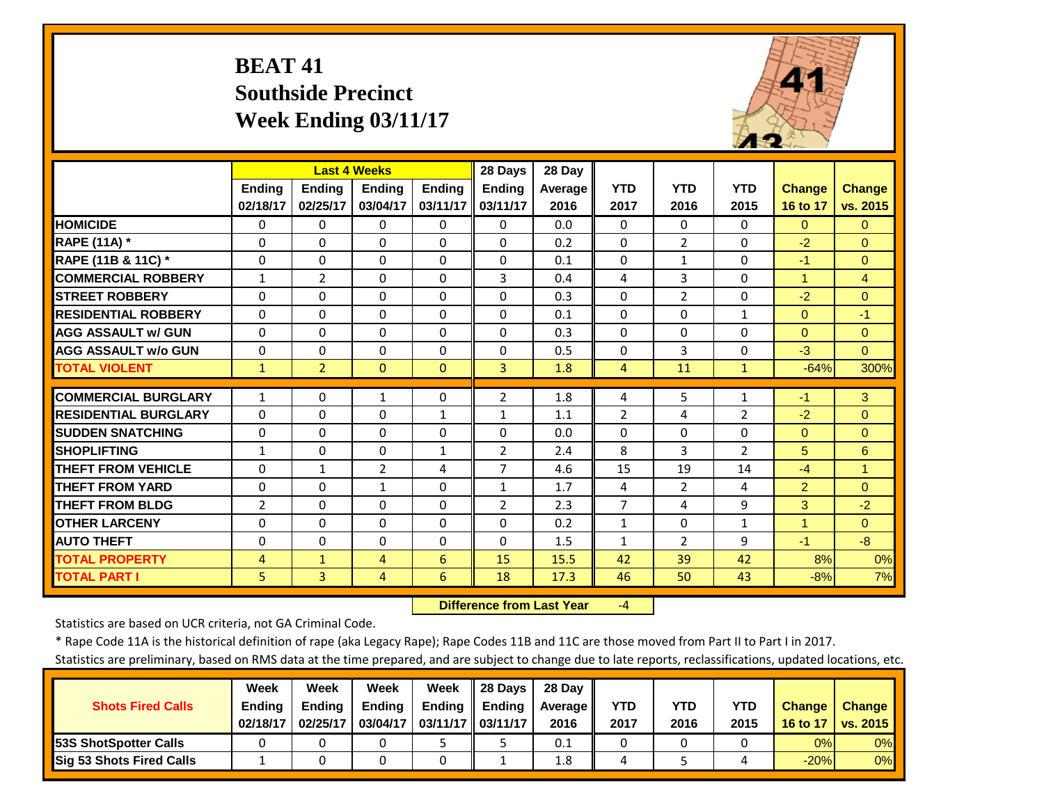# BEAT 41
## Southside Precinct
## Week Ending 03/11/17

| | Last 4 Weeks | | | | 28 Days | 28 Day | | | | | |
|---|---|---|---|---|---|---|---|---|---|---|---|
| | Ending 02/18/17 | Ending 02/25/17 | Ending 03/04/17 | Ending 03/11/17 | Ending 03/11/17 | Average 2016 | YTD 2017 | YTD 2016 | YTD 2015 | Change 16 to 17 | Change vs. 2015 |
| HOMICIDE | 0 | 0 | 0 | 0 | 0 | 0.0 | 0 | 0 | 0 | 0 | 0 |
| RAPE (11A) * | 0 | 0 | 0 | 0 | 0 | 0.2 | 0 | 2 | 0 | -2 | 0 |
| RAPE (11B & 11C) * | 0 | 0 | 0 | 0 | 0 | 0.1 | 0 | 1 | 0 | -1 | 0 |
| COMMERCIAL ROBBERY | 1 | 2 | 0 | 0 | 3 | 0.4 | 4 | 3 | 0 | 1 | 4 |
| STREET ROBBERY | 0 | 0 | 0 | 0 | 0 | 0.3 | 0 | 2 | 0 | -2 | 0 |
| RESIDENTIAL ROBBERY | 0 | 0 | 0 | 0 | 0 | 0.1 | 0 | 0 | 1 | 0 | -1 |
| AGG ASSAULT w/ GUN | 0 | 0 | 0 | 0 | 0 | 0.3 | 0 | 0 | 0 | 0 | 0 |
| AGG ASSAULT w/o GUN | 0 | 0 | 0 | 0 | 0 | 0.5 | 0 | 3 | 0 | -3 | 0 |
| TOTAL VIOLENT | 1 | 2 | 0 | 0 | 3 | 1.8 | 4 | 11 | 1 | -64% | 300% |
| COMMERCIAL BURGLARY | 1 | 0 | 1 | 0 | 2 | 1.8 | 4 | 5 | 1 | -1 | 3 |
| RESIDENTIAL BURGLARY | 0 | 0 | 0 | 1 | 1 | 1.1 | 2 | 4 | 2 | -2 | 0 |
| SUDDEN SNATCHING | 0 | 0 | 0 | 0 | 0 | 0.0 | 0 | 0 | 0 | 0 | 0 |
| SHOPLIFTING | 1 | 0 | 0 | 1 | 2 | 2.4 | 8 | 3 | 2 | 5 | 6 |
| THEFT FROM VEHICLE | 0 | 1 | 2 | 4 | 7 | 4.6 | 15 | 19 | 14 | -4 | 1 |
| THEFT FROM YARD | 0 | 0 | 1 | 0 | 1 | 1.7 | 4 | 2 | 4 | 2 | 0 |
| THEFT FROM BLDG | 2 | 0 | 0 | 0 | 2 | 2.3 | 7 | 4 | 9 | 3 | -2 |
| OTHER LARCENY | 0 | 0 | 0 | 0 | 0 | 0.2 | 1 | 0 | 1 | 1 | 0 |
| AUTO THEFT | 0 | 0 | 0 | 0 | 0 | 1.5 | 1 | 2 | 9 | -1 | -8 |
| TOTAL PROPERTY | 4 | 1 | 4 | 6 | 15 | 15.5 | 42 | 39 | 42 | 8% | 0% |
| TOTAL PART I | 5 | 3 | 4 | 6 | 18 | 17.3 | 46 | 50 | 43 | -8% | 7% |

**Difference from Last Year** -4

Statistics are based on UCR criteria, not GA Criminal Code.

* Rape Code 11A is the historical definition of rape (aka Legacy Rape); Rape Codes 11B and 11C are those moved from Part II to Part I in 2017.

Statistics are preliminary, based on RMS data at the time prepared, and are subject to change due to late reports, reclassifications, updated locations, etc.

| Shots Fired Calls | Week Ending 02/18/17 | Week Ending 02/25/17 | Week Ending 03/04/17 | Week Ending 03/11/17 | 28 Days Ending 03/11/17 | 28 Day Average 2016 | YTD 2017 | YTD 2016 | YTD 2015 | Change 16 to 17 | Change vs. 2015 |
|---|---|---|---|---|---|---|---|---|---|---|---|
| 53S ShotSpotter Calls | 0 | 0 | 0 | 5 | 5 | 0.1 | 0 | 0 | 0 | 0% | 0% |
| Sig 53 Shots Fired Calls | 1 | 0 | 0 | 0 | 1 | 1.8 | 4 | 5 | 4 | -20% | 0% |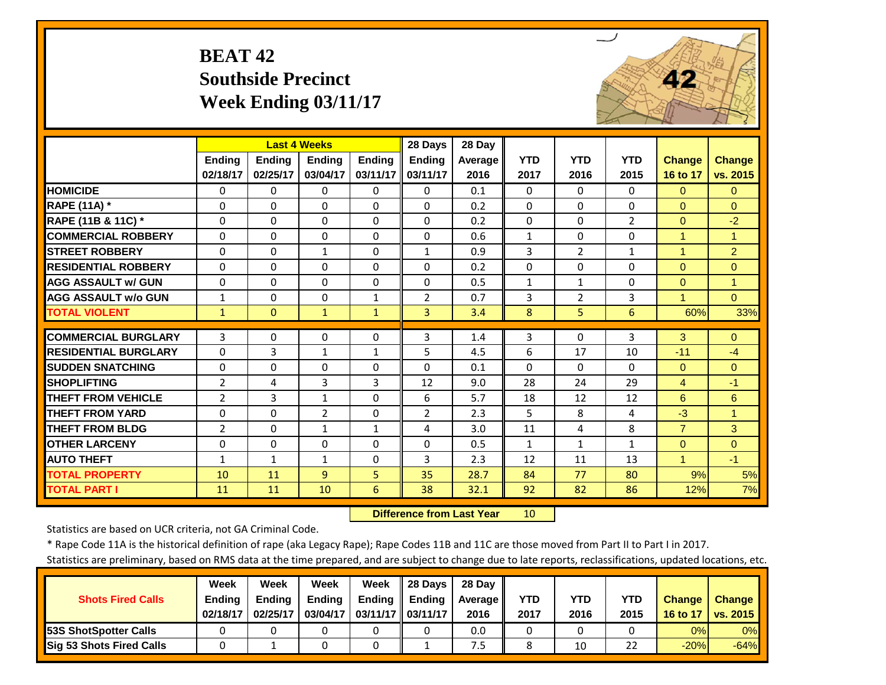# BEAT 42
## Southside Precinct
## Week Ending 03/11/17

| | Last 4 Weeks | | | | 28 Days | 28 Day | | | | | |
|---|---|---|---|---|---|---|---|---|---|---|---|
| | Ending 02/18/17 | Ending 02/25/17 | Ending 03/04/17 | Ending 03/11/17 | Ending 03/11/17 | Average 2016 | YTD 2017 | YTD 2016 | YTD 2015 | Change 16 to 17 | Change vs. 2015 |
| HOMICIDE | 0 | 0 | 0 | 0 | 0 | 0.1 | 0 | 0 | 0 | 0 | 0 |
| RAPE (11A) * | 0 | 0 | 0 | 0 | 0 | 0.2 | 0 | 0 | 0 | 0 | 0 |
| RAPE (11B & 11C) * | 0 | 0 | 0 | 0 | 0 | 0.2 | 0 | 0 | 2 | 0 | -2 |
| COMMERCIAL ROBBERY | 0 | 0 | 0 | 0 | 0 | 0.6 | 1 | 0 | 0 | 1 | 1 |
| STREET ROBBERY | 0 | 0 | 1 | 0 | 1 | 0.9 | 3 | 2 | 1 | 1 | 2 |
| RESIDENTIAL ROBBERY | 0 | 0 | 0 | 0 | 0 | 0.2 | 0 | 0 | 0 | 0 | 0 |
| AGG ASSAULT w/ GUN | 0 | 0 | 0 | 0 | 0 | 0.5 | 1 | 1 | 0 | 0 | 1 |
| AGG ASSAULT w/o GUN | 1 | 0 | 0 | 1 | 2 | 0.7 | 3 | 2 | 3 | 1 | 0 |
| TOTAL VIOLENT | 1 | 0 | 1 | 1 | 3 | 3.4 | 8 | 5 | 6 | 60% | 33% |
| COMMERCIAL BURGLARY | 3 | 0 | 0 | 0 | 3 | 1.4 | 3 | 0 | 3 | 3 | 0 |
| RESIDENTIAL BURGLARY | 0 | 3 | 1 | 1 | 5 | 4.5 | 6 | 17 | 10 | -11 | -4 |
| SUDDEN SNATCHING | 0 | 0 | 0 | 0 | 0 | 0.1 | 0 | 0 | 0 | 0 | 0 |
| SHOPLIFTING | 2 | 4 | 3 | 3 | 12 | 9.0 | 28 | 24 | 29 | 4 | -1 |
| THEFT FROM VEHICLE | 2 | 3 | 1 | 0 | 6 | 5.7 | 18 | 12 | 12 | 6 | 6 |
| THEFT FROM YARD | 0 | 0 | 2 | 0 | 2 | 2.3 | 5 | 8 | 4 | -3 | 1 |
| THEFT FROM BLDG | 2 | 0 | 1 | 1 | 4 | 3.0 | 11 | 4 | 8 | 7 | 3 |
| OTHER LARCENY | 0 | 0 | 0 | 0 | 0 | 0.5 | 1 | 1 | 1 | 0 | 0 |
| AUTO THEFT | 1 | 1 | 1 | 0 | 3 | 2.3 | 12 | 11 | 13 | 1 | -1 |
| TOTAL PROPERTY | 10 | 11 | 9 | 5 | 35 | 28.7 | 84 | 77 | 80 | 9% | 5% |
| TOTAL PART I | 11 | 11 | 10 | 6 | 38 | 32.1 | 92 | 82 | 86 | 12% | 7% |

**Difference from Last Year** 10

Statistics are based on UCR criteria, not GA Criminal Code.

* Rape Code 11A is the historical definition of rape (aka Legacy Rape); Rape Codes 11B and 11C are those moved from Part II to Part I in 2017.

Statistics are preliminary, based on RMS data at the time prepared, and are subject to change due to late reports, reclassifications, updated locations, etc.

| Shots Fired Calls | Week Ending 02/18/17 | Week Ending 02/25/17 | Week Ending 03/04/17 | Week Ending 03/11/17 | 28 Days Ending 03/11/17 | 28 Day Average 2016 | YTD 2017 | YTD 2016 | YTD 2015 | Change 16 to 17 | Change vs. 2015 |
|---|---|---|---|---|---|---|---|---|---|---|---|
| 53S ShotSpotter Calls | 0 | 0 | 0 | 0 | 0 | 0.0 | 0 | 0 | 0 | 0% | 0% |
| Sig 53 Shots Fired Calls | 0 | 1 | 0 | 0 | 1 | 7.5 | 8 | 10 | 22 | -20% | -64% |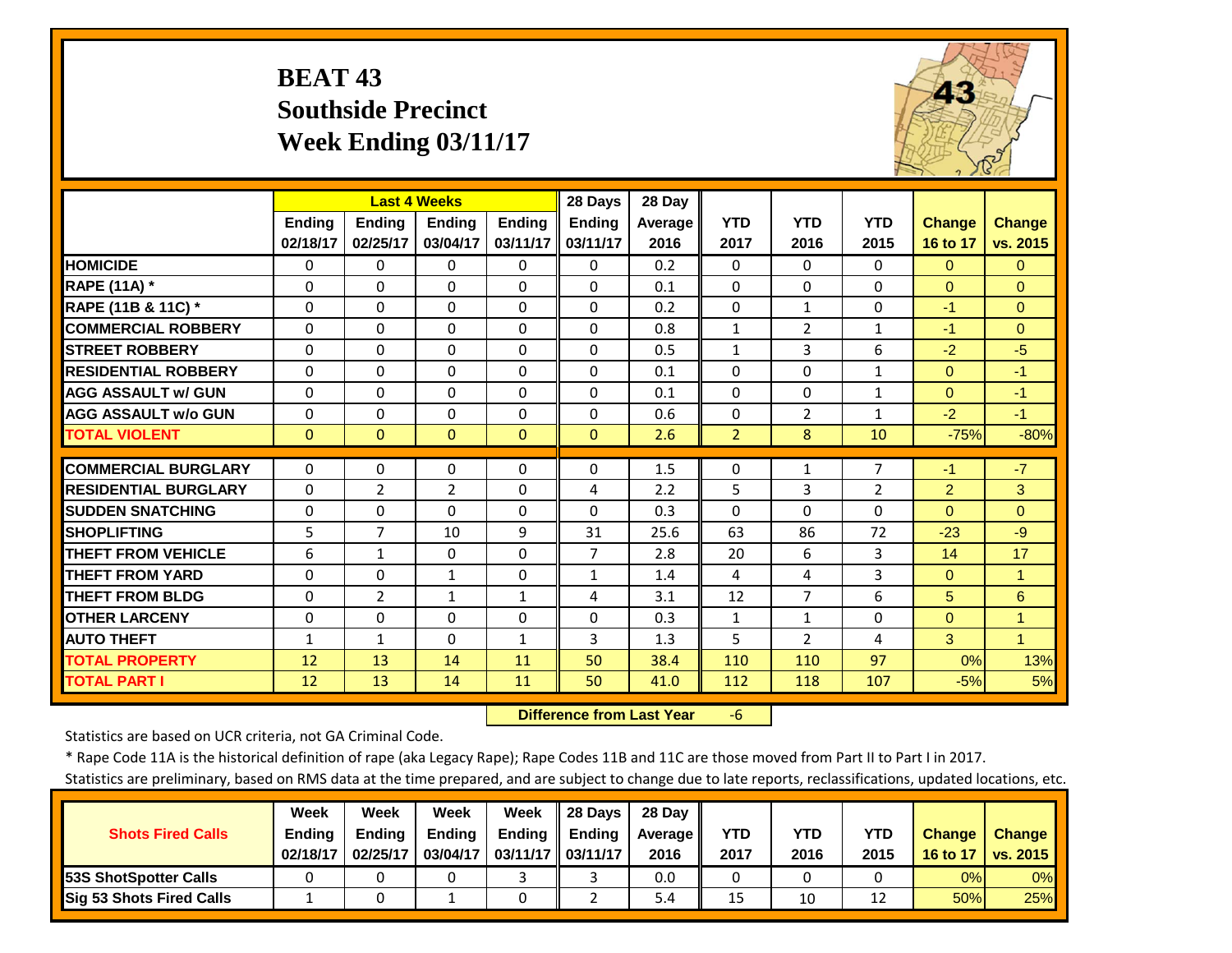# BEAT 43
## Southside Precinct
## Week Ending 03/11/17

| | Last 4 Weeks | | | | 28 Days | 28 Day | | | | | |
|---|---|---|---|---|---|---|---|---|---|---|---|
| | Ending 02/18/17 | Ending 02/25/17 | Ending 03/04/17 | Ending 03/11/17 | Ending 03/11/17 | Average 2016 | YTD 2017 | YTD 2016 | YTD 2015 | Change 16 to 17 | Change vs. 2015 |
| HOMICIDE | 0 | 0 | 0 | 0 | 0 | 0.2 | 0 | 0 | 0 | 0 | 0 |
| RAPE (11A) * | 0 | 0 | 0 | 0 | 0 | 0.1 | 0 | 0 | 0 | 0 | 0 |
| RAPE (11B & 11C) * | 0 | 0 | 0 | 0 | 0 | 0.2 | 0 | 1 | 0 | -1 | 0 |
| COMMERCIAL ROBBERY | 0 | 0 | 0 | 0 | 0 | 0.8 | 1 | 2 | 1 | -1 | 0 |
| STREET ROBBERY | 0 | 0 | 0 | 0 | 0 | 0.5 | 1 | 3 | 6 | -2 | -5 |
| RESIDENTIAL ROBBERY | 0 | 0 | 0 | 0 | 0 | 0.1 | 0 | 0 | 1 | 0 | -1 |
| AGG ASSAULT w/ GUN | 0 | 0 | 0 | 0 | 0 | 0.1 | 0 | 0 | 1 | 0 | -1 |
| AGG ASSAULT w/o GUN | 0 | 0 | 0 | 0 | 0 | 0.6 | 0 | 2 | 1 | -2 | -1 |
| TOTAL VIOLENT | 0 | 0 | 0 | 0 | 0 | 2.6 | 2 | 8 | 10 | -75% | -80% |
| COMMERCIAL BURGLARY | 0 | 0 | 0 | 0 | 0 | 1.5 | 0 | 1 | 7 | -1 | -7 |
| RESIDENTIAL BURGLARY | 0 | 2 | 2 | 0 | 4 | 2.2 | 5 | 3 | 2 | 2 | 3 |
| SUDDEN SNATCHING | 0 | 0 | 0 | 0 | 0 | 0.3 | 0 | 0 | 0 | 0 | 0 |
| SHOPLIFTING | 5 | 7 | 10 | 9 | 31 | 25.6 | 63 | 86 | 72 | -23 | -9 |
| THEFT FROM VEHICLE | 6 | 1 | 0 | 0 | 7 | 2.8 | 20 | 6 | 3 | 14 | 17 |
| THEFT FROM YARD | 0 | 0 | 1 | 0 | 1 | 1.4 | 4 | 4 | 3 | 0 | 1 |
| THEFT FROM BLDG | 0 | 2 | 1 | 1 | 4 | 3.1 | 12 | 7 | 6 | 5 | 6 |
| OTHER LARCENY | 0 | 0 | 0 | 0 | 0 | 0.3 | 1 | 1 | 0 | 0 | 1 |
| AUTO THEFT | 1 | 1 | 0 | 1 | 3 | 1.3 | 5 | 2 | 4 | 3 | 1 |
| TOTAL PROPERTY | 12 | 13 | 14 | 11 | 50 | 38.4 | 110 | 110 | 97 | 0% | 13% |
| TOTAL PART I | 12 | 13 | 14 | 11 | 50 | 41.0 | 112 | 118 | 107 | -5% | 5% |

**Difference from Last Year** -6

Statistics are based on UCR criteria, not GA Criminal Code.

* Rape Code 11A is the historical definition of rape (aka Legacy Rape); Rape Codes 11B and 11C are those moved from Part II to Part I in 2017.

Statistics are preliminary, based on RMS data at the time prepared, and are subject to change due to late reports, reclassifications, updated locations, etc.

| Shots Fired Calls | Week Ending 02/18/17 | Week Ending 02/25/17 | Week Ending 03/04/17 | Week Ending 03/11/17 | 28 Days Ending 03/11/17 | 28 Day Average 2016 | YTD 2017 | YTD 2016 | YTD 2015 | Change 16 to 17 | Change vs. 2015 |
|---|---|---|---|---|---|---|---|---|---|---|---|
| 53S ShotSpotter Calls | 0 | 0 | 0 | 3 | 3 | 0.0 | 0 | 0 | 0 | 0% | 0% |
| Sig 53 Shots Fired Calls | 1 | 0 | 1 | 0 | 2 | 5.4 | 15 | 10 | 12 | 50% | 25% |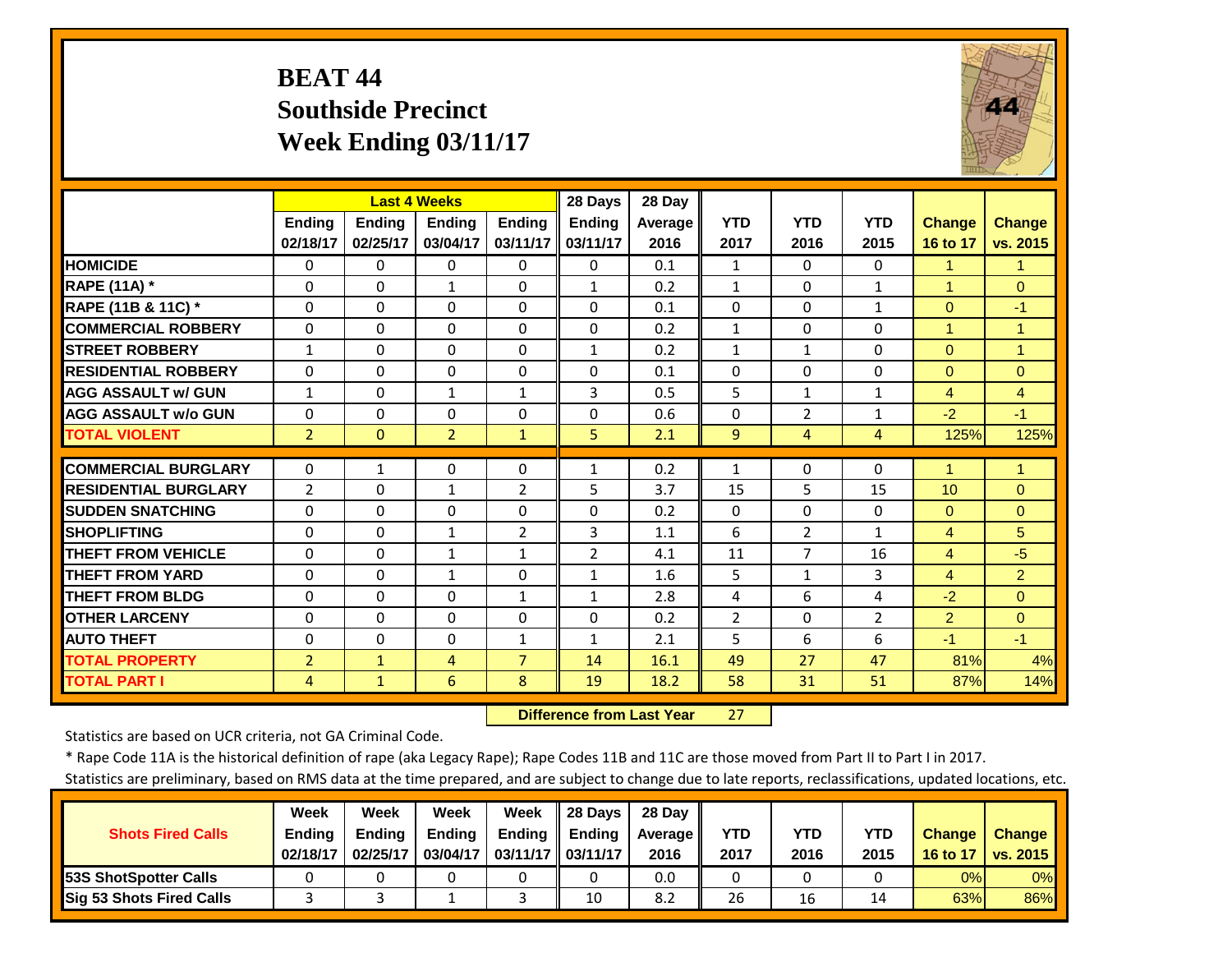# BEAT 44
## Southside Precinct
## Week Ending 03/11/17

| | Last 4 Weeks | | | | 28 Days | 28 Day | | | | | |
|---|---|---|---|---|---|---|---|---|---|---|---|
| | Ending 02/18/17 | Ending 02/25/17 | Ending 03/04/17 | Ending 03/11/17 | Ending 03/11/17 | Average 2016 | YTD 2017 | YTD 2016 | YTD 2015 | Change 16 to 17 | Change vs. 2015 |
| HOMICIDE | 0 | 0 | 0 | 0 | 0 | 0.1 | 1 | 0 | 0 | 1 | 1 |
| RAPE (11A) * | 0 | 0 | 1 | 0 | 1 | 0.2 | 1 | 0 | 1 | 1 | 0 |
| RAPE (11B & 11C) * | 0 | 0 | 0 | 0 | 0 | 0.1 | 0 | 0 | 1 | 0 | -1 |
| COMMERCIAL ROBBERY | 0 | 0 | 0 | 0 | 0 | 0.2 | 1 | 0 | 0 | 1 | 1 |
| STREET ROBBERY | 1 | 0 | 0 | 0 | 1 | 0.2 | 1 | 1 | 0 | 0 | 1 |
| RESIDENTIAL ROBBERY | 0 | 0 | 0 | 0 | 0 | 0.1 | 0 | 0 | 0 | 0 | 0 |
| AGG ASSAULT w/ GUN | 1 | 0 | 1 | 1 | 3 | 0.5 | 5 | 1 | 1 | 4 | 4 |
| AGG ASSAULT w/o GUN | 0 | 0 | 0 | 0 | 0 | 0.6 | 0 | 2 | 1 | -2 | -1 |
| TOTAL VIOLENT | 2 | 0 | 2 | 1 | 5 | 2.1 | 9 | 4 | 4 | 125% | 125% |
| COMMERCIAL BURGLARY | 0 | 1 | 0 | 0 | 1 | 0.2 | 1 | 0 | 0 | 1 | 1 |
| RESIDENTIAL BURGLARY | 2 | 0 | 1 | 2 | 5 | 3.7 | 15 | 5 | 15 | 10 | 0 |
| SUDDEN SNATCHING | 0 | 0 | 0 | 0 | 0 | 0.2 | 0 | 0 | 0 | 0 | 0 |
| SHOPLIFTING | 0 | 0 | 1 | 2 | 3 | 1.1 | 6 | 2 | 1 | 4 | 5 |
| THEFT FROM VEHICLE | 0 | 0 | 1 | 1 | 2 | 4.1 | 11 | 7 | 16 | 4 | -5 |
| THEFT FROM YARD | 0 | 0 | 1 | 0 | 1 | 1.6 | 5 | 1 | 3 | 4 | 2 |
| THEFT FROM BLDG | 0 | 0 | 0 | 1 | 1 | 2.8 | 4 | 6 | 4 | -2 | 0 |
| OTHER LARCENY | 0 | 0 | 0 | 0 | 0 | 0.2 | 2 | 0 | 2 | 2 | 0 |
| AUTO THEFT | 0 | 0 | 0 | 1 | 1 | 2.1 | 5 | 6 | 6 | -1 | -1 |
| TOTAL PROPERTY | 2 | 1 | 4 | 7 | 14 | 16.1 | 49 | 27 | 47 | 81% | 4% |
| TOTAL PART I | 4 | 1 | 6 | 8 | 19 | 18.2 | 58 | 31 | 51 | 87% | 14% |

**Difference from Last Year** 27

Statistics are based on UCR criteria, not GA Criminal Code.

* Rape Code 11A is the historical definition of rape (aka Legacy Rape); Rape Codes 11B and 11C are those moved from Part II to Part I in 2017.

Statistics are preliminary, based on RMS data at the time prepared, and are subject to change due to late reports, reclassifications, updated locations, etc.

| Shots Fired Calls | Week Ending 02/18/17 | Week Ending 02/25/17 | Week Ending 03/04/17 | Week Ending 03/11/17 | 28 Days Ending 03/11/17 | 28 Day Average 2016 | YTD 2017 | YTD 2016 | YTD 2015 | Change 16 to 17 | Change vs. 2015 |
|---|---|---|---|---|---|---|---|---|---|---|---|
| 53S ShotSpotter Calls | 0 | 0 | 0 | 0 | 0 | 0.0 | 0 | 0 | 0 | 0% | 0% |
| Sig 53 Shots Fired Calls | 3 | 3 | 1 | 3 | 10 | 8.2 | 26 | 16 | 14 | 63% | 86% |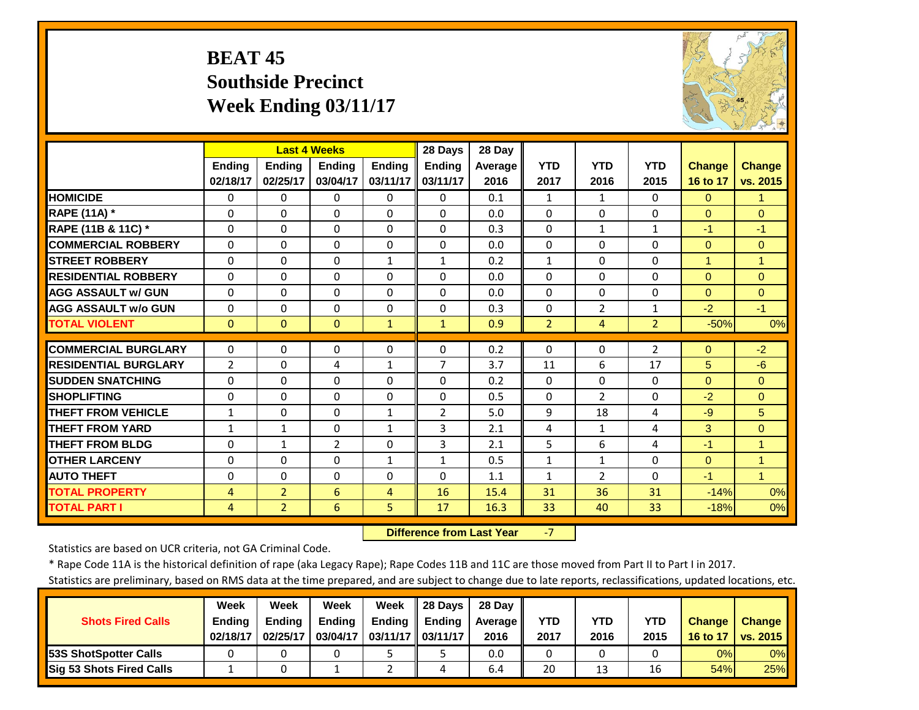# BEAT 45
# Southside Precinct
# Week Ending 03/11/17

| | Last 4 Weeks | | | | 28 Days | 28 Day | | | | | |
|---|---|---|---|---|---|---|---|---|---|---|---|
| | Ending 02/18/17 | Ending 02/25/17 | Ending 03/04/17 | Ending 03/11/17 | Ending 03/11/17 | Average 2016 | YTD 2017 | YTD 2016 | YTD 2015 | Change 16 to 17 | Change vs. 2015 |
| HOMICIDE | 0 | 0 | 0 | 0 | 0 | 0.1 | 1 | 1 | 0 | 0 | 1 |
| RAPE (11A) * | 0 | 0 | 0 | 0 | 0 | 0.0 | 0 | 0 | 0 | 0 | 0 |
| RAPE (11B & 11C) * | 0 | 0 | 0 | 0 | 0 | 0.3 | 0 | 1 | 1 | -1 | -1 |
| COMMERCIAL ROBBERY | 0 | 0 | 0 | 0 | 0 | 0.0 | 0 | 0 | 0 | 0 | 0 |
| STREET ROBBERY | 0 | 0 | 0 | 1 | 1 | 0.2 | 1 | 0 | 0 | 1 | 1 |
| RESIDENTIAL ROBBERY | 0 | 0 | 0 | 0 | 0 | 0.0 | 0 | 0 | 0 | 0 | 0 |
| AGG ASSAULT w/ GUN | 0 | 0 | 0 | 0 | 0 | 0.0 | 0 | 0 | 0 | 0 | 0 |
| AGG ASSAULT w/o GUN | 0 | 0 | 0 | 0 | 0 | 0.3 | 0 | 2 | 1 | -2 | -1 |
| TOTAL VIOLENT | 0 | 0 | 0 | 1 | 1 | 0.9 | 2 | 4 | 2 | -50% | 0% |
| COMMERCIAL BURGLARY | 0 | 0 | 0 | 0 | 0 | 0.2 | 0 | 0 | 2 | 0 | -2 |
| RESIDENTIAL BURGLARY | 2 | 0 | 4 | 1 | 7 | 3.7 | 11 | 6 | 17 | 5 | -6 |
| SUDDEN SNATCHING | 0 | 0 | 0 | 0 | 0 | 0.2 | 0 | 0 | 0 | 0 | 0 |
| SHOPLIFTING | 0 | 0 | 0 | 0 | 0 | 0.5 | 0 | 2 | 0 | -2 | 0 |
| THEFT FROM VEHICLE | 1 | 0 | 0 | 1 | 2 | 5.0 | 9 | 18 | 4 | -9 | 5 |
| THEFT FROM YARD | 1 | 1 | 0 | 1 | 3 | 2.1 | 4 | 1 | 4 | 3 | 0 |
| THEFT FROM BLDG | 0 | 1 | 2 | 0 | 3 | 2.1 | 5 | 6 | 4 | -1 | 1 |
| OTHER LARCENY | 0 | 0 | 0 | 1 | 1 | 0.5 | 1 | 1 | 0 | 0 | 1 |
| AUTO THEFT | 0 | 0 | 0 | 0 | 0 | 1.1 | 1 | 2 | 0 | -1 | 1 |
| TOTAL PROPERTY | 4 | 2 | 6 | 4 | 16 | 15.4 | 31 | 36 | 31 | -14% | 0% |
| TOTAL PART I | 4 | 2 | 6 | 5 | 17 | 16.3 | 33 | 40 | 33 | -18% | 0% |

**Difference from Last Year** -7

Statistics are based on UCR criteria, not GA Criminal Code.

* Rape Code 11A is the historical definition of rape (aka Legacy Rape); Rape Codes 11B and 11C are those moved from Part II to Part I in 2017.

Statistics are preliminary, based on RMS data at the time prepared, and are subject to change due to late reports, reclassifications, updated locations, etc.

| Shots Fired Calls | Week Ending 02/18/17 | Week Ending 02/25/17 | Week Ending 03/04/17 | Week Ending 03/11/17 | 28 Days Ending 03/11/17 | 28 Day Average 2016 | YTD 2017 | YTD 2016 | YTD 2015 | Change 16 to 17 | Change vs. 2015 |
|---|---|---|---|---|---|---|---|---|---|---|---|
| 53S ShotSpotter Calls | 0 | 0 | 0 | 5 | 5 | 0.0 | 0 | 0 | 0 | 0% | 0% |
| Sig 53 Shots Fired Calls | 1 | 0 | 1 | 2 | 4 | 6.4 | 20 | 13 | 16 | 54% | 25% |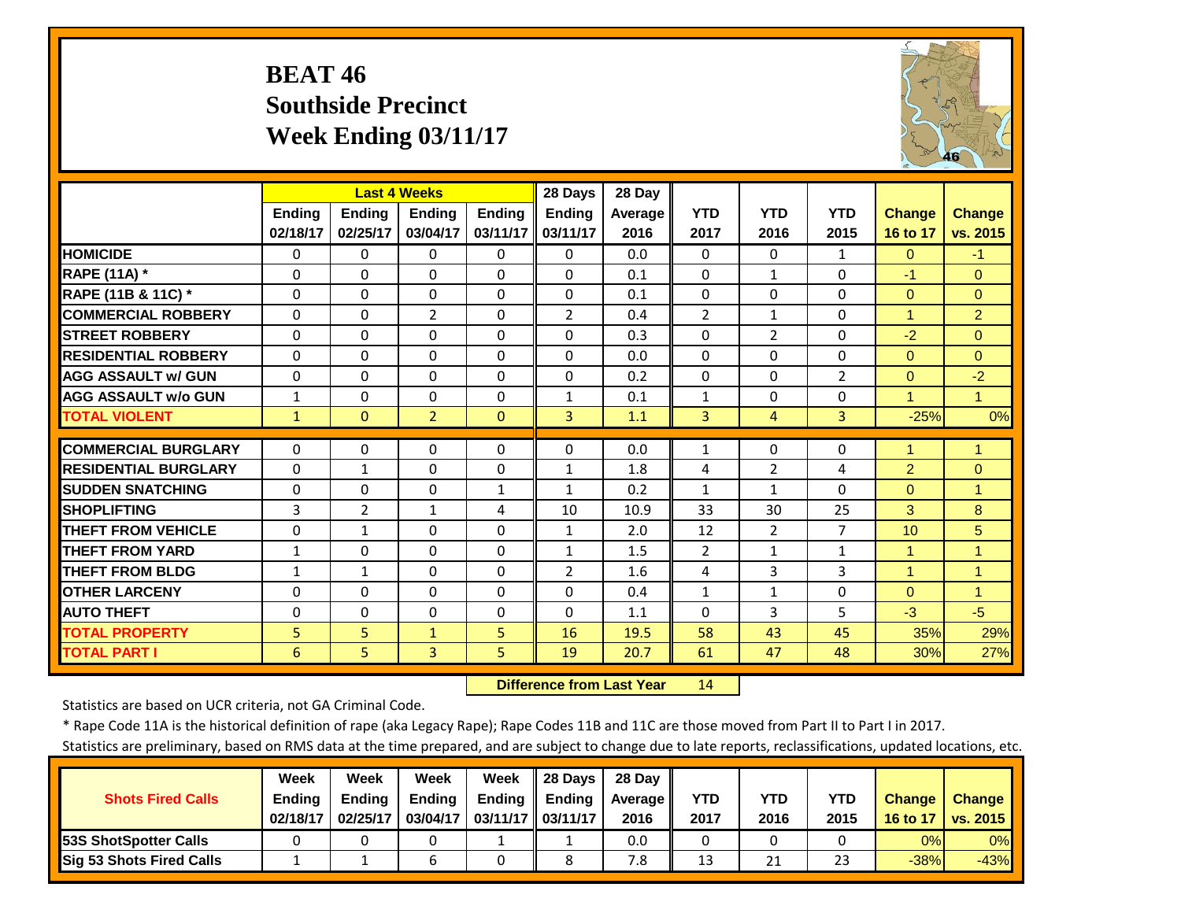# BEAT 46
## Southside Precinct
## Week Ending 03/11/17

| | Last 4 Weeks | | | | 28 Days | 28 Day | | | | | |
|---|---|---|---|---|---|---|---|---|---|---|---|
| | Ending 02/18/17 | Ending 02/25/17 | Ending 03/04/17 | Ending 03/11/17 | Ending 03/11/17 | Average 2016 | YTD 2017 | YTD 2016 | YTD 2015 | Change 16 to 17 | Change vs. 2015 |
| HOMICIDE | 0 | 0 | 0 | 0 | 0 | 0.0 | 0 | 0 | 1 | 0 | -1 |
| RAPE (11A) * | 0 | 0 | 0 | 0 | 0 | 0.1 | 0 | 1 | 0 | -1 | 0 |
| RAPE (11B & 11C) * | 0 | 0 | 0 | 0 | 0 | 0.1 | 0 | 0 | 0 | 0 | 0 |
| COMMERCIAL ROBBERY | 0 | 0 | 2 | 0 | 2 | 0.4 | 2 | 1 | 0 | 1 | 2 |
| STREET ROBBERY | 0 | 0 | 0 | 0 | 0 | 0.3 | 0 | 2 | 0 | -2 | 0 |
| RESIDENTIAL ROBBERY | 0 | 0 | 0 | 0 | 0 | 0.0 | 0 | 0 | 0 | 0 | 0 |
| AGG ASSAULT w/ GUN | 0 | 0 | 0 | 0 | 0 | 0.2 | 0 | 0 | 2 | 0 | -2 |
| AGG ASSAULT w/o GUN | 1 | 0 | 0 | 0 | 1 | 0.1 | 1 | 0 | 0 | 1 | 1 |
| TOTAL VIOLENT | 1 | 0 | 2 | 0 | 3 | 1.1 | 3 | 4 | 3 | -25% | 0% |
| COMMERCIAL BURGLARY | 0 | 0 | 0 | 0 | 0 | 0.0 | 1 | 0 | 0 | 1 | 1 |
| RESIDENTIAL BURGLARY | 0 | 1 | 0 | 0 | 1 | 1.8 | 4 | 2 | 4 | 2 | 0 |
| SUDDEN SNATCHING | 0 | 0 | 0 | 1 | 1 | 0.2 | 1 | 1 | 0 | 0 | 1 |
| SHOPLIFTING | 3 | 2 | 1 | 4 | 10 | 10.9 | 33 | 30 | 25 | 3 | 8 |
| THEFT FROM VEHICLE | 0 | 1 | 0 | 0 | 1 | 2.0 | 12 | 2 | 7 | 10 | 5 |
| THEFT FROM YARD | 1 | 0 | 0 | 0 | 1 | 1.5 | 2 | 1 | 1 | 1 | 1 |
| THEFT FROM BLDG | 1 | 1 | 0 | 0 | 2 | 1.6 | 4 | 3 | 3 | 1 | 1 |
| OTHER LARCENY | 0 | 0 | 0 | 0 | 0 | 0.4 | 1 | 1 | 0 | 0 | 1 |
| AUTO THEFT | 0 | 0 | 0 | 0 | 0 | 1.1 | 0 | 3 | 5 | -3 | -5 |
| TOTAL PROPERTY | 5 | 5 | 1 | 5 | 16 | 19.5 | 58 | 43 | 45 | 35% | 29% |
| TOTAL PART I | 6 | 5 | 3 | 5 | 19 | 20.7 | 61 | 47 | 48 | 30% | 27% |

**Difference from Last Year** 14

Statistics are based on UCR criteria, not GA Criminal Code.

* Rape Code 11A is the historical definition of rape (aka Legacy Rape); Rape Codes 11B and 11C are those moved from Part II to Part I in 2017.

Statistics are preliminary, based on RMS data at the time prepared, and are subject to change due to late reports, reclassifications, updated locations, etc.

| Shots Fired Calls | Week Ending 02/18/17 | Week Ending 02/25/17 | Week Ending 03/04/17 | Week Ending 03/11/17 | 28 Days Ending 03/11/17 | 28 Day Average 2016 | YTD 2017 | YTD 2016 | YTD 2015 | Change 16 to 17 | Change vs. 2015 |
|---|---|---|---|---|---|---|---|---|---|---|---|
| 53S ShotSpotter Calls | 0 | 0 | 0 | 1 | 1 | 0.0 | 0 | 0 | 0 | 0% | 0% |
| Sig 53 Shots Fired Calls | 1 | 1 | 6 | 0 | 8 | 7.8 | 13 | 21 | 23 | -38% | -43% |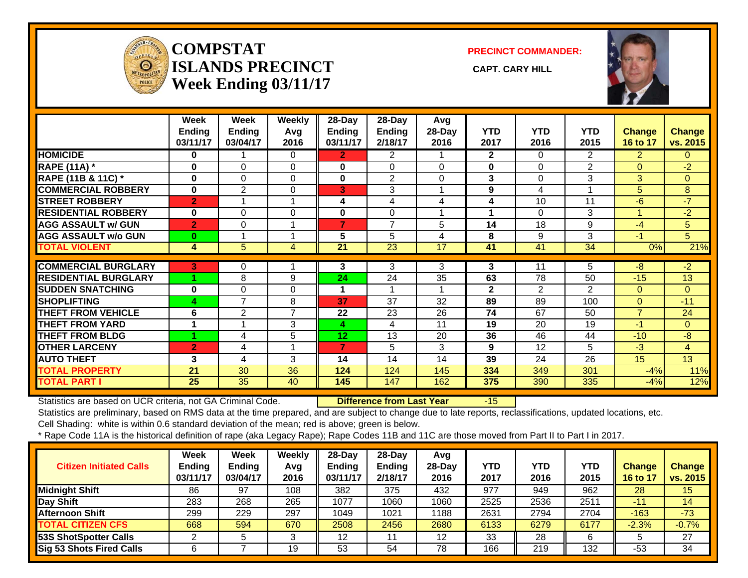# COMPSTAT ISLANDS PRECINCT Week Ending 03/11/17

**PRECINCT COMMANDER:**

**CAPT. CARY HILL**

| | Week Ending 03/11/17 | Week Ending 03/04/17 | Weekly Avg 2016 | 28-Day Ending 03/11/17 | 28-Day Ending 2/18/17 | Avg 28-Day 2016 | YTD 2017 | YTD 2016 | YTD 2015 | Change 16 to 17 | Change vs. 2015 |
|---|---|---|---|---|---|---|---|---|---|---|---|
| HOMICIDE | 0 | 1 | 0 | 2 | 2 | 1 | 2 | 0 | 2 | 2 | 0 |
| RAPE (11A) * | 0 | 0 | 0 | 0 | 0 | 0 | 0 | 0 | 2 | 0 | -2 |
| RAPE (11B & 11C) * | 0 | 0 | 0 | 0 | 2 | 0 | 3 | 0 | 3 | 3 | 0 |
| COMMERCIAL ROBBERY | 0 | 2 | 0 | 3 | 3 | 1 | 9 | 4 | 1 | 5 | 8 |
| STREET ROBBERY | 2 | 1 | 1 | 4 | 4 | 4 | 4 | 10 | 11 | -6 | -7 |
| RESIDENTIAL ROBBERY | 0 | 0 | 0 | 0 | 0 | 1 | 1 | 0 | 3 | 1 | -2 |
| AGG ASSAULT w/ GUN | 2 | 0 | 1 | 7 | 7 | 5 | 14 | 18 | 9 | -4 | 5 |
| AGG ASSAULT w/o GUN | 0 | 1 | 1 | 5 | 5 | 4 | 8 | 9 | 3 | -1 | 5 |
| TOTAL VIOLENT | 4 | 5 | 4 | 21 | 23 | 17 | 41 | 41 | 34 | 0% | 21% |
| COMMERCIAL BURGLARY | 3 | 0 | 1 | 3 | 3 | 3 | 3 | 11 | 5 | -8 | -2 |
| RESIDENTIAL BURGLARY | 1 | 8 | 9 | 24 | 24 | 35 | 63 | 78 | 50 | -15 | 13 |
| SUDDEN SNATCHING | 0 | 0 | 0 | 1 | 1 | 1 | 2 | 2 | 2 | 0 | 0 |
| SHOPLIFTING | 4 | 7 | 8 | 37 | 37 | 32 | 89 | 89 | 100 | 0 | -11 |
| THEFT FROM VEHICLE | 6 | 2 | 7 | 22 | 23 | 26 | 74 | 67 | 50 | 7 | 24 |
| THEFT FROM YARD | 1 | 1 | 3 | 4 | 4 | 11 | 19 | 20 | 19 | -1 | 0 |
| THEFT FROM BLDG | 1 | 4 | 5 | 12 | 13 | 20 | 36 | 46 | 44 | -10 | -8 |
| OTHER LARCENY | 2 | 4 | 1 | 7 | 5 | 3 | 9 | 12 | 5 | -3 | 4 |
| AUTO THEFT | 3 | 4 | 3 | 14 | 14 | 14 | 39 | 24 | 26 | 15 | 13 |
| TOTAL PROPERTY | 21 | 30 | 36 | 124 | 124 | 145 | 334 | 349 | 301 | -4% | 11% |
| TOTAL PART I | 25 | 35 | 40 | 145 | 147 | 162 | 375 | 390 | 335 | -4% | 12% |

Statistics are based on UCR criteria, not GA Criminal Code. **Difference from Last Year** -15

Statistics are preliminary, based on RMS data at the time prepared, and are subject to change due to late reports, reclassifications, updated locations, etc.

Cell Shading: white is within 0.6 standard deviation of the mean; red is above; green is below.

* Rape Code 11A is the historical definition of rape (aka Legacy Rape); Rape Codes 11B and 11C are those moved from Part II to Part I in 2017.

| Citizen Initiated Calls | Week Ending 03/11/17 | Week Ending 03/04/17 | Weekly Avg 2016 | 28-Day Ending 03/11/17 | 28-Day Ending 2/18/17 | Avg 28-Day 2016 | YTD 2017 | YTD 2016 | YTD 2015 | Change 16 to 17 | Change vs. 2015 |
|---|---|---|---|---|---|---|---|---|---|---|---|
| Midnight Shift | 86 | 97 | 108 | 382 | 375 | 432 | 977 | 949 | 962 | 28 | 15 |
| Day Shift | 283 | 268 | 265 | 1077 | 1060 | 1060 | 2525 | 2536 | 2511 | -11 | 14 |
| Afternoon Shift | 299 | 229 | 297 | 1049 | 1021 | 1188 | 2631 | 2794 | 2704 | -163 | -73 |
| TOTAL CITIZEN CFS | 668 | 594 | 670 | 2508 | 2456 | 2680 | 6133 | 6279 | 6177 | -2.3% | -0.7% |
| 53S ShotSpotter Calls | 2 | 5 | 3 | 12 | 11 | 12 | 33 | 28 | 6 | 5 | 27 |
| Sig 53 Shots Fired Calls | 6 | 7 | 19 | 53 | 54 | 78 | 166 | 219 | 132 | -53 | 34 |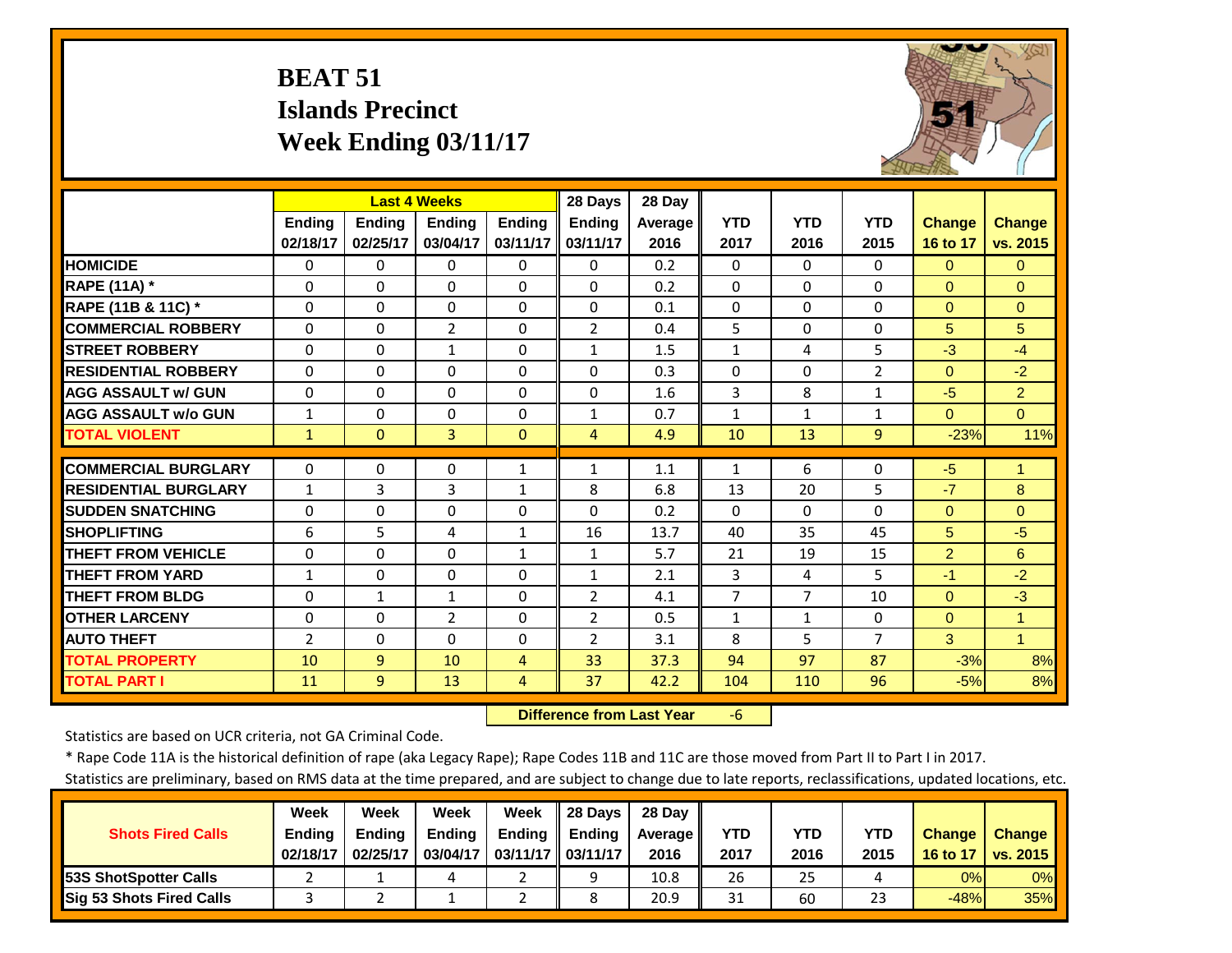# BEAT 51
## Islands Precinct
## Week Ending 03/11/17

| | Last 4 Weeks | | | | 28 Days | 28 Day | | | | | |
|---|---|---|---|---|---|---|---|---|---|---|---|
| | Ending 02/18/17 | Ending 02/25/17 | Ending 03/04/17 | Ending 03/11/17 | Ending 03/11/17 | Average 2016 | YTD 2017 | YTD 2016 | YTD 2015 | Change 16 to 17 | Change vs. 2015 |
| HOMICIDE | 0 | 0 | 0 | 0 | 0 | 0.2 | 0 | 0 | 0 | 0 | 0 |
| RAPE (11A) * | 0 | 0 | 0 | 0 | 0 | 0.2 | 0 | 0 | 0 | 0 | 0 |
| RAPE (11B & 11C) * | 0 | 0 | 0 | 0 | 0 | 0.1 | 0 | 0 | 0 | 0 | 0 |
| COMMERCIAL ROBBERY | 0 | 0 | 2 | 0 | 2 | 0.4 | 5 | 0 | 0 | 5 | 5 |
| STREET ROBBERY | 0 | 0 | 1 | 0 | 1 | 1.5 | 1 | 4 | 5 | -3 | -4 |
| RESIDENTIAL ROBBERY | 0 | 0 | 0 | 0 | 0 | 0.3 | 0 | 0 | 2 | 0 | -2 |
| AGG ASSAULT w/ GUN | 0 | 0 | 0 | 0 | 0 | 1.6 | 3 | 8 | 1 | -5 | 2 |
| AGG ASSAULT w/o GUN | 1 | 0 | 0 | 0 | 1 | 0.7 | 1 | 1 | 1 | 0 | 0 |
| TOTAL VIOLENT | 1 | 0 | 3 | 0 | 4 | 4.9 | 10 | 13 | 9 | -23% | 11% |
| COMMERCIAL BURGLARY | 0 | 0 | 0 | 1 | 1 | 1.1 | 1 | 6 | 0 | -5 | 1 |
| RESIDENTIAL BURGLARY | 1 | 3 | 3 | 1 | 8 | 6.8 | 13 | 20 | 5 | -7 | 8 |
| SUDDEN SNATCHING | 0 | 0 | 0 | 0 | 0 | 0.2 | 0 | 0 | 0 | 0 | 0 |
| SHOPLIFTING | 6 | 5 | 4 | 1 | 16 | 13.7 | 40 | 35 | 45 | 5 | -5 |
| THEFT FROM VEHICLE | 0 | 0 | 0 | 1 | 1 | 5.7 | 21 | 19 | 15 | 2 | 6 |
| THEFT FROM YARD | 1 | 0 | 0 | 0 | 1 | 2.1 | 3 | 4 | 5 | -1 | -2 |
| THEFT FROM BLDG | 0 | 1 | 1 | 0 | 2 | 4.1 | 7 | 7 | 10 | 0 | -3 |
| OTHER LARCENY | 0 | 0 | 2 | 0 | 2 | 0.5 | 1 | 1 | 0 | 0 | 1 |
| AUTO THEFT | 2 | 0 | 0 | 0 | 2 | 3.1 | 8 | 5 | 7 | 3 | 1 |
| TOTAL PROPERTY | 10 | 9 | 10 | 4 | 33 | 37.3 | 94 | 97 | 87 | -3% | 8% |
| TOTAL PART I | 11 | 9 | 13 | 4 | 37 | 42.2 | 104 | 110 | 96 | -5% | 8% |

**Difference from Last Year** -6

Statistics are based on UCR criteria, not GA Criminal Code.

* Rape Code 11A is the historical definition of rape (aka Legacy Rape); Rape Codes 11B and 11C are those moved from Part II to Part I in 2017.

Statistics are preliminary, based on RMS data at the time prepared, and are subject to change due to late reports, reclassifications, updated locations, etc.

| Shots Fired Calls | Week Ending 02/18/17 | Week Ending 02/25/17 | Week Ending 03/04/17 | Week Ending 03/11/17 | 28 Days Ending 03/11/17 | 28 Day Average 2016 | YTD 2017 | YTD 2016 | YTD 2015 | Change 16 to 17 | Change vs. 2015 |
|---|---|---|---|---|---|---|---|---|---|---|---|
| 53S ShotSpotter Calls | 2 | 1 | 4 | 2 | 9 | 10.8 | 26 | 25 | 4 | 0% | 0% |
| Sig 53 Shots Fired Calls | 3 | 2 | 1 | 2 | 8 | 20.9 | 31 | 60 | 23 | -48% | 35% |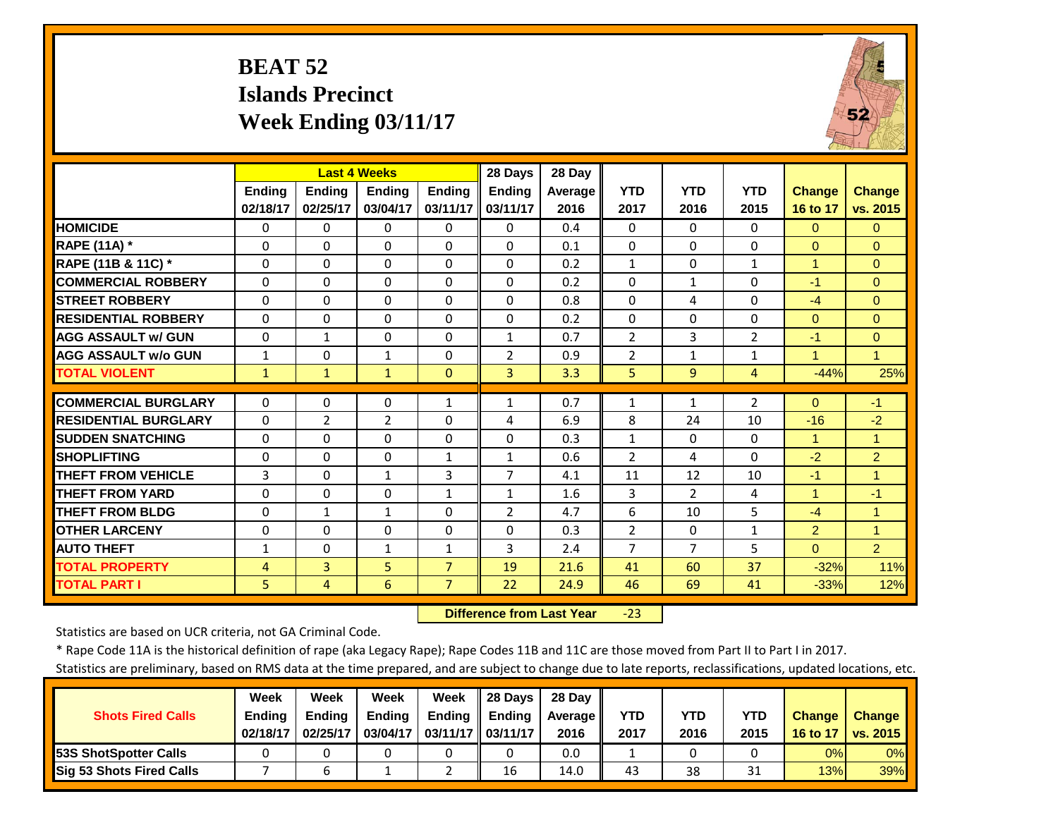# BEAT 52
## Islands Precinct
## Week Ending 03/11/17

| | Last 4 Weeks | | | | 28 Days | 28 Day | | | | | |
|---|---|---|---|---|---|---|---|---|---|---|---|
| | Ending 02/18/17 | Ending 02/25/17 | Ending 03/04/17 | Ending 03/11/17 | Ending 03/11/17 | Average 2016 | YTD 2017 | YTD 2016 | YTD 2015 | Change 16 to 17 | Change vs. 2015 |
| HOMICIDE | 0 | 0 | 0 | 0 | 0 | 0.4 | 0 | 0 | 0 | 0 | 0 |
| RAPE (11A) * | 0 | 0 | 0 | 0 | 0 | 0.1 | 0 | 0 | 0 | 0 | 0 |
| RAPE (11B & 11C) * | 0 | 0 | 0 | 0 | 0 | 0.2 | 1 | 0 | 1 | 1 | 0 |
| COMMERCIAL ROBBERY | 0 | 0 | 0 | 0 | 0 | 0.2 | 0 | 1 | 0 | -1 | 0 |
| STREET ROBBERY | 0 | 0 | 0 | 0 | 0 | 0.8 | 0 | 4 | 0 | -4 | 0 |
| RESIDENTIAL ROBBERY | 0 | 0 | 0 | 0 | 0 | 0.2 | 0 | 0 | 0 | 0 | 0 |
| AGG ASSAULT w/ GUN | 0 | 1 | 0 | 0 | 1 | 0.7 | 2 | 3 | 2 | -1 | 0 |
| AGG ASSAULT w/o GUN | 1 | 0 | 1 | 0 | 2 | 0.9 | 2 | 1 | 1 | 1 | 1 |
| TOTAL VIOLENT | 1 | 1 | 1 | 0 | 3 | 3.3 | 5 | 9 | 4 | -44% | 25% |
| COMMERCIAL BURGLARY | 0 | 0 | 0 | 1 | 1 | 0.7 | 1 | 1 | 2 | 0 | -1 |
| RESIDENTIAL BURGLARY | 0 | 2 | 2 | 0 | 4 | 6.9 | 8 | 24 | 10 | -16 | -2 |
| SUDDEN SNATCHING | 0 | 0 | 0 | 0 | 0 | 0.3 | 1 | 0 | 0 | 1 | 1 |
| SHOPLIFTING | 0 | 0 | 0 | 1 | 1 | 0.6 | 2 | 4 | 0 | -2 | 2 |
| THEFT FROM VEHICLE | 3 | 0 | 1 | 3 | 7 | 4.1 | 11 | 12 | 10 | -1 | 1 |
| THEFT FROM YARD | 0 | 0 | 0 | 1 | 1 | 1.6 | 3 | 2 | 4 | 1 | -1 |
| THEFT FROM BLDG | 0 | 1 | 1 | 0 | 2 | 4.7 | 6 | 10 | 5 | -4 | 1 |
| OTHER LARCENY | 0 | 0 | 0 | 0 | 0 | 0.3 | 2 | 0 | 1 | 2 | 1 |
| AUTO THEFT | 1 | 0 | 1 | 1 | 3 | 2.4 | 7 | 7 | 5 | 0 | 2 |
| TOTAL PROPERTY | 4 | 3 | 5 | 7 | 19 | 21.6 | 41 | 60 | 37 | -32% | 11% |
| TOTAL PART I | 5 | 4 | 6 | 7 | 22 | 24.9 | 46 | 69 | 41 | -33% | 12% |

**Difference from Last Year** -23

Statistics are based on UCR criteria, not GA Criminal Code.

* Rape Code 11A is the historical definition of rape (aka Legacy Rape); Rape Codes 11B and 11C are those moved from Part II to Part I in 2017.

Statistics are preliminary, based on RMS data at the time prepared, and are subject to change due to late reports, reclassifications, updated locations, etc.

| Shots Fired Calls | Week Ending 02/18/17 | Week Ending 02/25/17 | Week Ending 03/04/17 | Week Ending 03/11/17 | 28 Days Ending 03/11/17 | 28 Day Average 2016 | YTD 2017 | YTD 2016 | YTD 2015 | Change 16 to 17 | Change vs. 2015 |
|---|---|---|---|---|---|---|---|---|---|---|---|
| 53S ShotSpotter Calls | 0 | 0 | 0 | 0 | 0 | 0.0 | 1 | 0 | 0 | 0% | 0% |
| Sig 53 Shots Fired Calls | 7 | 6 | 1 | 2 | 16 | 14.0 | 43 | 38 | 31 | 13% | 39% |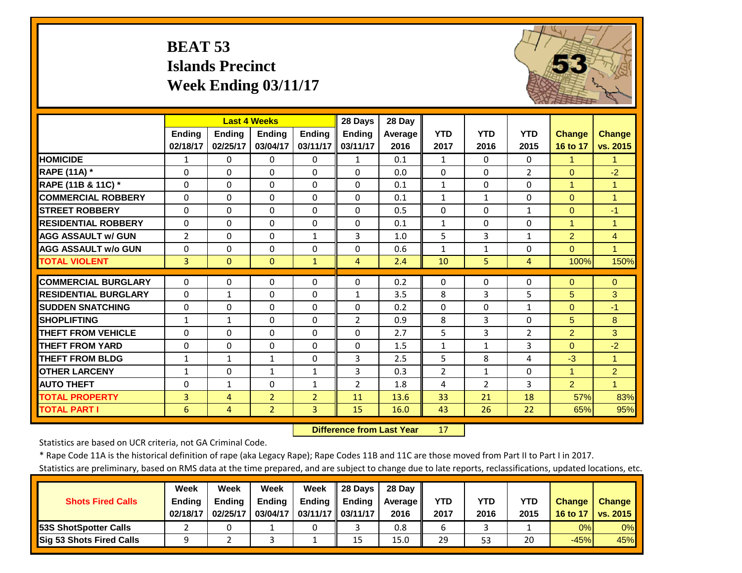# BEAT 53
# Islands Precinct
# Week Ending 03/11/17

| | Last 4 Weeks | | | | 28 Days | 28 Day | | | | | |
|---|---|---|---|---|---|---|---|---|---|---|---|
| | Ending 02/18/17 | Ending 02/25/17 | Ending 03/04/17 | Ending 03/11/17 | Ending 03/11/17 | Average 2016 | YTD 2017 | YTD 2016 | YTD 2015 | Change 16 to 17 | Change vs. 2015 |
| HOMICIDE | 1 | 0 | 0 | 0 | 1 | 0.1 | 1 | 0 | 0 | 1 | 1 |
| RAPE (11A) * | 0 | 0 | 0 | 0 | 0 | 0.0 | 0 | 0 | 2 | 0 | -2 |
| RAPE (11B & 11C) * | 0 | 0 | 0 | 0 | 0 | 0.1 | 1 | 0 | 0 | 1 | 1 |
| COMMERCIAL ROBBERY | 0 | 0 | 0 | 0 | 0 | 0.1 | 1 | 1 | 0 | 0 | 1 |
| STREET ROBBERY | 0 | 0 | 0 | 0 | 0 | 0.5 | 0 | 0 | 1 | 0 | -1 |
| RESIDENTIAL ROBBERY | 0 | 0 | 0 | 0 | 0 | 0.1 | 1 | 0 | 0 | 1 | 1 |
| AGG ASSAULT w/ GUN | 2 | 0 | 0 | 1 | 3 | 1.0 | 5 | 3 | 1 | 2 | 4 |
| AGG ASSAULT w/o GUN | 0 | 0 | 0 | 0 | 0 | 0.6 | 1 | 1 | 0 | 0 | 1 |
| TOTAL VIOLENT | 3 | 0 | 0 | 1 | 4 | 2.4 | 10 | 5 | 4 | 100% | 150% |
| COMMERCIAL BURGLARY | 0 | 0 | 0 | 0 | 0 | 0.2 | 0 | 0 | 0 | 0 | 0 |
| RESIDENTIAL BURGLARY | 0 | 1 | 0 | 0 | 1 | 3.5 | 8 | 3 | 5 | 5 | 3 |
| SUDDEN SNATCHING | 0 | 0 | 0 | 0 | 0 | 0.2 | 0 | 0 | 1 | 0 | -1 |
| SHOPLIFTING | 1 | 1 | 0 | 0 | 2 | 0.9 | 8 | 3 | 0 | 5 | 8 |
| THEFT FROM VEHICLE | 0 | 0 | 0 | 0 | 0 | 2.7 | 5 | 3 | 2 | 2 | 3 |
| THEFT FROM YARD | 0 | 0 | 0 | 0 | 0 | 1.5 | 1 | 1 | 3 | 0 | -2 |
| THEFT FROM BLDG | 1 | 1 | 1 | 0 | 3 | 2.5 | 5 | 8 | 4 | -3 | 1 |
| OTHER LARCENY | 1 | 0 | 1 | 1 | 3 | 0.3 | 2 | 1 | 0 | 1 | 2 |
| AUTO THEFT | 0 | 1 | 0 | 1 | 2 | 1.8 | 4 | 2 | 3 | 2 | 1 |
| TOTAL PROPERTY | 3 | 4 | 2 | 2 | 11 | 13.6 | 33 | 21 | 18 | 57% | 83% |
| TOTAL PART I | 6 | 4 | 2 | 3 | 15 | 16.0 | 43 | 26 | 22 | 65% | 95% |

**Difference from Last Year** 17

Statistics are based on UCR criteria, not GA Criminal Code.

* Rape Code 11A is the historical definition of rape (aka Legacy Rape); Rape Codes 11B and 11C are those moved from Part II to Part I in 2017.

Statistics are preliminary, based on RMS data at the time prepared, and are subject to change due to late reports, reclassifications, updated locations, etc.

| Shots Fired Calls | Week Ending 02/18/17 | Week Ending 02/25/17 | Week Ending 03/04/17 | Week Ending 03/11/17 | 28 Days Ending 03/11/17 | 28 Day Average 2016 | YTD 2017 | YTD 2016 | YTD 2015 | Change 16 to 17 | Change vs. 2015 |
|---|---|---|---|---|---|---|---|---|---|---|---|
| 53S ShotSpotter Calls | 2 | 0 | 1 | 0 | 3 | 0.8 | 6 | 3 | 1 | 0% | 0% |
| Sig 53 Shots Fired Calls | 9 | 2 | 3 | 1 | 15 | 15.0 | 29 | 53 | 20 | -45% | 45% |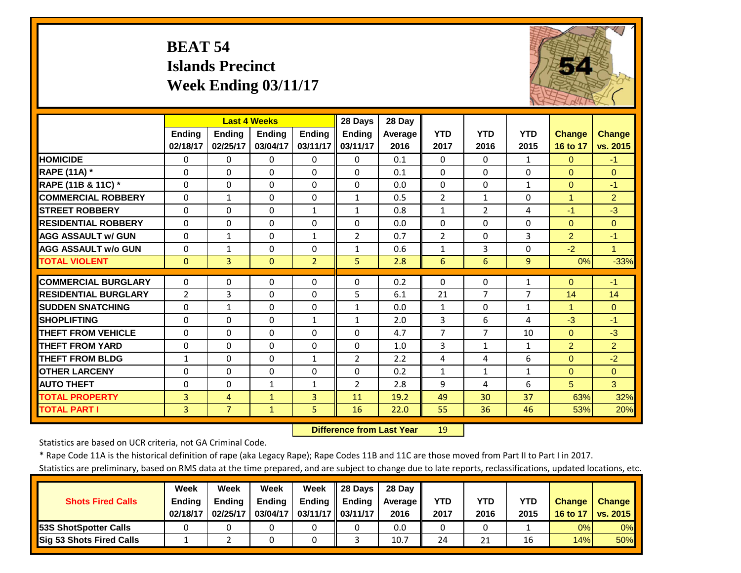# BEAT 54
## Islands Precinct
## Week Ending 03/11/17

| | Last 4 Weeks | | | | 28 Days | 28 Day | | | | | |
|---|---|---|---|---|---|---|---|---|---|---|---|
| | Ending 02/18/17 | Ending 02/25/17 | Ending 03/04/17 | Ending 03/11/17 | Ending 03/11/17 | Average 2016 | YTD 2017 | YTD 2016 | YTD 2015 | Change 16 to 17 | Change vs. 2015 |
| HOMICIDE | 0 | 0 | 0 | 0 | 0 | 0.1 | 0 | 0 | 1 | 0 | -1 |
| RAPE (11A) * | 0 | 0 | 0 | 0 | 0 | 0.1 | 0 | 0 | 0 | 0 | 0 |
| RAPE (11B & 11C) * | 0 | 0 | 0 | 0 | 0 | 0.0 | 0 | 0 | 1 | 0 | -1 |
| COMMERCIAL ROBBERY | 0 | 1 | 0 | 0 | 1 | 0.5 | 2 | 1 | 0 | 1 | 2 |
| STREET ROBBERY | 0 | 0 | 0 | 1 | 1 | 0.8 | 1 | 2 | 4 | -1 | -3 |
| RESIDENTIAL ROBBERY | 0 | 0 | 0 | 0 | 0 | 0.0 | 0 | 0 | 0 | 0 | 0 |
| AGG ASSAULT w/ GUN | 0 | 1 | 0 | 1 | 2 | 0.7 | 2 | 0 | 3 | 2 | -1 |
| AGG ASSAULT w/o GUN | 0 | 1 | 0 | 0 | 1 | 0.6 | 1 | 3 | 0 | -2 | 1 |
| TOTAL VIOLENT | 0 | 3 | 0 | 2 | 5 | 2.8 | 6 | 6 | 9 | 0% | -33% |
| COMMERCIAL BURGLARY | 0 | 0 | 0 | 0 | 0 | 0.2 | 0 | 0 | 1 | 0 | -1 |
| RESIDENTIAL BURGLARY | 2 | 3 | 0 | 0 | 5 | 6.1 | 21 | 7 | 7 | 14 | 14 |
| SUDDEN SNATCHING | 0 | 1 | 0 | 0 | 1 | 0.0 | 1 | 0 | 1 | 1 | 0 |
| SHOPLIFTING | 0 | 0 | 0 | 1 | 1 | 2.0 | 3 | 6 | 4 | -3 | -1 |
| THEFT FROM VEHICLE | 0 | 0 | 0 | 0 | 0 | 4.7 | 7 | 7 | 10 | 0 | -3 |
| THEFT FROM YARD | 0 | 0 | 0 | 0 | 0 | 1.0 | 3 | 1 | 1 | 2 | 2 |
| THEFT FROM BLDG | 1 | 0 | 0 | 1 | 2 | 2.2 | 4 | 4 | 6 | 0 | -2 |
| OTHER LARCENY | 0 | 0 | 0 | 0 | 0 | 0.2 | 1 | 1 | 1 | 0 | 0 |
| AUTO THEFT | 0 | 0 | 1 | 1 | 2 | 2.8 | 9 | 4 | 6 | 5 | 3 |
| TOTAL PROPERTY | 3 | 4 | 1 | 3 | 11 | 19.2 | 49 | 30 | 37 | 63% | 32% |
| TOTAL PART I | 3 | 7 | 1 | 5 | 16 | 22.0 | 55 | 36 | 46 | 53% | 20% |

**Difference from Last Year** 19

Statistics are based on UCR criteria, not GA Criminal Code.

* Rape Code 11A is the historical definition of rape (aka Legacy Rape); Rape Codes 11B and 11C are those moved from Part II to Part I in 2017.

Statistics are preliminary, based on RMS data at the time prepared, and are subject to change due to late reports, reclassifications, updated locations, etc.

| Shots Fired Calls | Week Ending 02/18/17 | Week Ending 02/25/17 | Week Ending 03/04/17 | Week Ending 03/11/17 | 28 Days Ending 03/11/17 | 28 Day Average 2016 | YTD 2017 | YTD 2016 | YTD 2015 | Change 16 to 17 | Change vs. 2015 |
|---|---|---|---|---|---|---|---|---|---|---|---|
| 53S ShotSpotter Calls | 0 | 0 | 0 | 0 | 0 | 0.0 | 0 | 0 | 1 | 0% | 0% |
| Sig 53 Shots Fired Calls | 1 | 2 | 0 | 0 | 3 | 10.7 | 24 | 21 | 16 | 14% | 50% |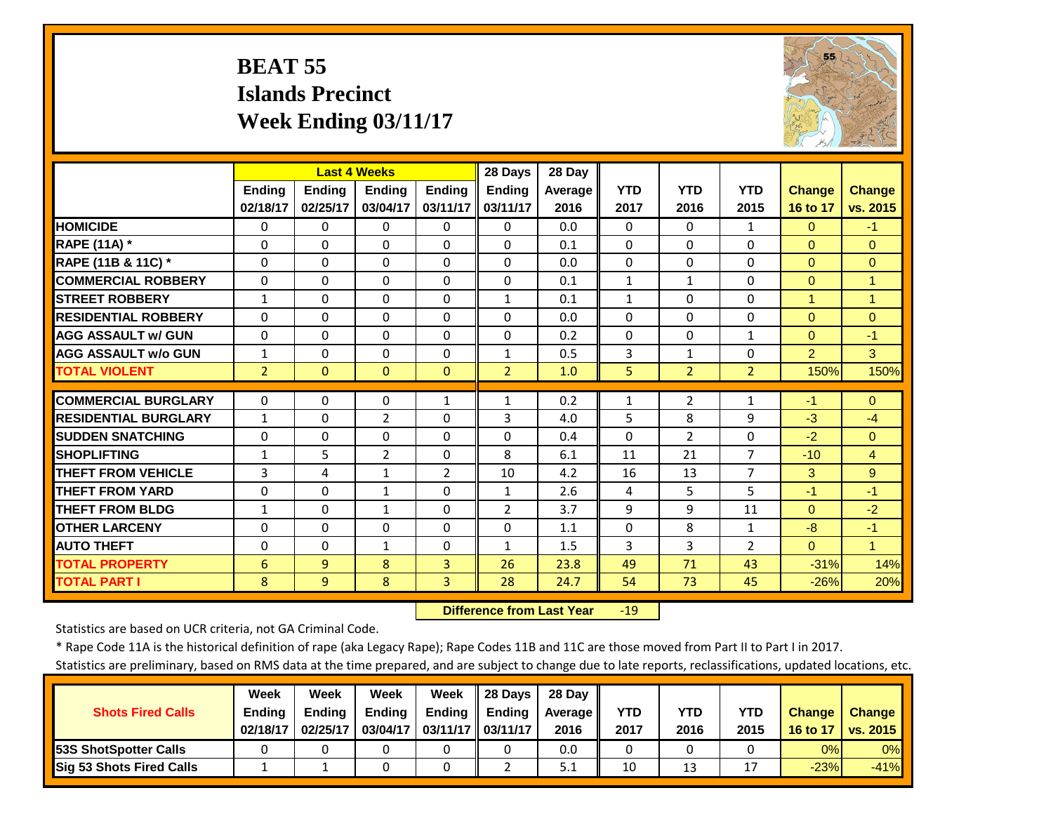# BEAT 55
## Islands Precinct
## Week Ending 03/11/17

| | Last 4 Weeks | | | | 28 Days | 28 Day | | | | | |
|---|---|---|---|---|---|---|---|---|---|---|---|
| | Ending 02/18/17 | Ending 02/25/17 | Ending 03/04/17 | Ending 03/11/17 | Ending 03/11/17 | Average 2016 | YTD 2017 | YTD 2016 | YTD 2015 | Change 16 to 17 | Change vs. 2015 |
| HOMICIDE | 0 | 0 | 0 | 0 | 0 | 0.0 | 0 | 0 | 1 | 0 | -1 |
| RAPE (11A) * | 0 | 0 | 0 | 0 | 0 | 0.1 | 0 | 0 | 0 | 0 | 0 |
| RAPE (11B & 11C) * | 0 | 0 | 0 | 0 | 0 | 0.0 | 0 | 0 | 0 | 0 | 0 |
| COMMERCIAL ROBBERY | 0 | 0 | 0 | 0 | 0 | 0.1 | 1 | 1 | 0 | 0 | 1 |
| STREET ROBBERY | 1 | 0 | 0 | 0 | 1 | 0.1 | 1 | 0 | 0 | 1 | 1 |
| RESIDENTIAL ROBBERY | 0 | 0 | 0 | 0 | 0 | 0.0 | 0 | 0 | 0 | 0 | 0 |
| AGG ASSAULT w/ GUN | 0 | 0 | 0 | 0 | 0 | 0.2 | 0 | 0 | 1 | 0 | -1 |
| AGG ASSAULT w/o GUN | 1 | 0 | 0 | 0 | 1 | 0.5 | 3 | 1 | 0 | 2 | 3 |
| TOTAL VIOLENT | 2 | 0 | 0 | 0 | 2 | 1.0 | 5 | 2 | 2 | 150% | 150% |
| COMMERCIAL BURGLARY | 0 | 0 | 0 | 1 | 1 | 0.2 | 1 | 2 | 1 | -1 | 0 |
| RESIDENTIAL BURGLARY | 1 | 0 | 2 | 0 | 3 | 4.0 | 5 | 8 | 9 | -3 | -4 |
| SUDDEN SNATCHING | 0 | 0 | 0 | 0 | 0 | 0.4 | 0 | 2 | 0 | -2 | 0 |
| SHOPLIFTING | 1 | 5 | 2 | 0 | 8 | 6.1 | 11 | 21 | 7 | -10 | 4 |
| THEFT FROM VEHICLE | 3 | 4 | 1 | 2 | 10 | 4.2 | 16 | 13 | 7 | 3 | 9 |
| THEFT FROM YARD | 0 | 0 | 1 | 0 | 1 | 2.6 | 4 | 5 | 5 | -1 | -1 |
| THEFT FROM BLDG | 1 | 0 | 1 | 0 | 2 | 3.7 | 9 | 9 | 11 | 0 | -2 |
| OTHER LARCENY | 0 | 0 | 0 | 0 | 0 | 1.1 | 0 | 8 | 1 | -8 | -1 |
| AUTO THEFT | 0 | 0 | 1 | 0 | 1 | 1.5 | 3 | 3 | 2 | 0 | 1 |
| TOTAL PROPERTY | 6 | 9 | 8 | 3 | 26 | 23.8 | 49 | 71 | 43 | -31% | 14% |
| TOTAL PART I | 8 | 9 | 8 | 3 | 28 | 24.7 | 54 | 73 | 45 | -26% | 20% |

**Difference from Last Year** -19

Statistics are based on UCR criteria, not GA Criminal Code.

* Rape Code 11A is the historical definition of rape (aka Legacy Rape); Rape Codes 11B and 11C are those moved from Part II to Part I in 2017.

Statistics are preliminary, based on RMS data at the time prepared, and are subject to change due to late reports, reclassifications, updated locations, etc.

| Shots Fired Calls | Week Ending 02/18/17 | Week Ending 02/25/17 | Week Ending 03/04/17 | Week Ending 03/11/17 | 28 Days Ending 03/11/17 | 28 Day Average 2016 | YTD 2017 | YTD 2016 | YTD 2015 | Change 16 to 17 | Change vs. 2015 |
|---|---|---|---|---|---|---|---|---|---|---|---|
| 53S ShotSpotter Calls | 0 | 0 | 0 | 0 | 0 | 0.0 | 0 | 0 | 0 | 0% | 0% |
| Sig 53 Shots Fired Calls | 1 | 1 | 0 | 0 | 2 | 5.1 | 10 | 13 | 17 | -23% | -41% |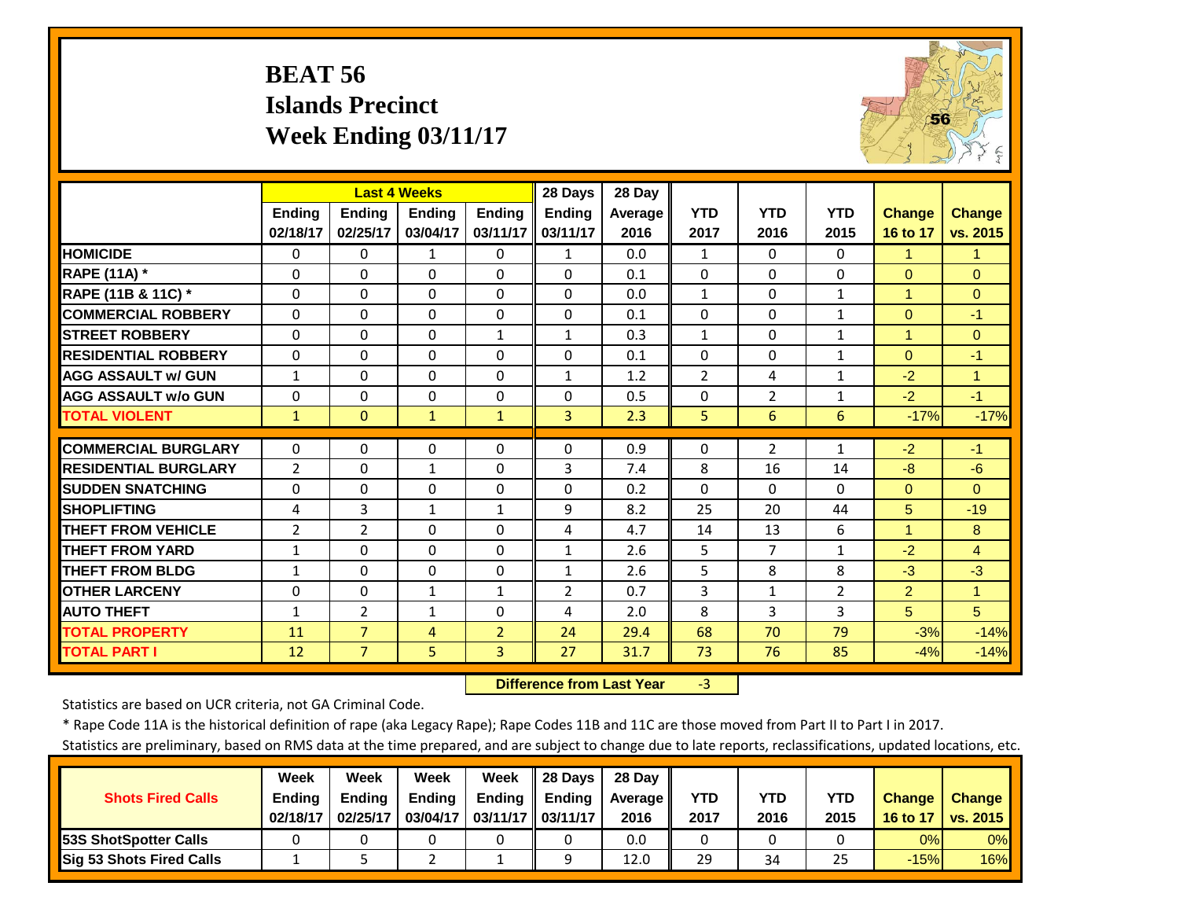# BEAT 56
## Islands Precinct
## Week Ending 03/11/17

| | Last 4 Weeks | | | | 28 Days | 28 Day | | | | | |
|---|---|---|---|---|---|---|---|---|---|---|---|
| | Ending 02/18/17 | Ending 02/25/17 | Ending 03/04/17 | Ending 03/11/17 | Ending 03/11/17 | Average 2016 | YTD 2017 | YTD 2016 | YTD 2015 | Change 16 to 17 | Change vs. 2015 |
| HOMICIDE | 0 | 0 | 1 | 0 | 1 | 0.0 | 1 | 0 | 0 | 1 | 1 |
| RAPE (11A) * | 0 | 0 | 0 | 0 | 0 | 0.1 | 0 | 0 | 0 | 0 | 0 |
| RAPE (11B & 11C) * | 0 | 0 | 0 | 0 | 0 | 0.0 | 1 | 0 | 1 | 1 | 0 |
| COMMERCIAL ROBBERY | 0 | 0 | 0 | 0 | 0 | 0.1 | 0 | 0 | 1 | 0 | -1 |
| STREET ROBBERY | 0 | 0 | 0 | 1 | 1 | 0.3 | 1 | 0 | 1 | 1 | 0 |
| RESIDENTIAL ROBBERY | 0 | 0 | 0 | 0 | 0 | 0.1 | 0 | 0 | 1 | 0 | -1 |
| AGG ASSAULT w/ GUN | 1 | 0 | 0 | 0 | 1 | 1.2 | 2 | 4 | 1 | -2 | 1 |
| AGG ASSAULT w/o GUN | 0 | 0 | 0 | 0 | 0 | 0.5 | 0 | 2 | 1 | -2 | -1 |
| TOTAL VIOLENT | 1 | 0 | 1 | 1 | 3 | 2.3 | 5 | 6 | 6 | -17% | -17% |
| COMMERCIAL BURGLARY | 0 | 0 | 0 | 0 | 0 | 0.9 | 0 | 2 | 1 | -2 | -1 |
| RESIDENTIAL BURGLARY | 2 | 0 | 1 | 0 | 3 | 7.4 | 8 | 16 | 14 | -8 | -6 |
| SUDDEN SNATCHING | 0 | 0 | 0 | 0 | 0 | 0.2 | 0 | 0 | 0 | 0 | 0 |
| SHOPLIFTING | 4 | 3 | 1 | 1 | 9 | 8.2 | 25 | 20 | 44 | 5 | -19 |
| THEFT FROM VEHICLE | 2 | 2 | 0 | 0 | 4 | 4.7 | 14 | 13 | 6 | 1 | 8 |
| THEFT FROM YARD | 1 | 0 | 0 | 0 | 1 | 2.6 | 5 | 7 | 1 | -2 | 4 |
| THEFT FROM BLDG | 1 | 0 | 0 | 0 | 1 | 2.6 | 5 | 8 | 8 | -3 | -3 |
| OTHER LARCENY | 0 | 0 | 1 | 1 | 2 | 0.7 | 3 | 1 | 2 | 2 | 1 |
| AUTO THEFT | 1 | 2 | 1 | 0 | 4 | 2.0 | 8 | 3 | 3 | 5 | 5 |
| TOTAL PROPERTY | 11 | 7 | 4 | 2 | 24 | 29.4 | 68 | 70 | 79 | -3% | -14% |
| TOTAL PART I | 12 | 7 | 5 | 3 | 27 | 31.7 | 73 | 76 | 85 | -4% | -14% |

**Difference from Last Year** -3

Statistics are based on UCR criteria, not GA Criminal Code.

* Rape Code 11A is the historical definition of rape (aka Legacy Rape); Rape Codes 11B and 11C are those moved from Part II to Part I in 2017.

Statistics are preliminary, based on RMS data at the time prepared, and are subject to change due to late reports, reclassifications, updated locations, etc.

| Shots Fired Calls | Week Ending 02/18/17 | Week Ending 02/25/17 | Week Ending 03/04/17 | Week Ending 03/11/17 | 28 Days Ending 03/11/17 | 28 Day Average 2016 | YTD 2017 | YTD 2016 | YTD 2015 | Change 16 to 17 | Change vs. 2015 |
|---|---|---|---|---|---|---|---|---|---|---|---|
| 53S ShotSpotter Calls | 0 | 0 | 0 | 0 | 0 | 0.0 | 0 | 0 | 0 | 0% | 0% |
| Sig 53 Shots Fired Calls | 1 | 5 | 2 | 1 | 9 | 12.0 | 29 | 34 | 25 | -15% | 16% |